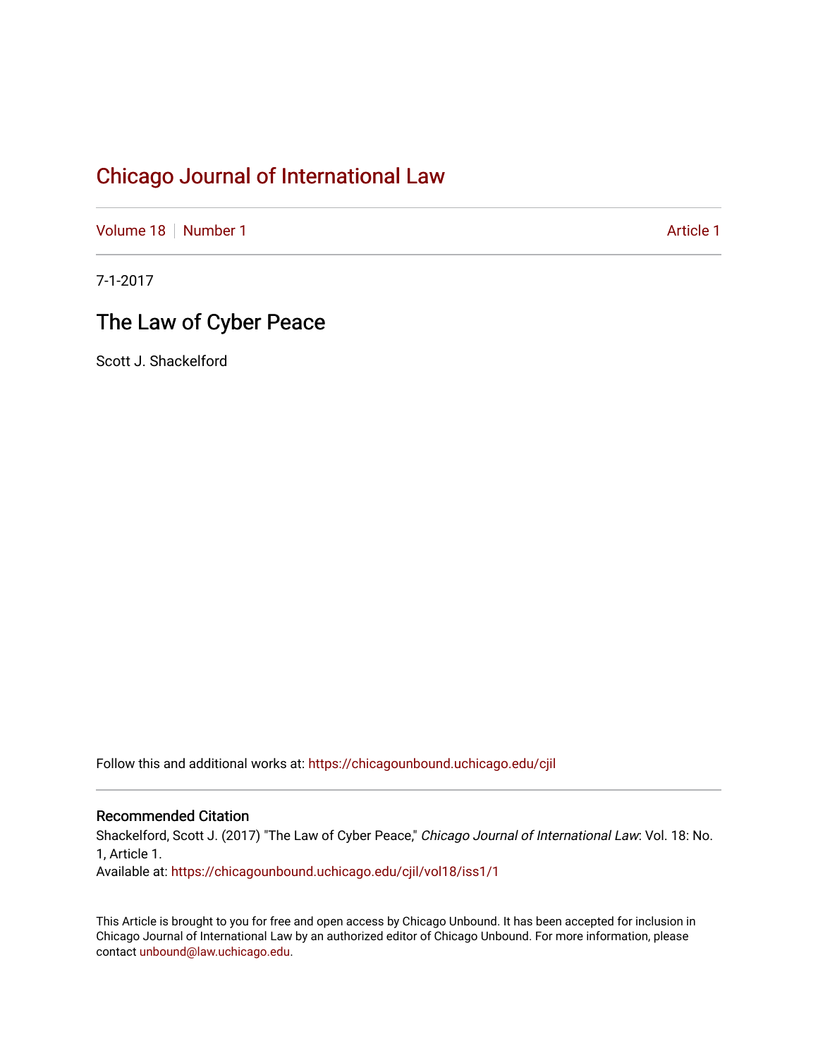# Chicago Journal of International Law

Volume 18 | Number 1 | Article 1

7-1-2017

## The Law of Cyber Peace

Scott J. Shackelford

Follow this and additional works at: https://chicagounbound.uchicago.edu/cjil

### Recommended Citation

Shackelford, Scott J. (2017) "The Law of Cyber Peace," *Chicago Journal of International Law*: Vol. 18: No. 1, Article 1.

Available at: https://chicagounbound.uchicago.edu/cjil/vol18/iss1/1

This Article is brought to you for free and open access by Chicago Unbound. It has been accepted for inclusion in Chicago Journal of International Law by an authorized editor of Chicago Unbound. For more information, please contact unbound@law.uchicago.edu.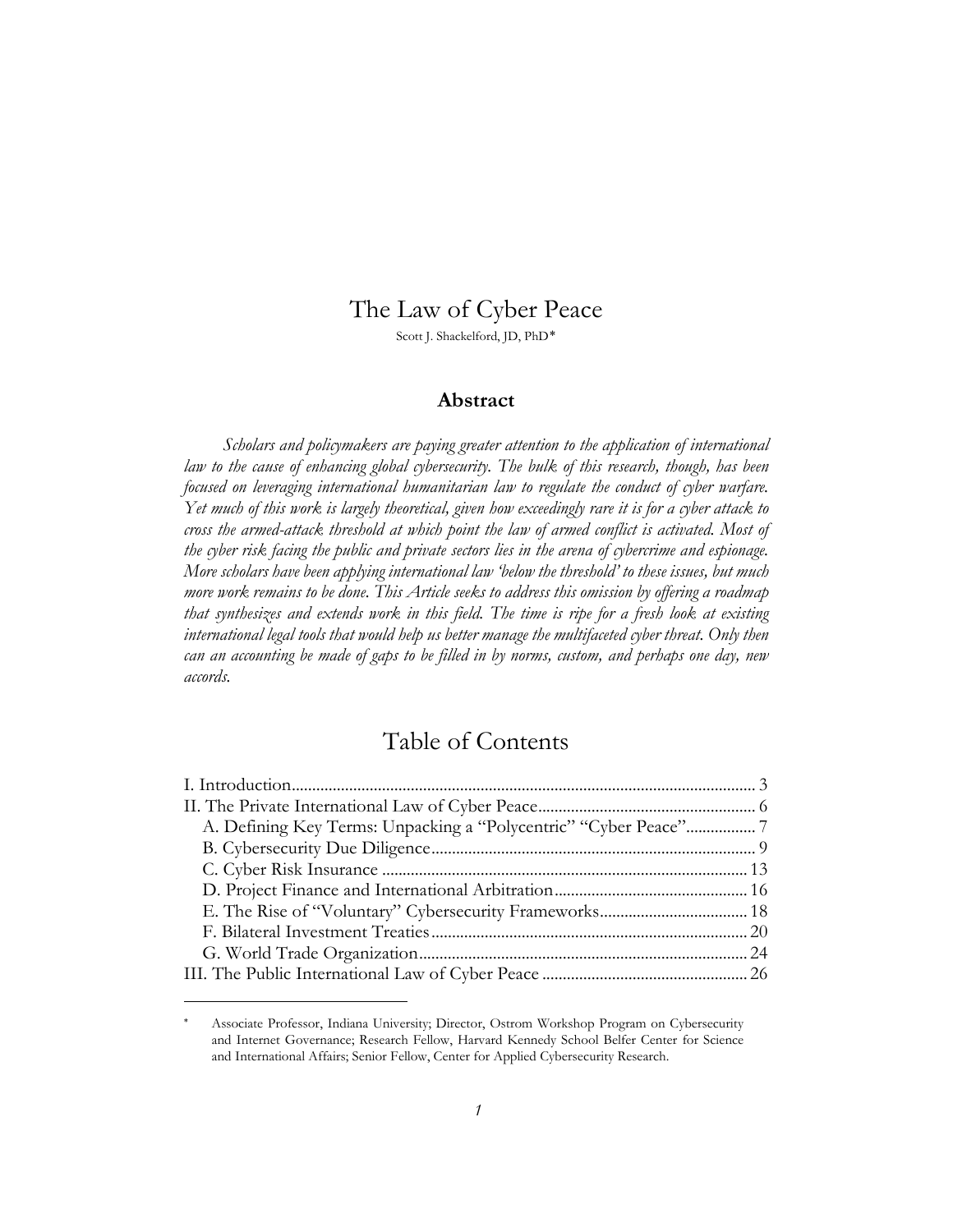# The Law of Cyber Peace

Scott J. Shackelford, JD, PhD*

## Abstract

*Scholars and policymakers are paying greater attention to the application of international law to the cause of enhancing global cybersecurity. The bulk of this research, though, has been focused on leveraging international humanitarian law to regulate the conduct of cyber warfare. Yet much of this work is largely theoretical, given how exceedingly rare it is for a cyber attack to cross the armed-attack threshold at which point the law of armed conflict is activated. Most of the cyber risk facing the public and private sectors lies in the arena of cybercrime and espionage. More scholars have been applying international law 'below the threshold' to these issues, but much more work remains to be done. This Article seeks to address this omission by offering a roadmap that synthesizes and extends work in this field. The time is ripe for a fresh look at existing international legal tools that would help us better manage the multifaceted cyber threat. Only then can an accounting be made of gaps to be filled in by norms, custom, and perhaps one day, new accords.*

## Table of Contents

I. Introduction ........ 3
II. The Private International Law of Cyber Peace ........ 6
  A. Defining Key Terms: Unpacking a "Polycentric" "Cyber Peace" ........ 7
  B. Cybersecurity Due Diligence ........ 9
  C. Cyber Risk Insurance ........ 13
  D. Project Finance and International Arbitration ........ 16
  E. The Rise of "Voluntary" Cybersecurity Frameworks ........ 18
  F. Bilateral Investment Treaties ........ 20
  G. World Trade Organization ........ 24
III. The Public International Law of Cyber Peace ........ 26

---

* Associate Professor, Indiana University; Director, Ostrom Workshop Program on Cybersecurity and Internet Governance; Research Fellow, Harvard Kennedy School Belfer Center for Science and International Affairs; Senior Fellow, Center for Applied Cybersecurity Research.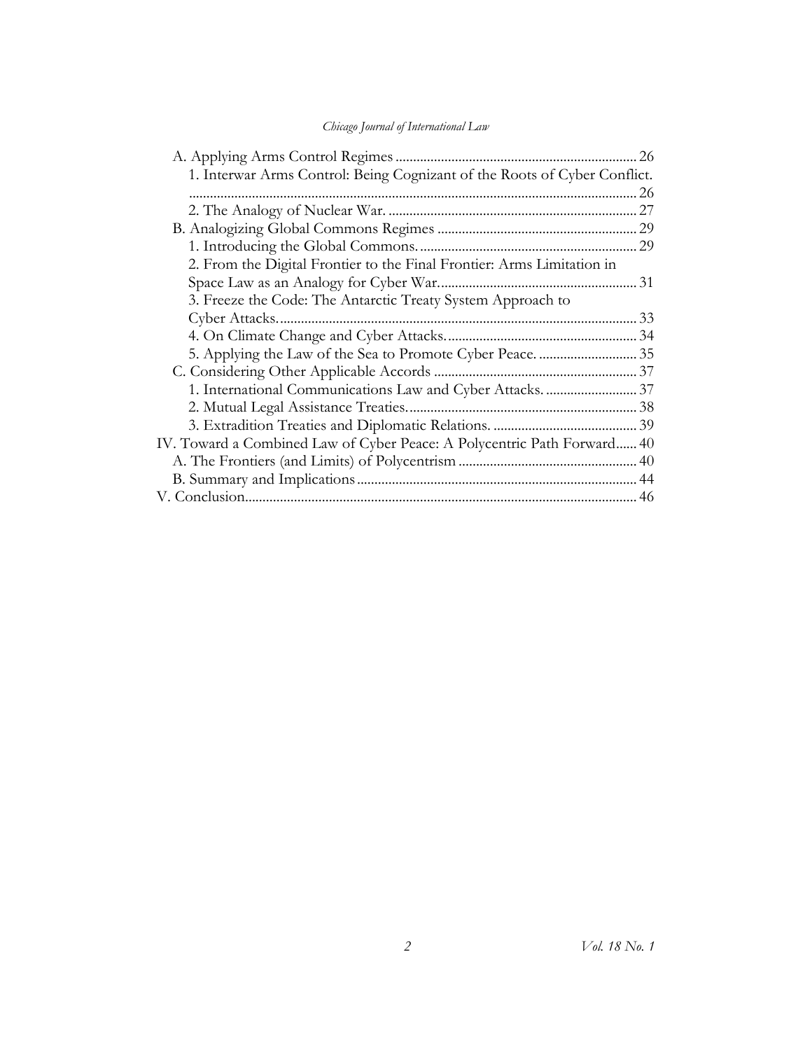A. Applying Arms Control Regimes ..................................................................... 26
    1. Interwar Arms Control: Being Cognizant of the Roots of Cyber Conflict. ............................................................................................................... 26
    2. The Analogy of Nuclear War. ....................................................................... 27
B. Analogizing Global Commons Regimes ......................................................... 29
    1. Introducing the Global Commons. .............................................................. 29
    2. From the Digital Frontier to the Final Frontier: Arms Limitation in Space Law as an Analogy for Cyber War. ........................................................ 31
    3. Freeze the Code: The Antarctic Treaty System Approach to Cyber Attacks. ...................................................................................................... 33
    4. On Climate Change and Cyber Attacks. ...................................................... 34
    5. Applying the Law of the Sea to Promote Cyber Peace. ............................ 35
C. Considering Other Applicable Accords .......................................................... 37
    1. International Communications Law and Cyber Attacks. .......................... 37
    2. Mutual Legal Assistance Treaties. ................................................................. 38
    3. Extradition Treaties and Diplomatic Relations. ......................................... 39

IV. Toward a Combined Law of Cyber Peace: A Polycentric Path Forward...... 40
A. The Frontiers (and Limits) of Polycentrism .................................................. 40
B. Summary and Implications ............................................................................... 44

V. Conclusion............................................................................................................... 46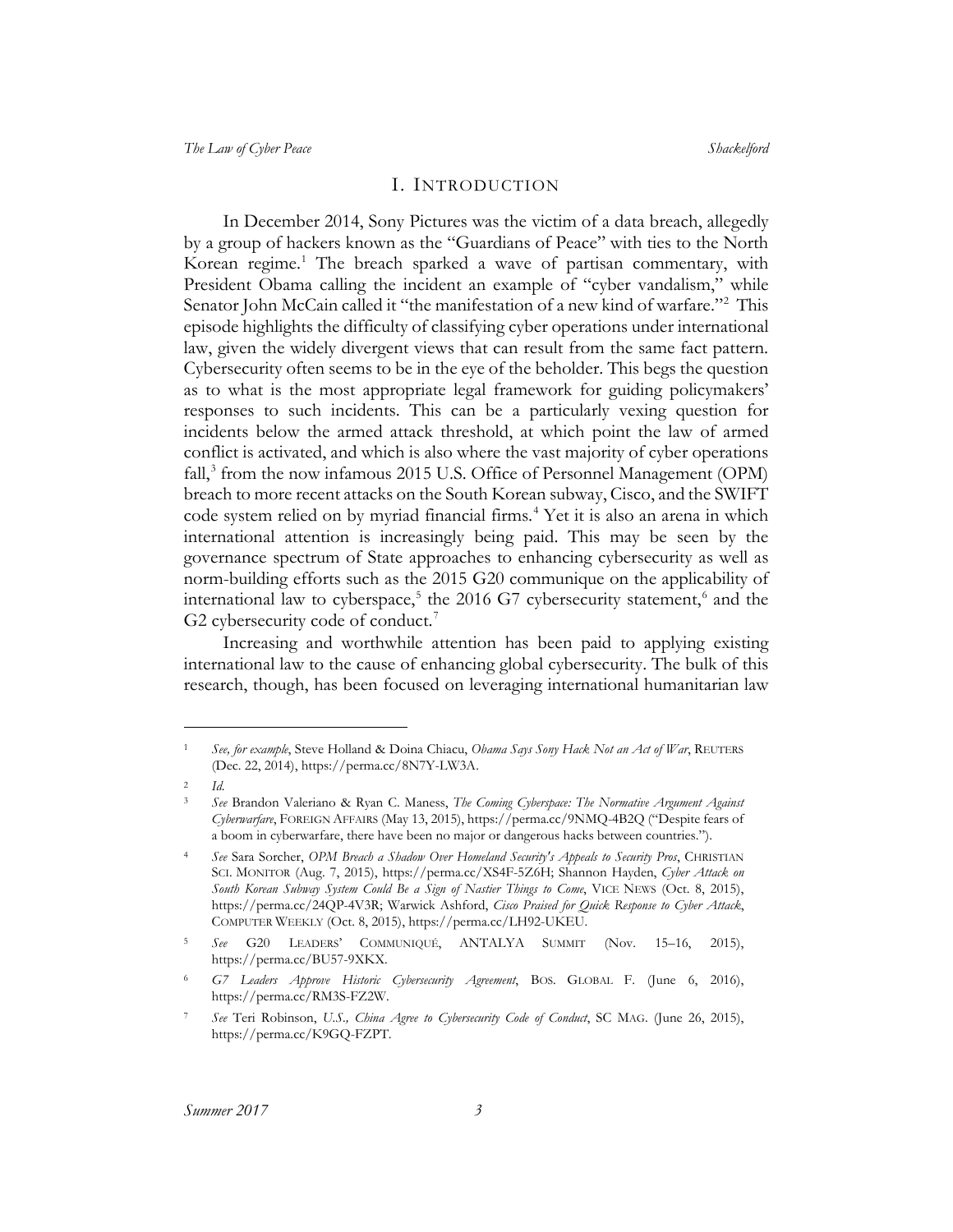# I. INTRODUCTION

In December 2014, Sony Pictures was the victim of a data breach, allegedly by a group of hackers known as the "Guardians of Peace" with ties to the North Korean regime.[1] The breach sparked a wave of partisan commentary, with President Obama calling the incident an example of "cyber vandalism," while Senator John McCain called it "the manifestation of a new kind of warfare."[2] This episode highlights the difficulty of classifying cyber operations under international law, given the widely divergent views that can result from the same fact pattern. Cybersecurity often seems to be in the eye of the beholder. This begs the question as to what is the most appropriate legal framework for guiding policymakers' responses to such incidents. This can be a particularly vexing question for incidents below the armed attack threshold, at which point the law of armed conflict is activated, and which is also where the vast majority of cyber operations fall,[3] from the now infamous 2015 U.S. Office of Personnel Management (OPM) breach to more recent attacks on the South Korean subway, Cisco, and the SWIFT code system relied on by myriad financial firms.[4] Yet it is also an arena in which international attention is increasingly being paid. This may be seen by the governance spectrum of State approaches to enhancing cybersecurity as well as norm-building efforts such as the 2015 G20 communique on the applicability of international law to cyberspace,[5] the 2016 G7 cybersecurity statement,[6] and the G2 cybersecurity code of conduct.[7]

Increasing and worthwhile attention has been paid to applying existing international law to the cause of enhancing global cybersecurity. The bulk of this research, though, has been focused on leveraging international humanitarian law

---

[1] *See, for example*, Steve Holland & Doina Chiacu, *Obama Says Sony Hack Not an Act of War*, REUTERS (Dec. 22, 2014), https://perma.cc/8N7Y-LW3A.

[2] *Id.*

[3] *See* Brandon Valeriano & Ryan C. Maness, *The Coming Cyberspace: The Normative Argument Against Cyberwarfare*, FOREIGN AFFAIRS (May 13, 2015), https://perma.cc/9NMQ-4B2Q ("Despite fears of a boom in cyberwarfare, there have been no major or dangerous hacks between countries.").

[4] *See* Sara Sorcher, *OPM Breach a Shadow Over Homeland Security's Appeals to Security Pros*, CHRISTIAN SCI. MONITOR (Aug. 7, 2015), https://perma.cc/XS4F-5Z6H; Shannon Hayden, *Cyber Attack on South Korean Subway System Could Be a Sign of Nastier Things to Come*, VICE NEWS (Oct. 8, 2015), https://perma.cc/24QP-4V3R; Warwick Ashford, *Cisco Praised for Quick Response to Cyber Attack*, COMPUTER WEEKLY (Oct. 8, 2015), https://perma.cc/LH92-UKEU.

[5] *See* G20 LEADERS' COMMUNIQUÉ, ANTALYA SUMMIT (Nov. 15–16, 2015), https://perma.cc/BU57-9XKX.

[6] *G7 Leaders Approve Historic Cybersecurity Agreement*, BOS. GLOBAL F. (June 6, 2016), https://perma.cc/RM3S-FZ2W.

[7] *See* Teri Robinson, *U.S., China Agree to Cybersecurity Code of Conduct*, SC MAG. (June 26, 2015), https://perma.cc/K9GQ-FZPT.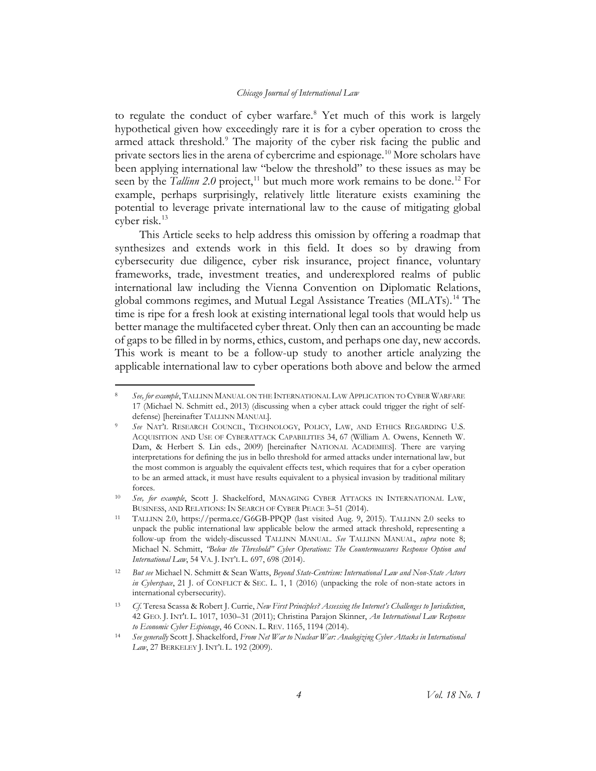to regulate the conduct of cyber warfare.[8] Yet much of this work is largely hypothetical given how exceedingly rare it is for a cyber operation to cross the armed attack threshold.[9] The majority of the cyber risk facing the public and private sectors lies in the arena of cybercrime and espionage.[10] More scholars have been applying international law "below the threshold" to these issues as may be seen by the *Tallinn 2.0* project,[11] but much more work remains to be done.[12] For example, perhaps surprisingly, relatively little literature exists examining the potential to leverage private international law to the cause of mitigating global cyber risk.[13]

This Article seeks to help address this omission by offering a roadmap that synthesizes and extends work in this field. It does so by drawing from cybersecurity due diligence, cyber risk insurance, project finance, voluntary frameworks, trade, investment treaties, and underexplored realms of public international law including the Vienna Convention on Diplomatic Relations, global commons regimes, and Mutual Legal Assistance Treaties (MLATs).[14] The time is ripe for a fresh look at existing international legal tools that would help us better manage the multifaceted cyber threat. Only then can an accounting be made of gaps to be filled in by norms, ethics, custom, and perhaps one day, new accords. This work is meant to be a follow-up study to another article analyzing the applicable international law to cyber operations both above and below the armed

---

[8] *See, for example*, TALLINN MANUAL ON THE INTERNATIONAL LAW APPLICATION TO CYBER WARFARE 17 (Michael N. Schmitt ed., 2013) (discussing when a cyber attack could trigger the right of self-defense) [hereinafter TALLINN MANUAL].

[9] *See* NAT'L RESEARCH COUNCIL, TECHNOLOGY, POLICY, LAW, AND ETHICS REGARDING U.S. ACQUISITION AND USE OF CYBERATTACK CAPABILITIES 34, 67 (William A. Owens, Kenneth W. Dam, & Herbert S. Lin eds., 2009) [hereinafter NATIONAL ACADEMIES]. There are varying interpretations for defining the jus in bello threshold for armed attacks under international law, but the most common is arguably the equivalent effects test, which requires that for a cyber operation to be an armed attack, it must have results equivalent to a physical invasion by traditional military forces.

[10] *See, for example*, Scott J. Shackelford, MANAGING CYBER ATTACKS IN INTERNATIONAL LAW, BUSINESS, AND RELATIONS: IN SEARCH OF CYBER PEACE 3–51 (2014).

[11] TALLINN 2.0, https://perma.cc/G6GB-PPQP (last visited Aug. 9, 2015). TALLINN 2.0 seeks to unpack the public international law applicable below the armed attack threshold, representing a follow-up from the widely-discussed TALLINN MANUAL. *See* TALLINN MANUAL, *supra* note 8; Michael N. Schmitt, *"Below the Threshold" Cyber Operations: The Countermeasures Response Option and International Law*, 54 VA. J. INT'L L. 697, 698 (2014).

[12] *But see* Michael N. Schmitt & Sean Watts, *Beyond State-Centrism: International Law and Non-State Actors in Cyberspace*, 21 J. OF CONFLICT & SEC. L. 1, 1 (2016) (unpacking the role of non-state actors in international cybersecurity).

[13] *Cf.* Teresa Scassa & Robert J. Currie, *New First Principles? Assessing the Internet's Challenges to Jurisdiction*, 42 GEO. J. INT'L L. 1017, 1030–31 (2011); Christina Parajon Skinner, *An International Law Response to Economic Cyber Espionage*, 46 CONN. L. REV. 1165, 1194 (2014).

[14] *See generally* Scott J. Shackelford, *From Net War to Nuclear War: Analogizing Cyber Attacks in International Law*, 27 BERKELEY J. INT'L L. 192 (2009).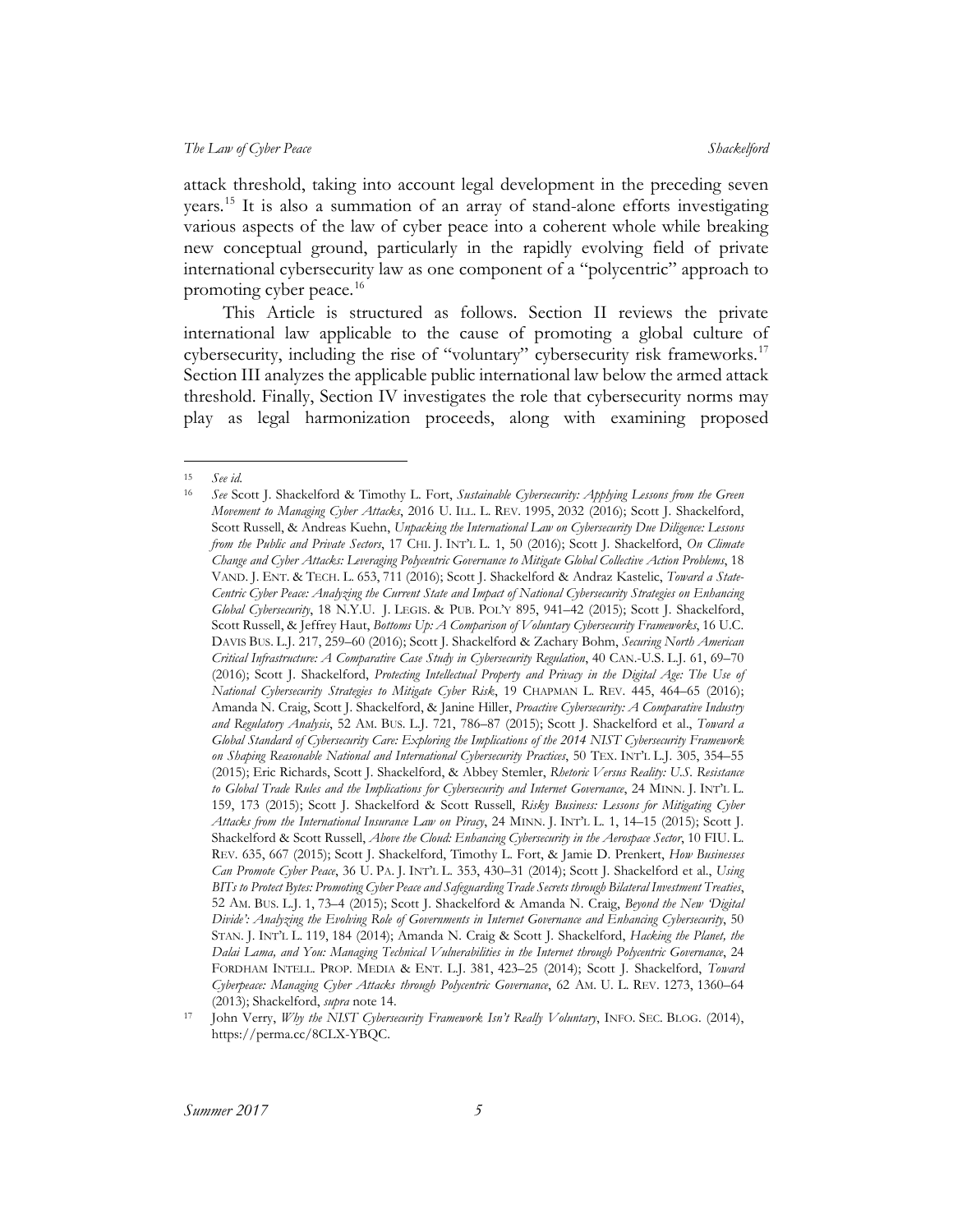attack threshold, taking into account legal development in the preceding seven years.[15] It is also a summation of an array of stand-alone efforts investigating various aspects of the law of cyber peace into a coherent whole while breaking new conceptual ground, particularly in the rapidly evolving field of private international cybersecurity law as one component of a "polycentric" approach to promoting cyber peace.[16]

This Article is structured as follows. Section II reviews the private international law applicable to the cause of promoting a global culture of cybersecurity, including the rise of "voluntary" cybersecurity risk frameworks.[17] Section III analyzes the applicable public international law below the armed attack threshold. Finally, Section IV investigates the role that cybersecurity norms may play as legal harmonization proceeds, along with examining proposed

---

[15] *See id.*

[16] *See* Scott J. Shackelford & Timothy L. Fort, *Sustainable Cybersecurity: Applying Lessons from the Green Movement to Managing Cyber Attacks*, 2016 U. ILL. L. REV. 1995, 2032 (2016); Scott J. Shackelford, Scott Russell, & Andreas Kuehn, *Unpacking the International Law on Cybersecurity Due Diligence: Lessons from the Public and Private Sectors*, 17 CHI. J. INT'L L. 1, 50 (2016); Scott J. Shackelford, *On Climate Change and Cyber Attacks: Leveraging Polycentric Governance to Mitigate Global Collective Action Problems*, 18 VAND. J. ENT. & TECH. L. 653, 711 (2016); Scott J. Shackelford & Andraz Kastelic, *Toward a State-Centric Cyber Peace: Analyzing the Current State and Impact of National Cybersecurity Strategies on Enhancing Global Cybersecurity*, 18 N.Y.U. J. LEGIS. & PUB. POL'Y 895, 941–42 (2015); Scott J. Shackelford, Scott Russell, & Jeffrey Haut, *Bottoms Up: A Comparison of Voluntary Cybersecurity Frameworks*, 16 U.C. DAVIS BUS. L.J. 217, 259–60 (2016); Scott J. Shackelford & Zachary Bohm, *Securing North American Critical Infrastructure: A Comparative Case Study in Cybersecurity Regulation*, 40 CAN.-U.S. L.J. 61, 69–70 (2016); Scott J. Shackelford, *Protecting Intellectual Property and Privacy in the Digital Age: The Use of National Cybersecurity Strategies to Mitigate Cyber Risk*, 19 CHAPMAN L. REV. 445, 464–65 (2016); Amanda N. Craig, Scott J. Shackelford, & Janine Hiller, *Proactive Cybersecurity: A Comparative Industry and Regulatory Analysis*, 52 AM. BUS. L.J. 721, 786–87 (2015); Scott J. Shackelford et al., *Toward a Global Standard of Cybersecurity Care: Exploring the Implications of the 2014 NIST Cybersecurity Framework on Shaping Reasonable National and International Cybersecurity Practices*, 50 TEX. INT'L L.J. 305, 354–55 (2015); Eric Richards, Scott J. Shackelford, & Abbey Stemler, *Rhetoric Versus Reality: U.S. Resistance to Global Trade Rules and the Implications for Cybersecurity and Internet Governance*, 24 MINN. J. INT'L L. 159, 173 (2015); Scott J. Shackelford & Scott Russell, *Risky Business: Lessons for Mitigating Cyber Attacks from the International Insurance Law on Piracy*, 24 MINN. J. INT'L L. 1, 14–15 (2015); Scott J. Shackelford & Scott Russell, *Above the Cloud: Enhancing Cybersecurity in the Aerospace Sector*, 10 FIU. L. REV. 635, 667 (2015); Scott J. Shackelford, Timothy L. Fort, & Jamie D. Prenkert, *How Businesses Can Promote Cyber Peace*, 36 U. PA. J. INT'L L. 353, 430–31 (2014); Scott J. Shackelford et al., *Using BITs to Protect Bytes: Promoting Cyber Peace and Safeguarding Trade Secrets through Bilateral Investment Treaties*, 52 AM. BUS. L.J. 1, 73–4 (2015); Scott J. Shackelford & Amanda N. Craig, *Beyond the New 'Digital Divide': Analyzing the Evolving Role of Governments in Internet Governance and Enhancing Cybersecurity*, 50 STAN. J. INT'L L. 119, 184 (2014); Amanda N. Craig & Scott J. Shackelford, *Hacking the Planet, the Dalai Lama, and You: Managing Technical Vulnerabilities in the Internet through Polycentric Governance*, 24 FORDHAM INTELL. PROP. MEDIA & ENT. L.J. 381, 423–25 (2014); Scott J. Shackelford, *Toward Cyberpeace: Managing Cyber Attacks through Polycentric Governance*, 62 AM. U. L. REV. 1273, 1360–64 (2013); Shackelford, *supra* note 14.

[17] John Verry, *Why the NIST Cybersecurity Framework Isn't Really Voluntary*, INFO. SEC. BLOG. (2014), https://perma.cc/8CLX-YBQC.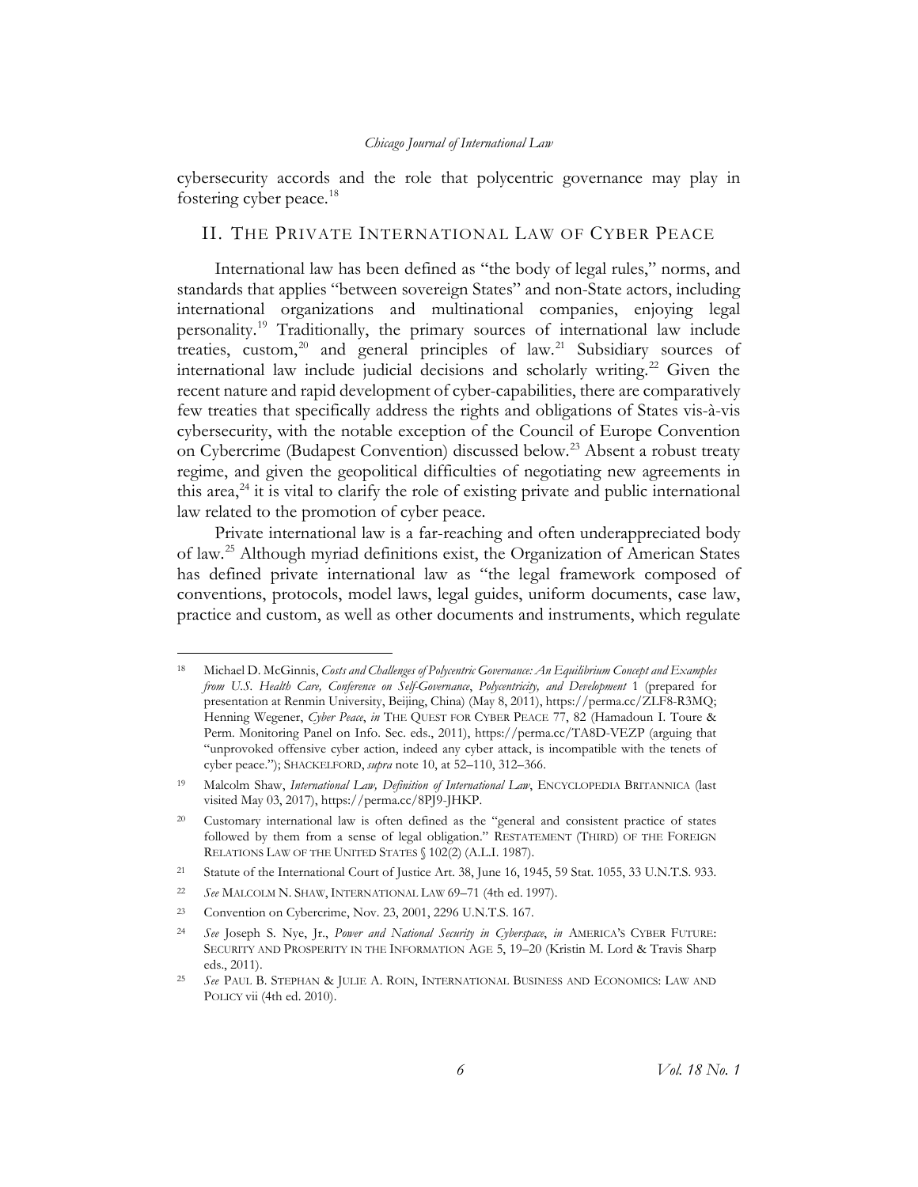cybersecurity accords and the role that polycentric governance may play in fostering cyber peace.[18]

## II. THE PRIVATE INTERNATIONAL LAW OF CYBER PEACE

International law has been defined as "the body of legal rules," norms, and standards that applies "between sovereign States" and non-State actors, including international organizations and multinational companies, enjoying legal personality.[19] Traditionally, the primary sources of international law include treaties, custom,[20] and general principles of law.[21] Subsidiary sources of international law include judicial decisions and scholarly writing.[22] Given the recent nature and rapid development of cyber-capabilities, there are comparatively few treaties that specifically address the rights and obligations of States vis-à-vis cybersecurity, with the notable exception of the Council of Europe Convention on Cybercrime (Budapest Convention) discussed below.[23] Absent a robust treaty regime, and given the geopolitical difficulties of negotiating new agreements in this area,[24] it is vital to clarify the role of existing private and public international law related to the promotion of cyber peace.

Private international law is a far-reaching and often underappreciated body of law.[25] Although myriad definitions exist, the Organization of American States has defined private international law as "the legal framework composed of conventions, protocols, model laws, legal guides, uniform documents, case law, practice and custom, as well as other documents and instruments, which regulate

---

[18] Michael D. McGinnis, *Costs and Challenges of Polycentric Governance: An Equilibrium Concept and Examples from U.S. Health Care, Conference on Self-Governance, Polycentricity, and Development* 1 (prepared for presentation at Renmin University, Beijing, China) (May 8, 2011), https://perma.cc/ZLF8-R3MQ; Henning Wegener, *Cyber Peace*, *in* THE QUEST FOR CYBER PEACE 77, 82 (Hamadoun I. Toure & Perm. Monitoring Panel on Info. Sec. eds., 2011), https://perma.cc/TA8D-VEZP (arguing that "unprovoked offensive cyber action, indeed any cyber attack, is incompatible with the tenets of cyber peace."); SHACKELFORD, *supra* note 10, at 52–110, 312–366.

[19] Malcolm Shaw, *International Law, Definition of International Law*, ENCYCLOPEDIA BRITANNICA (last visited May 03, 2017), https://perma.cc/8PJ9-JHKP.

[20] Customary international law is often defined as the "general and consistent practice of states followed by them from a sense of legal obligation." RESTATEMENT (THIRD) OF THE FOREIGN RELATIONS LAW OF THE UNITED STATES § 102(2) (A.L.I. 1987).

[21] Statute of the International Court of Justice Art. 38, June 16, 1945, 59 Stat. 1055, 33 U.N.T.S. 933.

[22] *See* MALCOLM N. SHAW, INTERNATIONAL LAW 69–71 (4th ed. 1997).

[23] Convention on Cybercrime, Nov. 23, 2001, 2296 U.N.T.S. 167.

[24] *See* Joseph S. Nye, Jr., *Power and National Security in Cyberspace*, *in* AMERICA'S CYBER FUTURE: SECURITY AND PROSPERITY IN THE INFORMATION AGE 5, 19–20 (Kristin M. Lord & Travis Sharp eds., 2011).

[25] *See* PAUL B. STEPHAN & JULIE A. ROIN, INTERNATIONAL BUSINESS AND ECONOMICS: LAW AND POLICY vii (4th ed. 2010).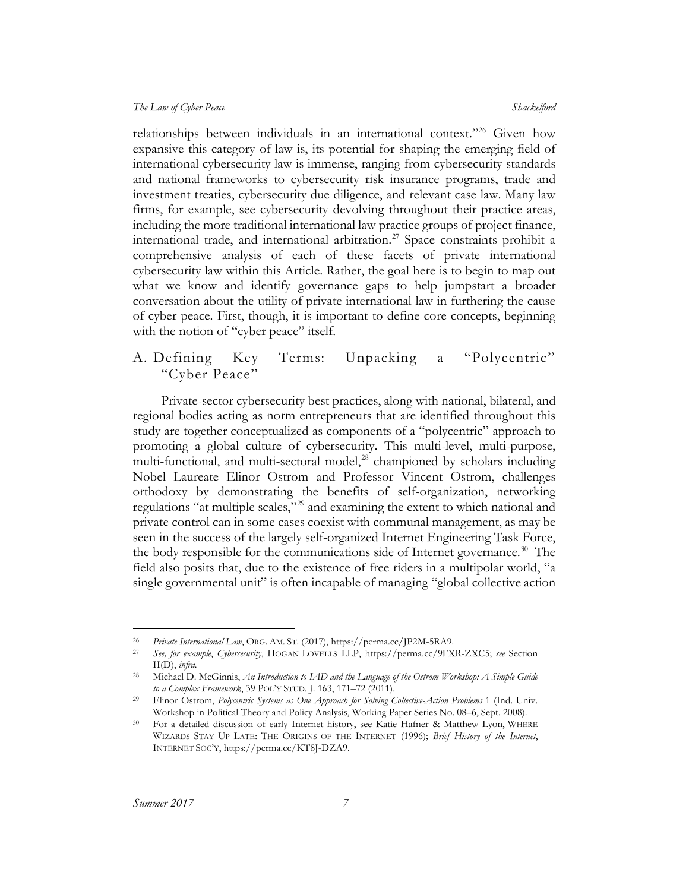relationships between individuals in an international context."[26] Given how expansive this category of law is, its potential for shaping the emerging field of international cybersecurity law is immense, ranging from cybersecurity standards and national frameworks to cybersecurity risk insurance programs, trade and investment treaties, cybersecurity due diligence, and relevant case law. Many law firms, for example, see cybersecurity devolving throughout their practice areas, including the more traditional international law practice groups of project finance, international trade, and international arbitration.[27] Space constraints prohibit a comprehensive analysis of each of these facets of private international cybersecurity law within this Article. Rather, the goal here is to begin to map out what we know and identify governance gaps to help jumpstart a broader conversation about the utility of private international law in furthering the cause of cyber peace. First, though, it is important to define core concepts, beginning with the notion of "cyber peace" itself.

## A. Defining Key Terms: Unpacking a "Polycentric" "Cyber Peace"

Private-sector cybersecurity best practices, along with national, bilateral, and regional bodies acting as norm entrepreneurs that are identified throughout this study are together conceptualized as components of a "polycentric" approach to promoting a global culture of cybersecurity. This multi-level, multi-purpose, multi-functional, and multi-sectoral model,[28] championed by scholars including Nobel Laureate Elinor Ostrom and Professor Vincent Ostrom, challenges orthodoxy by demonstrating the benefits of self-organization, networking regulations "at multiple scales,"[29] and examining the extent to which national and private control can in some cases coexist with communal management, as may be seen in the success of the largely self-organized Internet Engineering Task Force, the body responsible for the communications side of Internet governance.[30] The field also posits that, due to the existence of free riders in a multipolar world, "a single governmental unit" is often incapable of managing "global collective action

---

[26] *Private International Law*, ORG. AM. ST. (2017), https://perma.cc/JP2M-5RA9.

[27] *See, for example*, *Cybersecurity*, HOGAN LOVELLS LLP, https://perma.cc/9FXR-ZXC5; *see* Section II(D), *infra*.

[28] Michael D. McGinnis, *An Introduction to IAD and the Language of the Ostrom Workshop: A Simple Guide to a Complex Framework*, 39 POL'Y STUD. J. 163, 171–72 (2011).

[29] Elinor Ostrom, *Polycentric Systems as One Approach for Solving Collective-Action Problems* 1 (Ind. Univ. Workshop in Political Theory and Policy Analysis, Working Paper Series No. 08–6, Sept. 2008).

[30] For a detailed discussion of early Internet history, see Katie Hafner & Matthew Lyon, WHERE WIZARDS STAY UP LATE: THE ORIGINS OF THE INTERNET (1996); *Brief History of the Internet*, INTERNET SOC'Y, https://perma.cc/KT8J-DZA9.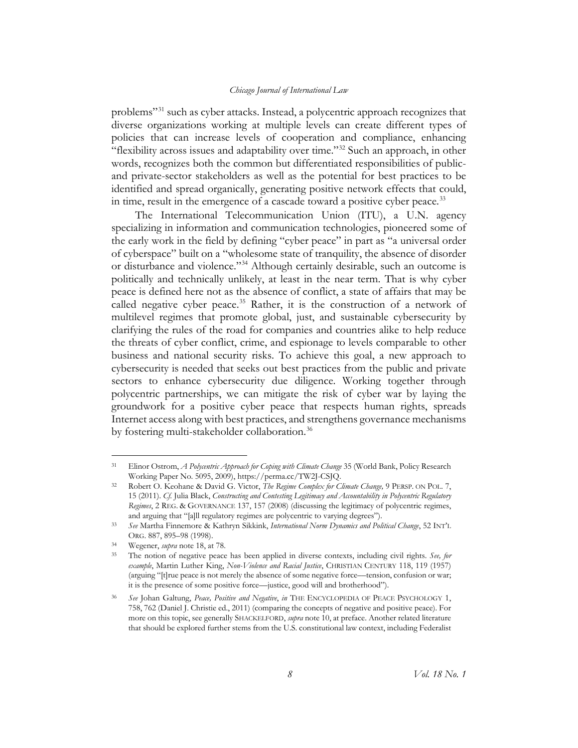problems"[31] such as cyber attacks. Instead, a polycentric approach recognizes that diverse organizations working at multiple levels can create different types of policies that can increase levels of cooperation and compliance, enhancing "flexibility across issues and adaptability over time."[32] Such an approach, in other words, recognizes both the common but differentiated responsibilities of public- and private-sector stakeholders as well as the potential for best practices to be identified and spread organically, generating positive network effects that could, in time, result in the emergence of a cascade toward a positive cyber peace.[33]

The International Telecommunication Union (ITU), a U.N. agency specializing in information and communication technologies, pioneered some of the early work in the field by defining "cyber peace" in part as "a universal order of cyberspace" built on a "wholesome state of tranquility, the absence of disorder or disturbance and violence."[34] Although certainly desirable, such an outcome is politically and technically unlikely, at least in the near term. That is why cyber peace is defined here not as the absence of conflict, a state of affairs that may be called negative cyber peace.[35] Rather, it is the construction of a network of multilevel regimes that promote global, just, and sustainable cybersecurity by clarifying the rules of the road for companies and countries alike to help reduce the threats of cyber conflict, crime, and espionage to levels comparable to other business and national security risks. To achieve this goal, a new approach to cybersecurity is needed that seeks out best practices from the public and private sectors to enhance cybersecurity due diligence. Working together through polycentric partnerships, we can mitigate the risk of cyber war by laying the groundwork for a positive cyber peace that respects human rights, spreads Internet access along with best practices, and strengthens governance mechanisms by fostering multi-stakeholder collaboration.[36]

---

[31] Elinor Ostrom, *A Polycentric Approach for Coping with Climate Change* 35 (World Bank, Policy Research Working Paper No. 5095, 2009), https://perma.cc/TW2J-CSJQ.

[32] Robert O. Keohane & David G. Victor, *The Regime Complex for Climate Change,* 9 PERSP. ON POL. 7, 15 (2011). *Cf.* Julia Black, *Constructing and Contesting Legitimacy and Accountability in Polycentric Regulatory Regimes*, 2 REG. & GOVERNANCE 137, 157 (2008) (discussing the legitimacy of polycentric regimes, and arguing that "[a]ll regulatory regimes are polycentric to varying degrees").

[33] *See* Martha Finnemore & Kathryn Sikkink, *International Norm Dynamics and Political Change*, 52 INT'L ORG. 887, 895–98 (1998).

[34] Wegener, *supra* note 18, at 78.

[35] The notion of negative peace has been applied in diverse contexts, including civil rights. *See, for example*, Martin Luther King, *Non-Violence and Racial Justice*, CHRISTIAN CENTURY 118, 119 (1957) (arguing "[t]rue peace is not merely the absence of some negative force—tension, confusion or war; it is the presence of some positive force—justice, good will and brotherhood").

[36] *See* Johan Galtung, *Peace, Positive and Negative*, *in* THE ENCYCLOPEDIA OF PEACE PSYCHOLOGY 1, 758, 762 (Daniel J. Christie ed., 2011) (comparing the concepts of negative and positive peace). For more on this topic, see generally SHACKELFORD, *supra* note 10, at preface. Another related literature that should be explored further stems from the U.S. constitutional law context, including Federalist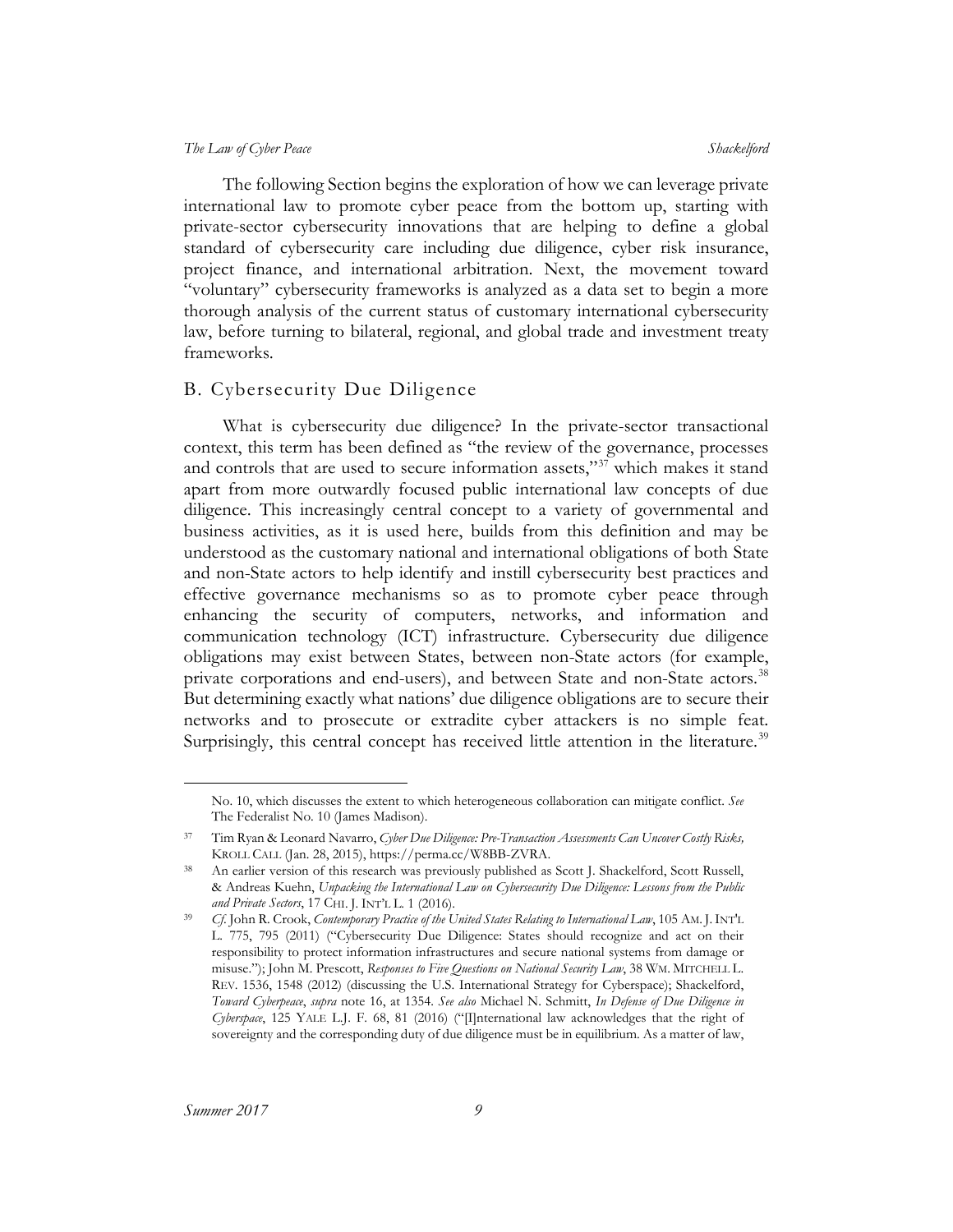The following Section begins the exploration of how we can leverage private international law to promote cyber peace from the bottom up, starting with private-sector cybersecurity innovations that are helping to define a global standard of cybersecurity care including due diligence, cyber risk insurance, project finance, and international arbitration. Next, the movement toward "voluntary" cybersecurity frameworks is analyzed as a data set to begin a more thorough analysis of the current status of customary international cybersecurity law, before turning to bilateral, regional, and global trade and investment treaty frameworks.

## B. Cybersecurity Due Diligence

What is cybersecurity due diligence? In the private-sector transactional context, this term has been defined as "the review of the governance, processes and controls that are used to secure information assets,"[37] which makes it stand apart from more outwardly focused public international law concepts of due diligence. This increasingly central concept to a variety of governmental and business activities, as it is used here, builds from this definition and may be understood as the customary national and international obligations of both State and non-State actors to help identify and instill cybersecurity best practices and effective governance mechanisms so as to promote cyber peace through enhancing the security of computers, networks, and information and communication technology (ICT) infrastructure. Cybersecurity due diligence obligations may exist between States, between non-State actors (for example, private corporations and end-users), and between State and non-State actors.[38] But determining exactly what nations' due diligence obligations are to secure their networks and to prosecute or extradite cyber attackers is no simple feat. Surprisingly, this central concept has received little attention in the literature.[39]

---

No. 10, which discusses the extent to which heterogeneous collaboration can mitigate conflict. *See* The Federalist No. 10 (James Madison).

[37] Tim Ryan & Leonard Navarro, *Cyber Due Diligence: Pre-Transaction Assessments Can Uncover Costly Risks,* KROLL CALL (Jan. 28, 2015), https://perma.cc/W8BB-ZVRA.

[38] An earlier version of this research was previously published as Scott J. Shackelford, Scott Russell, & Andreas Kuehn, *Unpacking the International Law on Cybersecurity Due Diligence: Lessons from the Public and Private Sectors*, 17 CHI. J. INT'L L. 1 (2016).

[39] *Cf.* John R. Crook, *Contemporary Practice of the United States Relating to International Law*, 105 AM. J. INT'L L. 775, 795 (2011) ("Cybersecurity Due Diligence: States should recognize and act on their responsibility to protect information infrastructures and secure national systems from damage or misuse."); John M. Prescott, *Responses to Five Questions on National Security Law*, 38 WM. MITCHELL L. REV. 1536, 1548 (2012) (discussing the U.S. International Strategy for Cyberspace); Shackelford, *Toward Cyberpeace*, *supra* note 16, at 1354. *See also* Michael N. Schmitt, *In Defense of Due Diligence in Cyberspace*, 125 YALE L.J. F. 68, 81 (2016) ("[I]nternational law acknowledges that the right of sovereignty and the corresponding duty of due diligence must be in equilibrium. As a matter of law,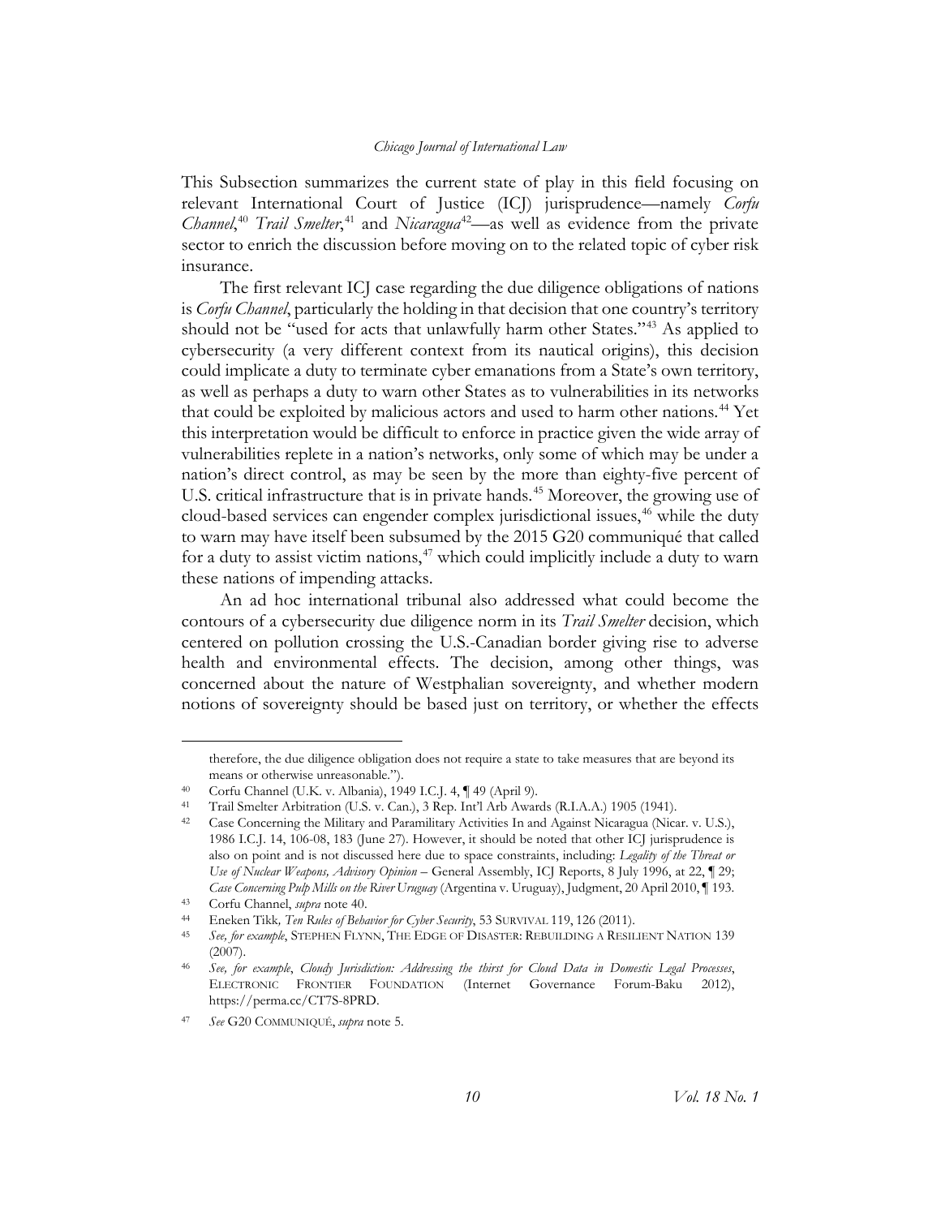This Subsection summarizes the current state of play in this field focusing on relevant International Court of Justice (ICJ) jurisprudence—namely *Corfu Channel*,[40] *Trail Smelter*,[41] and *Nicaragua*[42]—as well as evidence from the private sector to enrich the discussion before moving on to the related topic of cyber risk insurance.

The first relevant ICJ case regarding the due diligence obligations of nations is *Corfu Channel*, particularly the holding in that decision that one country's territory should not be "used for acts that unlawfully harm other States."[43] As applied to cybersecurity (a very different context from its nautical origins), this decision could implicate a duty to terminate cyber emanations from a State's own territory, as well as perhaps a duty to warn other States as to vulnerabilities in its networks that could be exploited by malicious actors and used to harm other nations.[44] Yet this interpretation would be difficult to enforce in practice given the wide array of vulnerabilities replete in a nation's networks, only some of which may be under a nation's direct control, as may be seen by the more than eighty-five percent of U.S. critical infrastructure that is in private hands.[45] Moreover, the growing use of cloud-based services can engender complex jurisdictional issues,[46] while the duty to warn may have itself been subsumed by the 2015 G20 communiqué that called for a duty to assist victim nations,[47] which could implicitly include a duty to warn these nations of impending attacks.

An ad hoc international tribunal also addressed what could become the contours of a cybersecurity due diligence norm in its *Trail Smelter* decision, which centered on pollution crossing the U.S.-Canadian border giving rise to adverse health and environmental effects. The decision, among other things, was concerned about the nature of Westphalian sovereignty, and whether modern notions of sovereignty should be based just on territory, or whether the effects

---

therefore, the due diligence obligation does not require a state to take measures that are beyond its means or otherwise unreasonable.").

40 Corfu Channel (U.K. v. Albania), 1949 I.C.J. 4, ¶ 49 (April 9).

41 Trail Smelter Arbitration (U.S. v. Can.), 3 Rep. Int'l Arb Awards (R.I.A.A.) 1905 (1941).

42 Case Concerning the Military and Paramilitary Activities In and Against Nicaragua (Nicar. v. U.S.), 1986 I.C.J. 14, 106-08, 183 (June 27). However, it should be noted that other ICJ jurisprudence is also on point and is not discussed here due to space constraints, including: *Legality of the Threat or Use of Nuclear Weapons, Advisory Opinion* – General Assembly, ICJ Reports, 8 July 1996, at 22, ¶ 29; *Case Concerning Pulp Mills on the River Uruguay* (Argentina v. Uruguay), Judgment, 20 April 2010, ¶ 193.

43 Corfu Channel, *supra* note 40.

44 Eneken Tikk*, Ten Rules of Behavior for Cyber Security*, 53 SURVIVAL 119, 126 (2011).

45 *See, for example*, STEPHEN FLYNN, THE EDGE OF DISASTER: REBUILDING A RESILIENT NATION 139 (2007).

46 *See, for example*, *Cloudy Jurisdiction: Addressing the thirst for Cloud Data in Domestic Legal Processes*, ELECTRONIC FRONTIER FOUNDATION (Internet Governance Forum-Baku 2012), https://perma.cc/CT7S-8PRD.

47 *See* G20 COMMUNIQUÉ, *supra* note 5.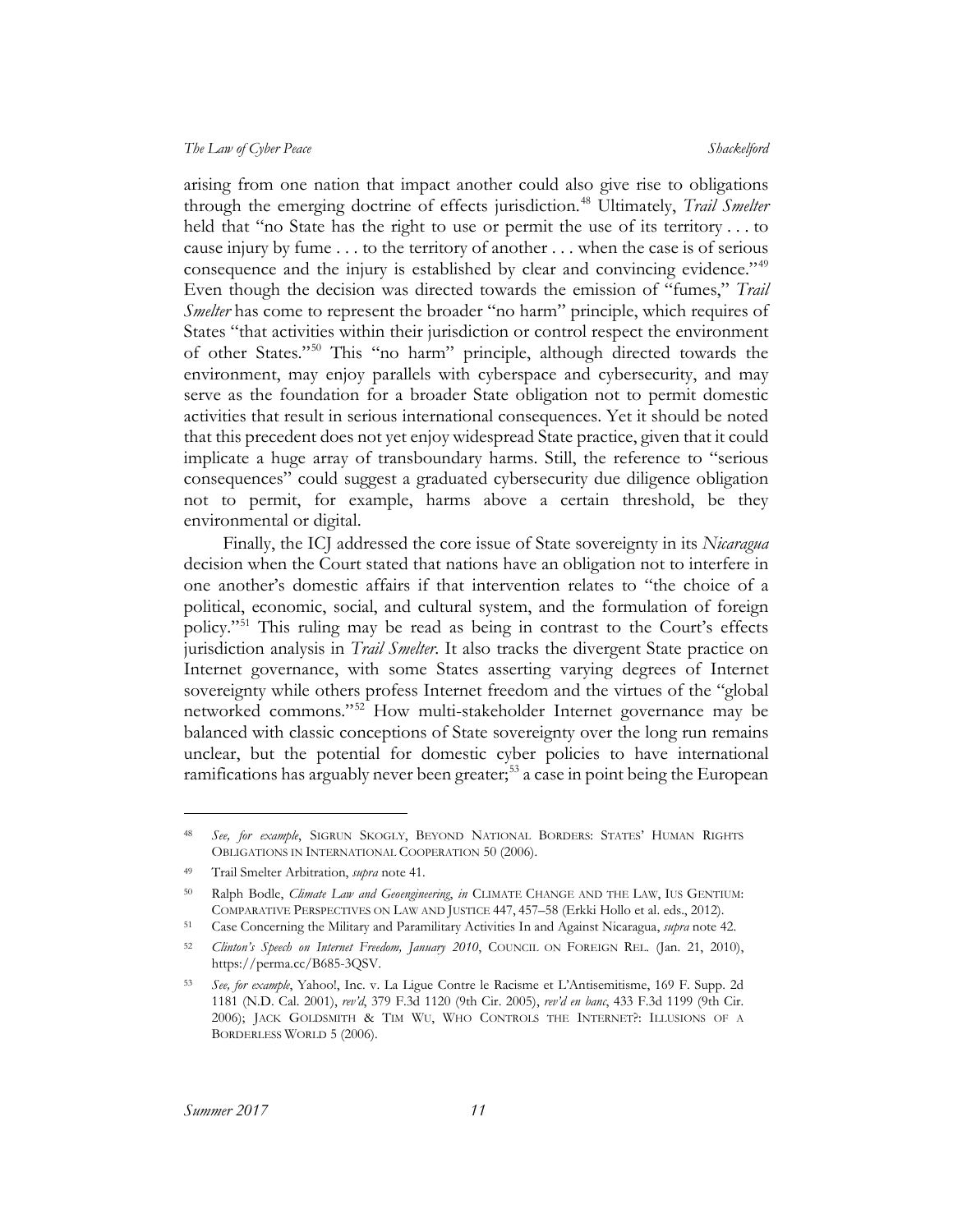arising from one nation that impact another could also give rise to obligations through the emerging doctrine of effects jurisdiction.[48] Ultimately, *Trail Smelter* held that "no State has the right to use or permit the use of its territory . . . to cause injury by fume . . . to the territory of another . . . when the case is of serious consequence and the injury is established by clear and convincing evidence."[49] Even though the decision was directed towards the emission of "fumes," *Trail Smelter* has come to represent the broader "no harm" principle, which requires of States "that activities within their jurisdiction or control respect the environment of other States."[50] This "no harm" principle, although directed towards the environment, may enjoy parallels with cyberspace and cybersecurity, and may serve as the foundation for a broader State obligation not to permit domestic activities that result in serious international consequences. Yet it should be noted that this precedent does not yet enjoy widespread State practice, given that it could implicate a huge array of transboundary harms. Still, the reference to "serious consequences" could suggest a graduated cybersecurity due diligence obligation not to permit, for example, harms above a certain threshold, be they environmental or digital.

Finally, the ICJ addressed the core issue of State sovereignty in its *Nicaragua* decision when the Court stated that nations have an obligation not to interfere in one another's domestic affairs if that intervention relates to "the choice of a political, economic, social, and cultural system, and the formulation of foreign policy."[51] This ruling may be read as being in contrast to the Court's effects jurisdiction analysis in *Trail Smelter*. It also tracks the divergent State practice on Internet governance, with some States asserting varying degrees of Internet sovereignty while others profess Internet freedom and the virtues of the "global networked commons."[52] How multi-stakeholder Internet governance may be balanced with classic conceptions of State sovereignty over the long run remains unclear, but the potential for domestic cyber policies to have international ramifications has arguably never been greater;[53] a case in point being the European

---

[48] *See, for example*, SIGRUN SKOGLY, BEYOND NATIONAL BORDERS: STATES' HUMAN RIGHTS OBLIGATIONS IN INTERNATIONAL COOPERATION 50 (2006).

[49] Trail Smelter Arbitration, *supra* note 41.

[50] Ralph Bodle, *Climate Law and Geoengineering*, *in* CLIMATE CHANGE AND THE LAW, IUS GENTIUM: COMPARATIVE PERSPECTIVES ON LAW AND JUSTICE 447, 457–58 (Erkki Hollo et al. eds., 2012).

[51] Case Concerning the Military and Paramilitary Activities In and Against Nicaragua, *supra* note 42.

[52] *Clinton's Speech on Internet Freedom, January 2010*, COUNCIL ON FOREIGN REL. (Jan. 21, 2010), https://perma.cc/B685-3QSV.

[53] *See, for example*, Yahoo!, Inc. v. La Ligue Contre le Racisme et L'Antisemitisme, 169 F. Supp. 2d 1181 (N.D. Cal. 2001), *rev'd*, 379 F.3d 1120 (9th Cir. 2005), *rev'd en banc*, 433 F.3d 1199 (9th Cir. 2006); JACK GOLDSMITH & TIM WU, WHO CONTROLS THE INTERNET?: ILLUSIONS OF A BORDERLESS WORLD 5 (2006).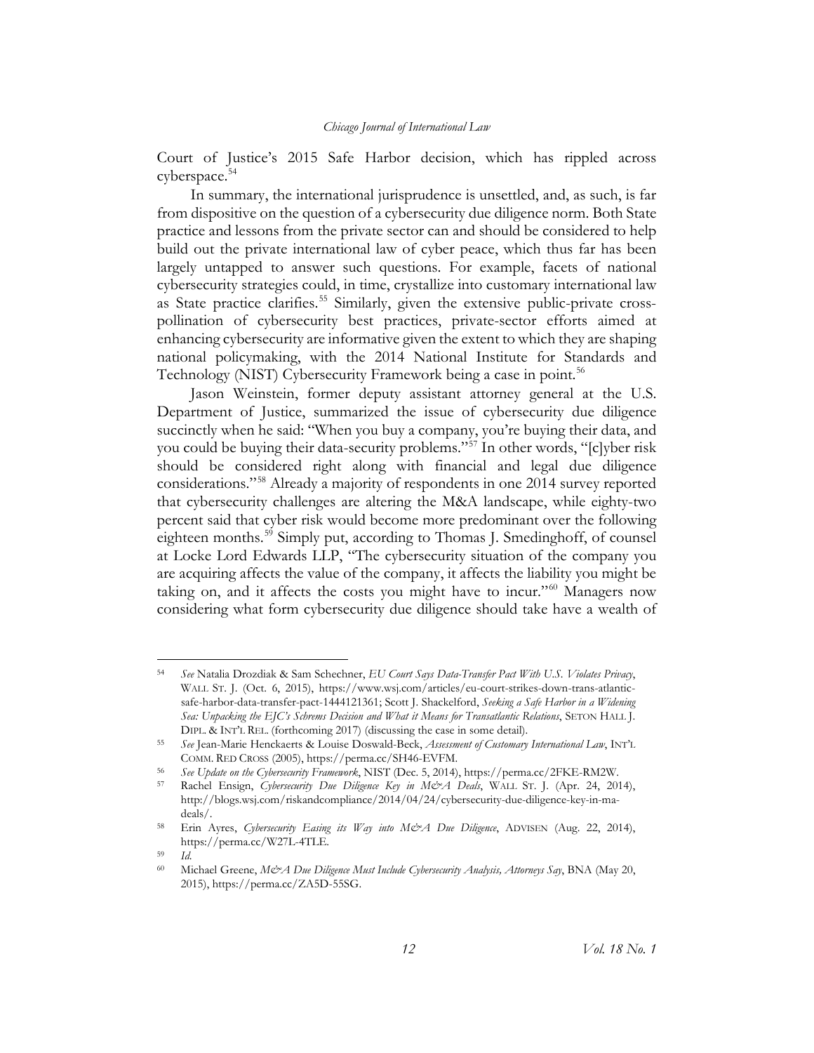Court of Justice's 2015 Safe Harbor decision, which has rippled across cyberspace.[54]

In summary, the international jurisprudence is unsettled, and, as such, is far from dispositive on the question of a cybersecurity due diligence norm. Both State practice and lessons from the private sector can and should be considered to help build out the private international law of cyber peace, which thus far has been largely untapped to answer such questions. For example, facets of national cybersecurity strategies could, in time, crystallize into customary international law as State practice clarifies.[55] Similarly, given the extensive public-private cross-pollination of cybersecurity best practices, private-sector efforts aimed at enhancing cybersecurity are informative given the extent to which they are shaping national policymaking, with the 2014 National Institute for Standards and Technology (NIST) Cybersecurity Framework being a case in point.[56]

Jason Weinstein, former deputy assistant attorney general at the U.S. Department of Justice, summarized the issue of cybersecurity due diligence succinctly when he said: "When you buy a company, you're buying their data, and you could be buying their data-security problems."[57] In other words, "[c]yber risk should be considered right along with financial and legal due diligence considerations."[58] Already a majority of respondents in one 2014 survey reported that cybersecurity challenges are altering the M&A landscape, while eighty-two percent said that cyber risk would become more predominant over the following eighteen months.[59] Simply put, according to Thomas J. Smedinghoff, of counsel at Locke Lord Edwards LLP, "The cybersecurity situation of the company you are acquiring affects the value of the company, it affects the liability you might be taking on, and it affects the costs you might have to incur."[60] Managers now considering what form cybersecurity due diligence should take have a wealth of

---

[54] *See* Natalia Drozdiak & Sam Schechner, *EU Court Says Data-Transfer Pact With U.S. Violates Privacy*, WALL ST. J. (Oct. 6, 2015), https://www.wsj.com/articles/eu-court-strikes-down-trans-atlantic-safe-harbor-data-transfer-pact-1444121361; Scott J. Shackelford, *Seeking a Safe Harbor in a Widening Sea: Unpacking the EJC's Schrems Decision and What it Means for Transatlantic Relations*, SETON HALL J. DIPL. & INT'L REL. (forthcoming 2017) (discussing the case in some detail).

[55] *See* Jean-Marie Henckaerts & Louise Doswald-Beck, *Assessment of Customary International Law*, INT'L COMM. RED CROSS (2005), https://perma.cc/SH46-EVFM.

[56] *See Update on the Cybersecurity Framework*, NIST (Dec. 5, 2014), https://perma.cc/2FKE-RM2W.

[57] Rachel Ensign, *Cybersecurity Due Diligence Key in M&A Deals*, WALL ST. J. (Apr. 24, 2014), http://blogs.wsj.com/riskandcompliance/2014/04/24/cybersecurity-due-diligence-key-in-ma-deals/.

[58] Erin Ayres, *Cybersecurity Easing its Way into M&A Due Diligence*, ADVISEN (Aug. 22, 2014), https://perma.cc/W27L-4TLE.

[59] *Id.*

[60] Michael Greene, *M&A Due Diligence Must Include Cybersecurity Analysis, Attorneys Say*, BNA (May 20, 2015), https://perma.cc/ZA5D-55SG.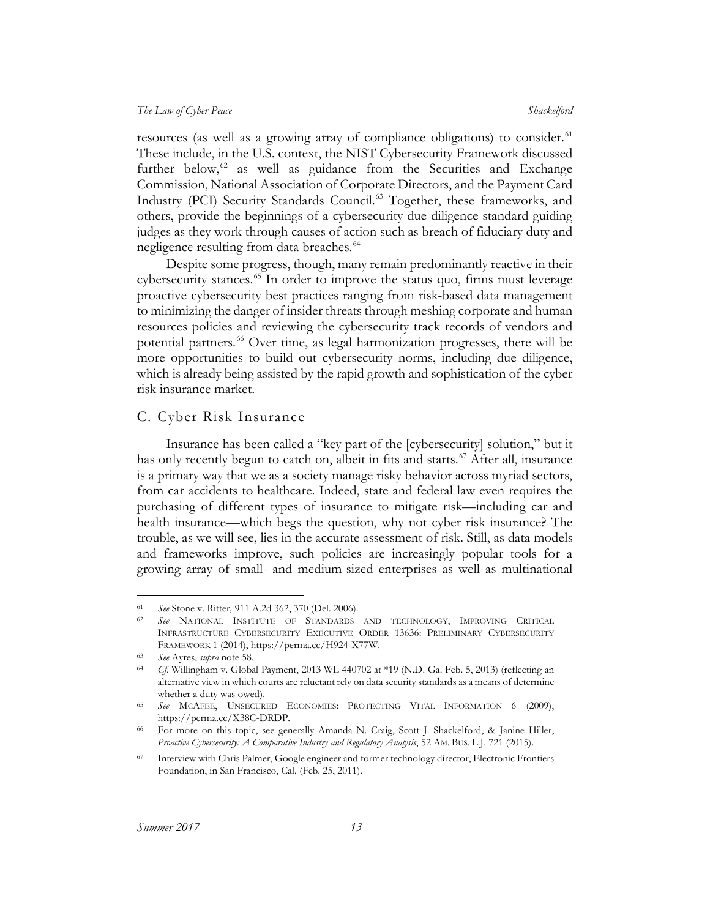resources (as well as a growing array of compliance obligations) to consider.[61] These include, in the U.S. context, the NIST Cybersecurity Framework discussed further below,[62] as well as guidance from the Securities and Exchange Commission, National Association of Corporate Directors, and the Payment Card Industry (PCI) Security Standards Council.[63] Together, these frameworks, and others, provide the beginnings of a cybersecurity due diligence standard guiding judges as they work through causes of action such as breach of fiduciary duty and negligence resulting from data breaches.[64]

Despite some progress, though, many remain predominantly reactive in their cybersecurity stances.[65] In order to improve the status quo, firms must leverage proactive cybersecurity best practices ranging from risk-based data management to minimizing the danger of insider threats through meshing corporate and human resources policies and reviewing the cybersecurity track records of vendors and potential partners.[66] Over time, as legal harmonization progresses, there will be more opportunities to build out cybersecurity norms, including due diligence, which is already being assisted by the rapid growth and sophistication of the cyber risk insurance market.

## C. Cyber Risk Insurance

Insurance has been called a "key part of the [cybersecurity] solution," but it has only recently begun to catch on, albeit in fits and starts.[67] After all, insurance is a primary way that we as a society manage risky behavior across myriad sectors, from car accidents to healthcare. Indeed, state and federal law even requires the purchasing of different types of insurance to mitigate risk—including car and health insurance—which begs the question, why not cyber risk insurance? The trouble, as we will see, lies in the accurate assessment of risk. Still, as data models and frameworks improve, such policies are increasingly popular tools for a growing array of small- and medium-sized enterprises as well as multinational

---

[61] *See* Stone v. Ritter*,* 911 A.2d 362, 370 (Del. 2006).

[62] *See* NATIONAL INSTITUTE OF STANDARDS AND TECHNOLOGY, IMPROVING CRITICAL INFRASTRUCTURE CYBERSECURITY EXECUTIVE ORDER 13636: PRELIMINARY CYBERSECURITY FRAMEWORK 1 (2014), https://perma.cc/H924-X77W.

[63] *See* Ayres, *supra* note 58.

[64] *Cf.* Willingham v. Global Payment, 2013 WL 440702 at *19 (N.D. Ga. Feb. 5, 2013) (reflecting an alternative view in which courts are reluctant rely on data security standards as a means of determine whether a duty was owed).

[65] *See* MCAFEE, UNSECURED ECONOMIES: PROTECTING VITAL INFORMATION 6 (2009), https://perma.cc/X38C-DRDP.

[66] For more on this topic, see generally Amanda N. Craig, Scott J. Shackelford, & Janine Hiller, *Proactive Cybersecurity: A Comparative Industry and Regulatory Analysis*, 52 AM. BUS. L.J. 721 (2015).

[67] Interview with Chris Palmer, Google engineer and former technology director, Electronic Frontiers Foundation, in San Francisco, Cal. (Feb. 25, 2011).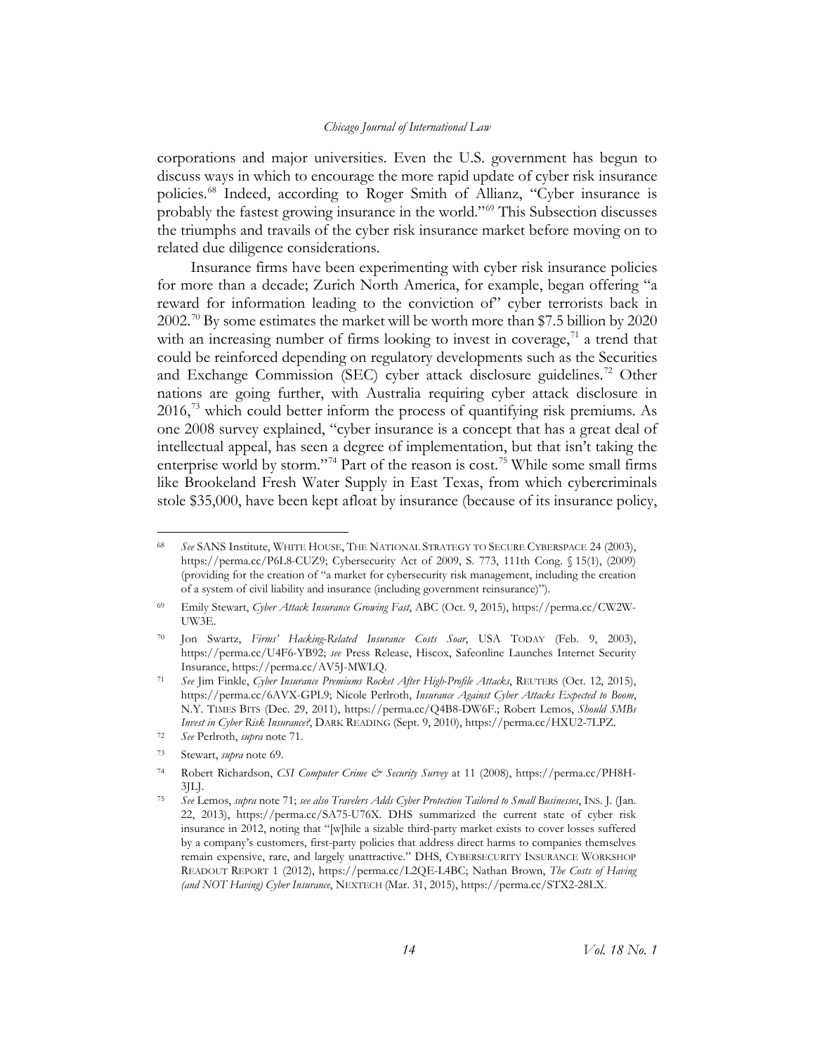corporations and major universities. Even the U.S. government has begun to discuss ways in which to encourage the more rapid update of cyber risk insurance policies.[68] Indeed, according to Roger Smith of Allianz, "Cyber insurance is probably the fastest growing insurance in the world."[69] This Subsection discusses the triumphs and travails of the cyber risk insurance market before moving on to related due diligence considerations.

Insurance firms have been experimenting with cyber risk insurance policies for more than a decade; Zurich North America, for example, began offering "a reward for information leading to the conviction of" cyber terrorists back in 2002.[70] By some estimates the market will be worth more than $7.5 billion by 2020 with an increasing number of firms looking to invest in coverage,[71] a trend that could be reinforced depending on regulatory developments such as the Securities and Exchange Commission (SEC) cyber attack disclosure guidelines.[72] Other nations are going further, with Australia requiring cyber attack disclosure in 2016,[73] which could better inform the process of quantifying risk premiums. As one 2008 survey explained, "cyber insurance is a concept that has a great deal of intellectual appeal, has seen a degree of implementation, but that isn't taking the enterprise world by storm."[74] Part of the reason is cost.[75] While some small firms like Brookeland Fresh Water Supply in East Texas, from which cybercriminals stole $35,000, have been kept afloat by insurance (because of its insurance policy,

---

[68] *See* SANS Institute, WHITE HOUSE, THE NATIONAL STRATEGY TO SECURE CYBERSPACE 24 (2003), https://perma.cc/P6L8-CUZ9; Cybersecurity Act of 2009, S. 773, 111th Cong. § 15(1), (2009) (providing for the creation of "a market for cybersecurity risk management, including the creation of a system of civil liability and insurance (including government reinsurance)").

[69] Emily Stewart, *Cyber Attack Insurance Growing Fast*, ABC (Oct. 9, 2015), https://perma.cc/CW2W-UW3E.

[70] Jon Swartz, *Firms' Hacking-Related Insurance Costs Soar*, USA TODAY (Feb. 9, 2003), https://perma.cc/U4F6-YB92; *see* Press Release, Hiscox, Safeonline Launches Internet Security Insurance, https://perma.cc/AV5J-MWLQ.

[71] *See* Jim Finkle, *Cyber Insurance Premiums Rocket After High-Profile Attacks*, REUTERS (Oct. 12, 2015), https://perma.cc/6AVX-GPL9; Nicole Perlroth, *Insurance Against Cyber Attacks Expected to Boom*, N.Y. TIMES BITS (Dec. 29, 2011), https://perma.cc/Q4B8-DW6F.; Robert Lemos, *Should SMBs Invest in Cyber Risk Insurance?*, DARK READING (Sept. 9, 2010), https://perma.cc/HXU2-7LPZ.

[72] *See* Perlroth, *supra* note 71.

[73] Stewart, *supra* note 69.

[74] Robert Richardson, *CSI Computer Crime & Security Survey* at 11 (2008), https://perma.cc/PH8H-3JLJ.

[75] *See* Lemos, *supra* note 71; *see also Travelers Adds Cyber Protection Tailored to Small Businesses*, INS. J. (Jan. 22, 2013), https://perma.cc/SA75-U76X. DHS summarized the current state of cyber risk insurance in 2012, noting that "[w]hile a sizable third-party market exists to cover losses suffered by a company's customers, first-party policies that address direct harms to companies themselves remain expensive, rare, and largely unattractive." DHS, CYBERSECURITY INSURANCE WORKSHOP READOUT REPORT 1 (2012), https://perma.cc/L2QE-L4BC; Nathan Brown, *The Costs of Having (and NOT Having) Cyber Insurance*, NEXTECH (Mar. 31, 2015), https://perma.cc/STX2-28LX.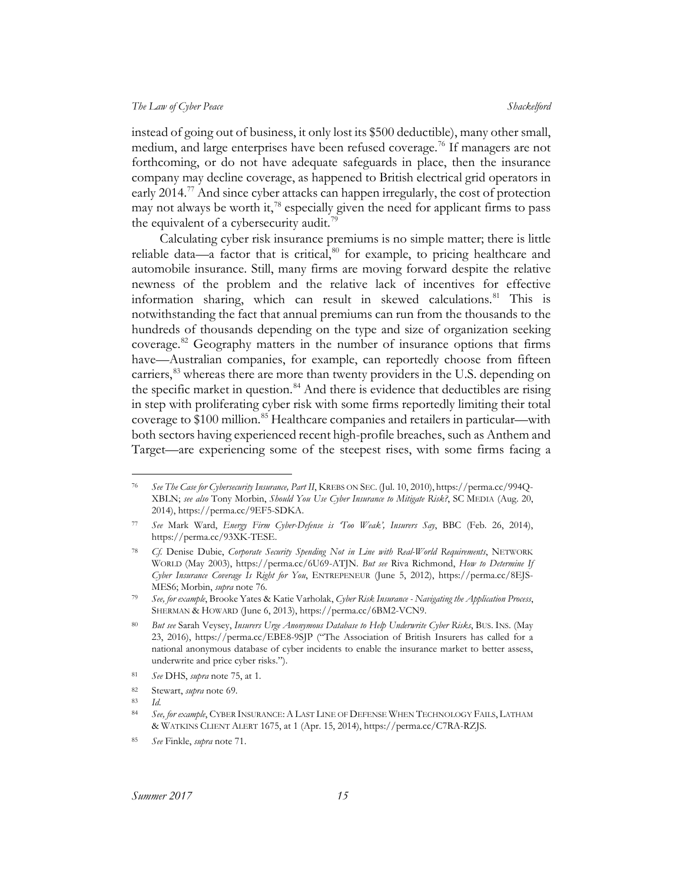instead of going out of business, it only lost its $500 deductible), many other small, medium, and large enterprises have been refused coverage.[76] If managers are not forthcoming, or do not have adequate safeguards in place, then the insurance company may decline coverage, as happened to British electrical grid operators in early 2014.[77] And since cyber attacks can happen irregularly, the cost of protection may not always be worth it,[78] especially given the need for applicant firms to pass the equivalent of a cybersecurity audit.[79]

Calculating cyber risk insurance premiums is no simple matter; there is little reliable data—a factor that is critical,[80] for example, to pricing healthcare and automobile insurance. Still, many firms are moving forward despite the relative newness of the problem and the relative lack of incentives for effective information sharing, which can result in skewed calculations.[81] This is notwithstanding the fact that annual premiums can run from the thousands to the hundreds of thousands depending on the type and size of organization seeking coverage.[82] Geography matters in the number of insurance options that firms have—Australian companies, for example, can reportedly choose from fifteen carriers,[83] whereas there are more than twenty providers in the U.S. depending on the specific market in question.[84] And there is evidence that deductibles are rising in step with proliferating cyber risk with some firms reportedly limiting their total coverage to $100 million.[85] Healthcare companies and retailers in particular—with both sectors having experienced recent high-profile breaches, such as Anthem and Target—are experiencing some of the steepest rises, with some firms facing a

---

[76] *See The Case for Cybersecurity Insurance, Part II*, KREBS ON SEC. (Jul. 10, 2010), https://perma.cc/994Q-XBLN; *see also* Tony Morbin, *Should You Use Cyber Insurance to Mitigate Risk?*, SC MEDIA (Aug. 20, 2014), https://perma.cc/9EF5-SDKA.

[77] *See* Mark Ward, *Energy Firm Cyber-Defense is 'Too Weak', Insurers Say*, BBC (Feb. 26, 2014), https://perma.cc/93XK-TESE.

[78] *Cf.* Denise Dubie, *Corporate Security Spending Not in Line with Real-World Requirements*, NETWORK WORLD (May 2003), https://perma.cc/6U69-ATJN. *But see* Riva Richmond, *How to Determine If Cyber Insurance Coverage Is Right for You*, ENTREPENEUR (June 5, 2012), https://perma.cc/8EJS-MES6; Morbin, *supra* note 76.

[79] *See, for example*, Brooke Yates & Katie Varholak, *Cyber Risk Insurance - Navigating the Application Process*, SHERMAN & HOWARD (June 6, 2013), https://perma.cc/6BM2-VCN9.

[80] *But see* Sarah Veysey, *Insurers Urge Anonymous Database to Help Underwrite Cyber Risks*, BUS. INS. (May 23, 2016), https://perma.cc/EBE8-9SJP ("The Association of British Insurers has called for a national anonymous database of cyber incidents to enable the insurance market to better assess, underwrite and price cyber risks.").

[81] *See* DHS, *supra* note 75, at 1.

[82] Stewart, *supra* note 69.

[83] *Id.*

[84] *See, for example*, CYBER INSURANCE: A LAST LINE OF DEFENSE WHEN TECHNOLOGY FAILS, LATHAM & WATKINS CLIENT ALERT 1675, at 1 (Apr. 15, 2014), https://perma.cc/C7RA-RZJS.

[85] *See* Finkle, *supra* note 71.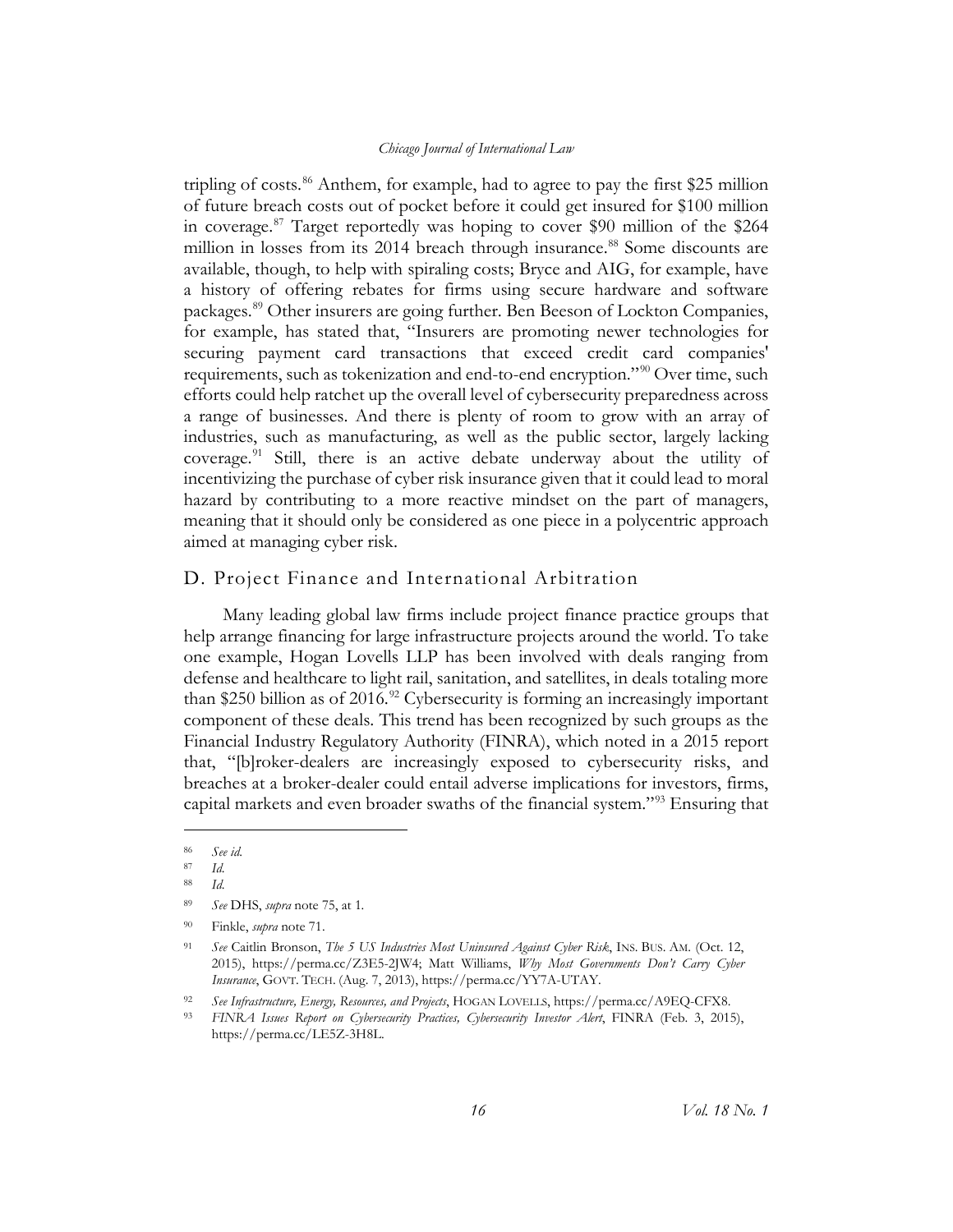tripling of costs.[86] Anthem, for example, had to agree to pay the first $25 million of future breach costs out of pocket before it could get insured for $100 million in coverage.[87] Target reportedly was hoping to cover $90 million of the $264 million in losses from its 2014 breach through insurance.[88] Some discounts are available, though, to help with spiraling costs; Bryce and AIG, for example, have a history of offering rebates for firms using secure hardware and software packages.[89] Other insurers are going further. Ben Beeson of Lockton Companies, for example, has stated that, "Insurers are promoting newer technologies for securing payment card transactions that exceed credit card companies' requirements, such as tokenization and end-to-end encryption."[90] Over time, such efforts could help ratchet up the overall level of cybersecurity preparedness across a range of businesses. And there is plenty of room to grow with an array of industries, such as manufacturing, as well as the public sector, largely lacking coverage.[91] Still, there is an active debate underway about the utility of incentivizing the purchase of cyber risk insurance given that it could lead to moral hazard by contributing to a more reactive mindset on the part of managers, meaning that it should only be considered as one piece in a polycentric approach aimed at managing cyber risk.

## D. Project Finance and International Arbitration

Many leading global law firms include project finance practice groups that help arrange financing for large infrastructure projects around the world. To take one example, Hogan Lovells LLP has been involved with deals ranging from defense and healthcare to light rail, sanitation, and satellites, in deals totaling more than $250 billion as of 2016.[92] Cybersecurity is forming an increasingly important component of these deals. This trend has been recognized by such groups as the Financial Industry Regulatory Authority (FINRA), which noted in a 2015 report that, "[b]roker-dealers are increasingly exposed to cybersecurity risks, and breaches at a broker-dealer could entail adverse implications for investors, firms, capital markets and even broader swaths of the financial system."[93] Ensuring that

---

[86] *See id.*

[87] *Id.*

[88] *Id.*

[89] *See* DHS, *supra* note 75, at 1.

[90] Finkle, *supra* note 71.

[91] *See* Caitlin Bronson, *The 5 US Industries Most Uninsured Against Cyber Risk*, INS. BUS. AM. (Oct. 12, 2015), https://perma.cc/Z3E5-2JW4; Matt Williams, *Why Most Governments Don't Carry Cyber Insurance*, GOVT. TECH. (Aug. 7, 2013), https://perma.cc/YY7A-UTAY.

[92] *See Infrastructure, Energy, Resources, and Projects*, HOGAN LOVELLS, https://perma.cc/A9EQ-CFX8.

[93] *FINRA Issues Report on Cybersecurity Practices, Cybersecurity Investor Alert*, FINRA (Feb. 3, 2015), https://perma.cc/LE5Z-3H8L.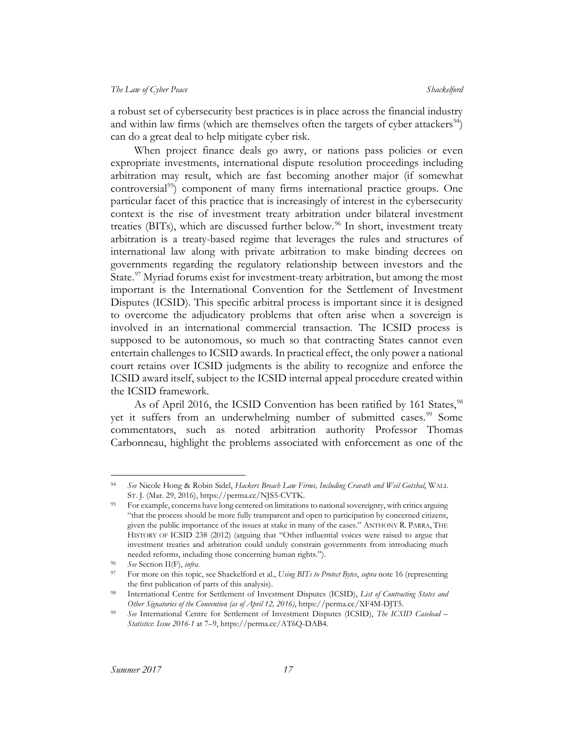a robust set of cybersecurity best practices is in place across the financial industry and within law firms (which are themselves often the targets of cyber attackers[94]) can do a great deal to help mitigate cyber risk.

When project finance deals go awry, or nations pass policies or even expropriate investments, international dispute resolution proceedings including arbitration may result, which are fast becoming another major (if somewhat controversial[95]) component of many firms international practice groups. One particular facet of this practice that is increasingly of interest in the cybersecurity context is the rise of investment treaty arbitration under bilateral investment treaties (BITs), which are discussed further below.[96] In short, investment treaty arbitration is a treaty-based regime that leverages the rules and structures of international law along with private arbitration to make binding decrees on governments regarding the regulatory relationship between investors and the State.[97] Myriad forums exist for investment-treaty arbitration, but among the most important is the International Convention for the Settlement of Investment Disputes (ICSID). This specific arbitral process is important since it is designed to overcome the adjudicatory problems that often arise when a sovereign is involved in an international commercial transaction. The ICSID process is supposed to be autonomous, so much so that contracting States cannot even entertain challenges to ICSID awards. In practical effect, the only power a national court retains over ICSID judgments is the ability to recognize and enforce the ICSID award itself, subject to the ICSID internal appeal procedure created within the ICSID framework.

As of April 2016, the ICSID Convention has been ratified by 161 States,[98] yet it suffers from an underwhelming number of submitted cases.[99] Some commentators, such as noted arbitration authority Professor Thomas Carbonneau, highlight the problems associated with enforcement as one of the

---

[94] *See* Nicole Hong & Robin Sidel, *Hackers Breach Law Firms, Including Cravath and Weil Gotshal*, WALL ST. J. (Mar. 29, 2016), https://perma.cc/NJS5-CVTK.

[95] For example, concerns have long centered on limitations to national sovereignty, with critics arguing "that the process should be more fully transparent and open to participation by concerned citizens, given the public importance of the issues at stake in many of the cases." ANTHONY R. PARRA, THE HISTORY OF ICSID 238 (2012) (arguing that "Other influential voices were raised to argue that investment treaties and arbitration could unduly constrain governments from introducing much needed reforms, including those concerning human rights.").

[96] *See* Section II(F), *infra*.

[97] For more on this topic, see Shackelford et al., *Using BITs to Protect Bytes*, *supra* note 16 (representing the first publication of parts of this analysis).

[98] International Centre for Settlement of Investment Disputes (ICSID), *List of Contracting States and Other Signatories of the Convention (as of April 12, 2016)*, https://perma.cc/XF4M-DJT5.

[99] *See* International Centre for Settlement of Investment Disputes (ICSID), *The ICSID Caseload – Statistics*: *Issue 2016-1* at 7–9, https://perma.cc/AT6Q-DAB4.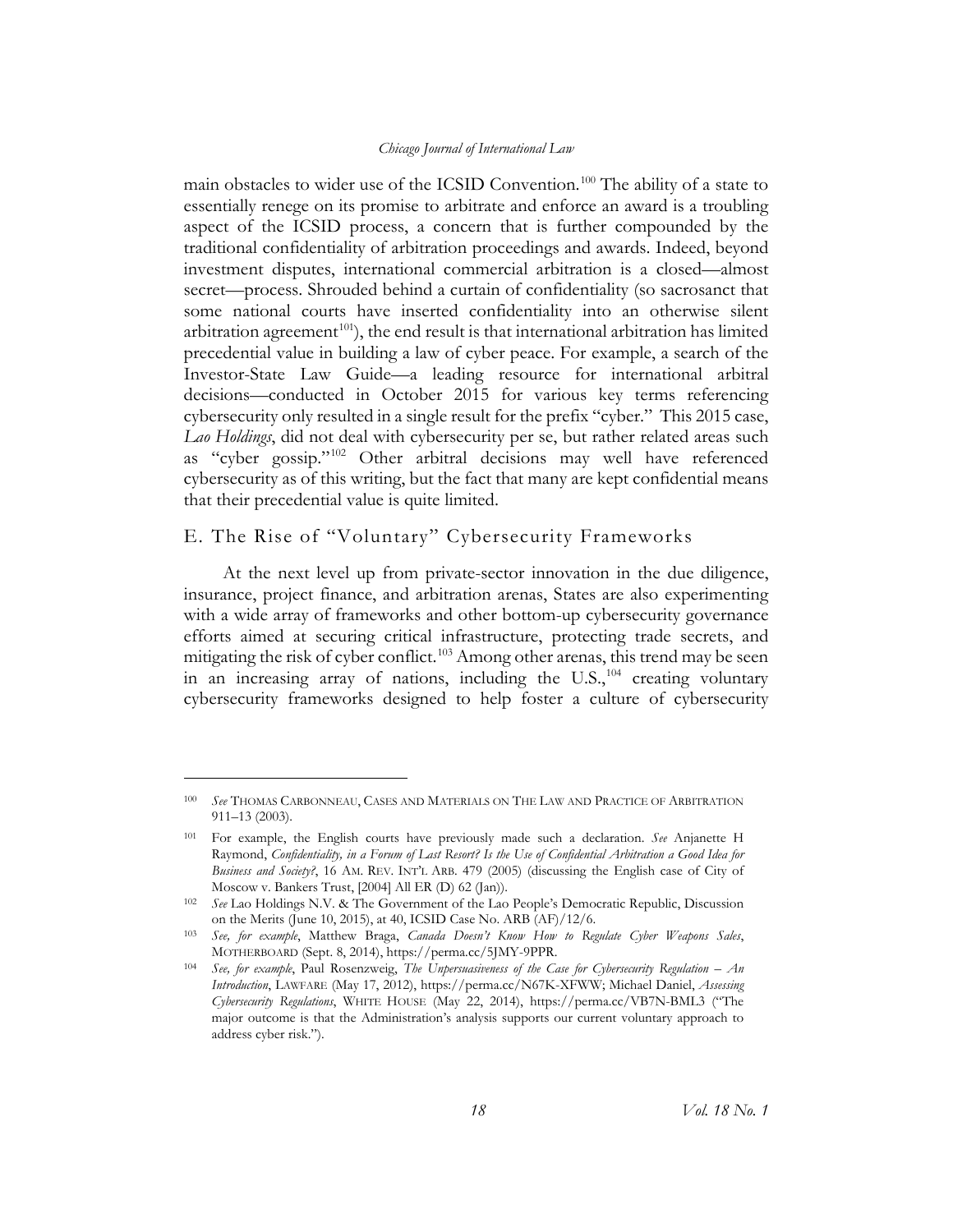main obstacles to wider use of the ICSID Convention.[100] The ability of a state to essentially renege on its promise to arbitrate and enforce an award is a troubling aspect of the ICSID process, a concern that is further compounded by the traditional confidentiality of arbitration proceedings and awards. Indeed, beyond investment disputes, international commercial arbitration is a closed—almost secret—process. Shrouded behind a curtain of confidentiality (so sacrosanct that some national courts have inserted confidentiality into an otherwise silent arbitration agreement[101]), the end result is that international arbitration has limited precedential value in building a law of cyber peace. For example, a search of the Investor-State Law Guide—a leading resource for international arbitral decisions—conducted in October 2015 for various key terms referencing cybersecurity only resulted in a single result for the prefix "cyber." This 2015 case, *Lao Holdings*, did not deal with cybersecurity per se, but rather related areas such as "cyber gossip."[102] Other arbitral decisions may well have referenced cybersecurity as of this writing, but the fact that many are kept confidential means that their precedential value is quite limited.

## E. The Rise of "Voluntary" Cybersecurity Frameworks

At the next level up from private-sector innovation in the due diligence, insurance, project finance, and arbitration arenas, States are also experimenting with a wide array of frameworks and other bottom-up cybersecurity governance efforts aimed at securing critical infrastructure, protecting trade secrets, and mitigating the risk of cyber conflict.[103] Among other arenas, this trend may be seen in an increasing array of nations, including the U.S.,[104] creating voluntary cybersecurity frameworks designed to help foster a culture of cybersecurity

---

[100] *See* THOMAS CARBONNEAU, CASES AND MATERIALS ON THE LAW AND PRACTICE OF ARBITRATION 911–13 (2003).

[101] For example, the English courts have previously made such a declaration. *See* Anjanette H Raymond, *Confidentiality, in a Forum of Last Resort? Is the Use of Confidential Arbitration a Good Idea for Business and Society?*, 16 AM. REV. INT'L ARB. 479 (2005) (discussing the English case of City of Moscow v. Bankers Trust, [2004] All ER (D) 62 (Jan)).

[102] *See* Lao Holdings N.V. & The Government of the Lao People's Democratic Republic, Discussion on the Merits (June 10, 2015), at 40, ICSID Case No. ARB (AF)/12/6.

[103] *See, for example*, Matthew Braga, *Canada Doesn't Know How to Regulate Cyber Weapons Sales*, MOTHERBOARD (Sept. 8, 2014), https://perma.cc/5JMY-9PPR.

[104] *See, for example*, Paul Rosenzweig, *The Unpersuasiveness of the Case for Cybersecurity Regulation – An Introduction*, LAWFARE (May 17, 2012), https://perma.cc/N67K-XFWW; Michael Daniel, *Assessing Cybersecurity Regulations*, WHITE HOUSE (May 22, 2014), https://perma.cc/VB7N-BML3 ("The major outcome is that the Administration's analysis supports our current voluntary approach to address cyber risk.").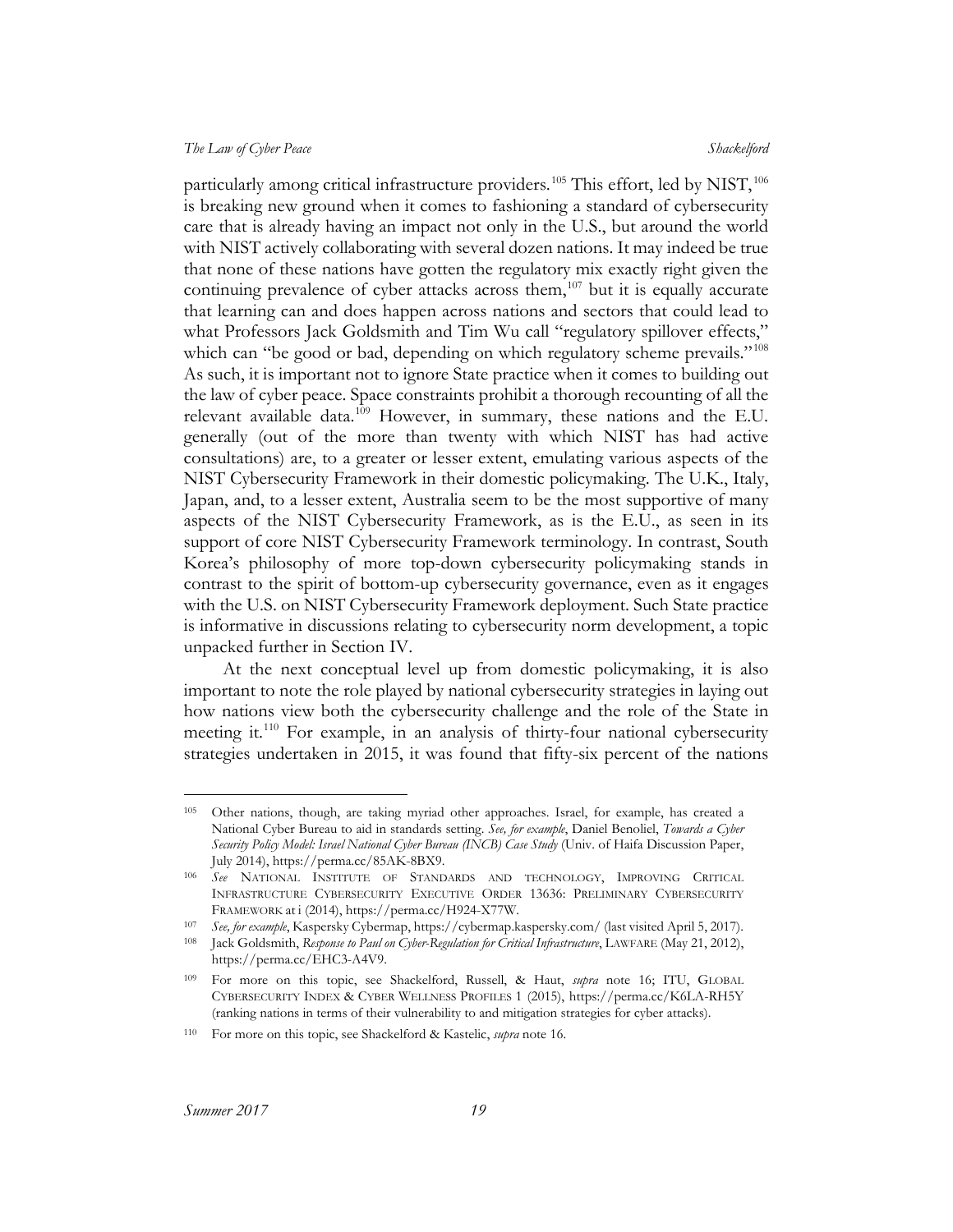particularly among critical infrastructure providers.[105] This effort, led by NIST,[106] is breaking new ground when it comes to fashioning a standard of cybersecurity care that is already having an impact not only in the U.S., but around the world with NIST actively collaborating with several dozen nations. It may indeed be true that none of these nations have gotten the regulatory mix exactly right given the continuing prevalence of cyber attacks across them,[107] but it is equally accurate that learning can and does happen across nations and sectors that could lead to what Professors Jack Goldsmith and Tim Wu call "regulatory spillover effects," which can "be good or bad, depending on which regulatory scheme prevails."[108] As such, it is important not to ignore State practice when it comes to building out the law of cyber peace. Space constraints prohibit a thorough recounting of all the relevant available data.[109] However, in summary, these nations and the E.U. generally (out of the more than twenty with which NIST has had active consultations) are, to a greater or lesser extent, emulating various aspects of the NIST Cybersecurity Framework in their domestic policymaking. The U.K., Italy, Japan, and, to a lesser extent, Australia seem to be the most supportive of many aspects of the NIST Cybersecurity Framework, as is the E.U., as seen in its support of core NIST Cybersecurity Framework terminology. In contrast, South Korea's philosophy of more top-down cybersecurity policymaking stands in contrast to the spirit of bottom-up cybersecurity governance, even as it engages with the U.S. on NIST Cybersecurity Framework deployment. Such State practice is informative in discussions relating to cybersecurity norm development, a topic unpacked further in Section IV.

At the next conceptual level up from domestic policymaking, it is also important to note the role played by national cybersecurity strategies in laying out how nations view both the cybersecurity challenge and the role of the State in meeting it.[110] For example, in an analysis of thirty-four national cybersecurity strategies undertaken in 2015, it was found that fifty-six percent of the nations

---

[105] Other nations, though, are taking myriad other approaches. Israel, for example, has created a National Cyber Bureau to aid in standards setting. *See, for example*, Daniel Benoliel, *Towards a Cyber Security Policy Model: Israel National Cyber Bureau (INCB) Case Study* (Univ. of Haifa Discussion Paper, July 2014), https://perma.cc/85AK-8BX9.

[106] *See* NATIONAL INSTITUTE OF STANDARDS AND TECHNOLOGY, IMPROVING CRITICAL INFRASTRUCTURE CYBERSECURITY EXECUTIVE ORDER 13636: PRELIMINARY CYBERSECURITY FRAMEWORK at i (2014), https://perma.cc/H924-X77W.

[107] *See, for example*, Kaspersky Cybermap, https://cybermap.kaspersky.com/ (last visited April 5, 2017).

[108] Jack Goldsmith, *Response to Paul on Cyber-Regulation for Critical Infrastructure*, LAWFARE (May 21, 2012), https://perma.cc/EHC3-A4V9.

[109] For more on this topic, see Shackelford, Russell, & Haut, *supra* note 16; ITU, GLOBAL CYBERSECURITY INDEX & CYBER WELLNESS PROFILES 1 (2015), https://perma.cc/K6LA-RH5Y (ranking nations in terms of their vulnerability to and mitigation strategies for cyber attacks).

[110] For more on this topic, see Shackelford & Kastelic, *supra* note 16.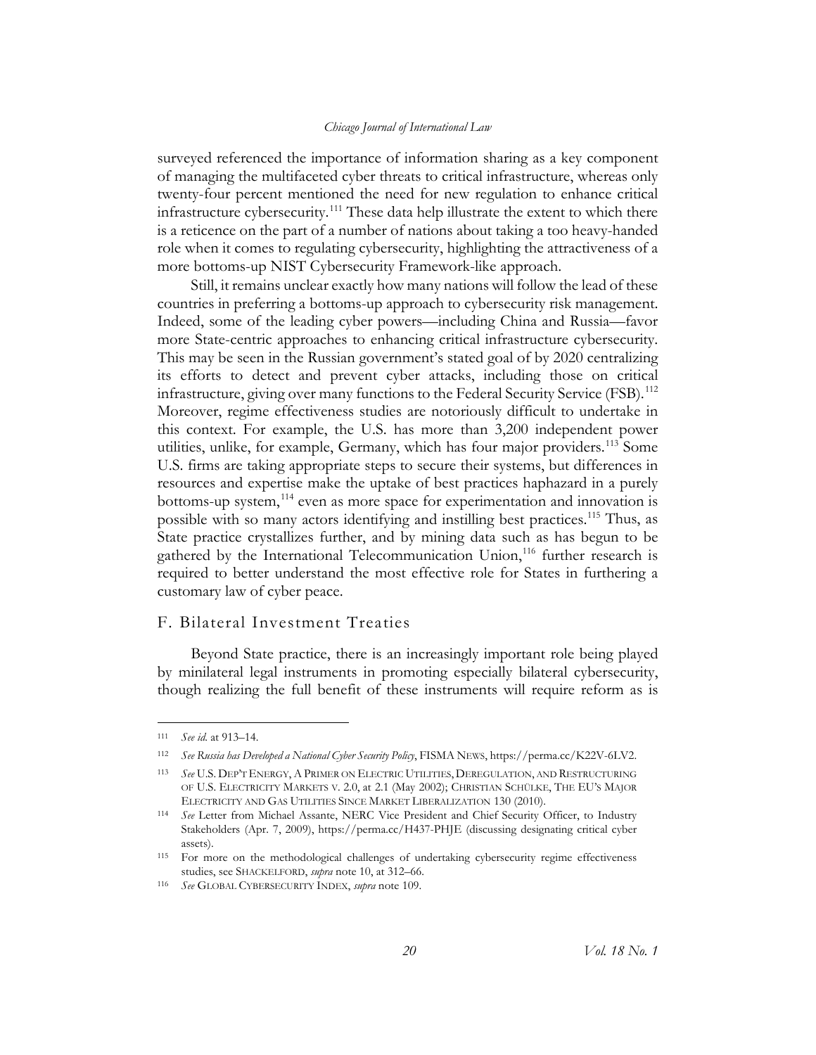surveyed referenced the importance of information sharing as a key component of managing the multifaceted cyber threats to critical infrastructure, whereas only twenty-four percent mentioned the need for new regulation to enhance critical infrastructure cybersecurity.[111] These data help illustrate the extent to which there is a reticence on the part of a number of nations about taking a too heavy-handed role when it comes to regulating cybersecurity, highlighting the attractiveness of a more bottoms-up NIST Cybersecurity Framework-like approach.

Still, it remains unclear exactly how many nations will follow the lead of these countries in preferring a bottoms-up approach to cybersecurity risk management. Indeed, some of the leading cyber powers—including China and Russia—favor more State-centric approaches to enhancing critical infrastructure cybersecurity. This may be seen in the Russian government's stated goal of by 2020 centralizing its efforts to detect and prevent cyber attacks, including those on critical infrastructure, giving over many functions to the Federal Security Service (FSB).[112] Moreover, regime effectiveness studies are notoriously difficult to undertake in this context. For example, the U.S. has more than 3,200 independent power utilities, unlike, for example, Germany, which has four major providers.[113] Some U.S. firms are taking appropriate steps to secure their systems, but differences in resources and expertise make the uptake of best practices haphazard in a purely bottoms-up system,[114] even as more space for experimentation and innovation is possible with so many actors identifying and instilling best practices.[115] Thus, as State practice crystallizes further, and by mining data such as has begun to be gathered by the International Telecommunication Union,[116] further research is required to better understand the most effective role for States in furthering a customary law of cyber peace.

## F. Bilateral Investment Treaties

Beyond State practice, there is an increasingly important role being played by minilateral legal instruments in promoting especially bilateral cybersecurity, though realizing the full benefit of these instruments will require reform as is

---

111 *See id.* at 913–14.

112 *See Russia has Developed a National Cyber Security Policy*, FISMA NEWS, https://perma.cc/K22V-6LV2.

113 *See* U.S. DEP'T ENERGY, A PRIMER ON ELECTRIC UTILITIES, DEREGULATION, AND RESTRUCTURING OF U.S. ELECTRICITY MARKETS V. 2.0, at 2.1 (May 2002); CHRISTIAN SCHÜLKE, THE EU'S MAJOR ELECTRICITY AND GAS UTILITIES SINCE MARKET LIBERALIZATION 130 (2010).

114 *See* Letter from Michael Assante, NERC Vice President and Chief Security Officer, to Industry Stakeholders (Apr. 7, 2009), https://perma.cc/H437-PHJE (discussing designating critical cyber assets).

115 For more on the methodological challenges of undertaking cybersecurity regime effectiveness studies, see SHACKELFORD, *supra* note 10, at 312–66.

116 *See* GLOBAL CYBERSECURITY INDEX, *supra* note 109.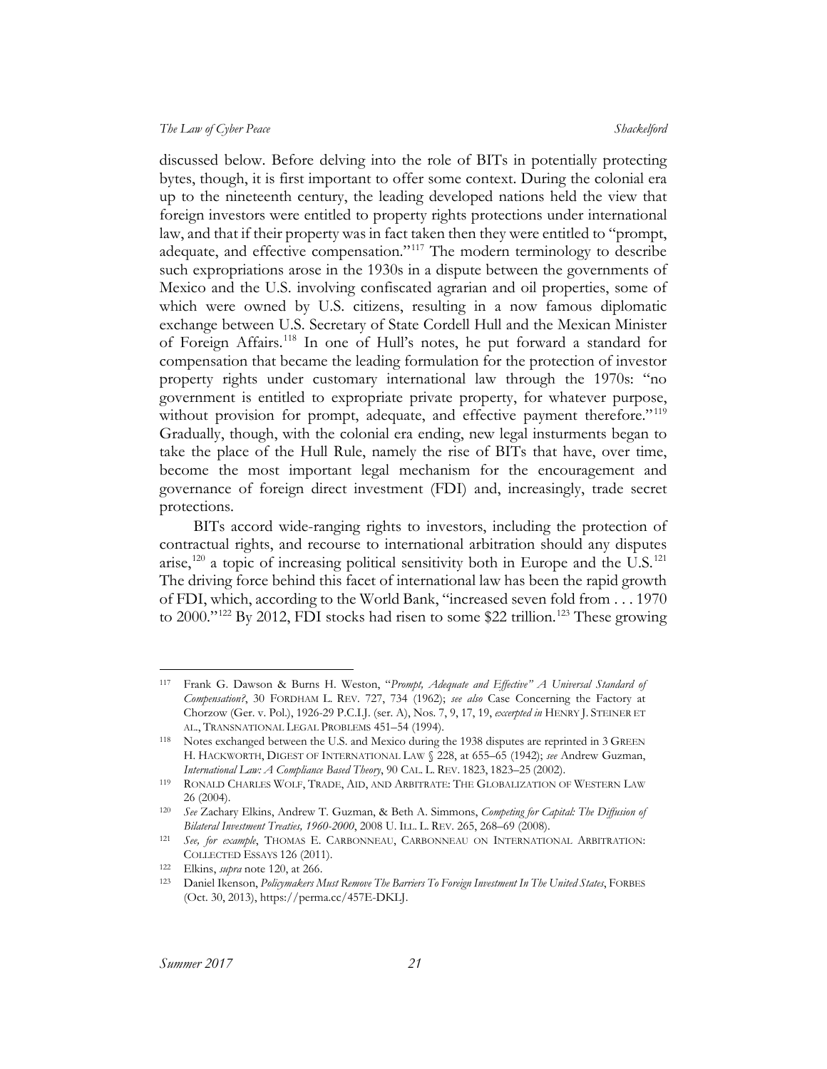discussed below. Before delving into the role of BITs in potentially protecting bytes, though, it is first important to offer some context. During the colonial era up to the nineteenth century, the leading developed nations held the view that foreign investors were entitled to property rights protections under international law, and that if their property was in fact taken then they were entitled to "prompt, adequate, and effective compensation."[117] The modern terminology to describe such expropriations arose in the 1930s in a dispute between the governments of Mexico and the U.S. involving confiscated agrarian and oil properties, some of which were owned by U.S. citizens, resulting in a now famous diplomatic exchange between U.S. Secretary of State Cordell Hull and the Mexican Minister of Foreign Affairs.[118] In one of Hull's notes, he put forward a standard for compensation that became the leading formulation for the protection of investor property rights under customary international law through the 1970s: "no government is entitled to expropriate private property, for whatever purpose, without provision for prompt, adequate, and effective payment therefore."[119] Gradually, though, with the colonial era ending, new legal insturments began to take the place of the Hull Rule, namely the rise of BITs that have, over time, become the most important legal mechanism for the encouragement and governance of foreign direct investment (FDI) and, increasingly, trade secret protections.

BITs accord wide-ranging rights to investors, including the protection of contractual rights, and recourse to international arbitration should any disputes arise,[120] a topic of increasing political sensitivity both in Europe and the U.S.[121] The driving force behind this facet of international law has been the rapid growth of FDI, which, according to the World Bank, "increased seven fold from . . . 1970 to 2000."[122] By 2012, FDI stocks had risen to some $22 trillion.[123] These growing

---

117 Frank G. Dawson & Burns H. Weston, "*Prompt, Adequate and Effective" A Universal Standard of Compensation?*, 30 FORDHAM L. REV. 727, 734 (1962); *see also* Case Concerning the Factory at Chorzow (Ger. v. Pol.), 1926-29 P.C.I.J. (ser. A), Nos. 7, 9, 17, 19, *excerpted in* HENRY J. STEINER ET AL., TRANSNATIONAL LEGAL PROBLEMS 451–54 (1994).

118 Notes exchanged between the U.S. and Mexico during the 1938 disputes are reprinted in 3 GREEN H. HACKWORTH, DIGEST OF INTERNATIONAL LAW § 228, at 655–65 (1942); *see* Andrew Guzman, *International Law: A Compliance Based Theory*, 90 CAL. L. REV. 1823, 1823–25 (2002).

119 RONALD CHARLES WOLF, TRADE, AID, AND ARBITRATE: THE GLOBALIZATION OF WESTERN LAW 26 (2004).

120 *See* Zachary Elkins, Andrew T. Guzman, & Beth A. Simmons, *Competing for Capital: The Diffusion of Bilateral Investment Treaties, 1960-2000*, 2008 U. ILL. L. REV. 265, 268–69 (2008).

121 *See, for example*, THOMAS E. CARBONNEAU, CARBONNEAU ON INTERNATIONAL ARBITRATION: COLLECTED ESSAYS 126 (2011).

122 Elkins, *supra* note 120, at 266.

123 Daniel Ikenson, *Policymakers Must Remove The Barriers To Foreign Investment In The United States*, FORBES (Oct. 30, 2013), https://perma.cc/457E-DKLJ.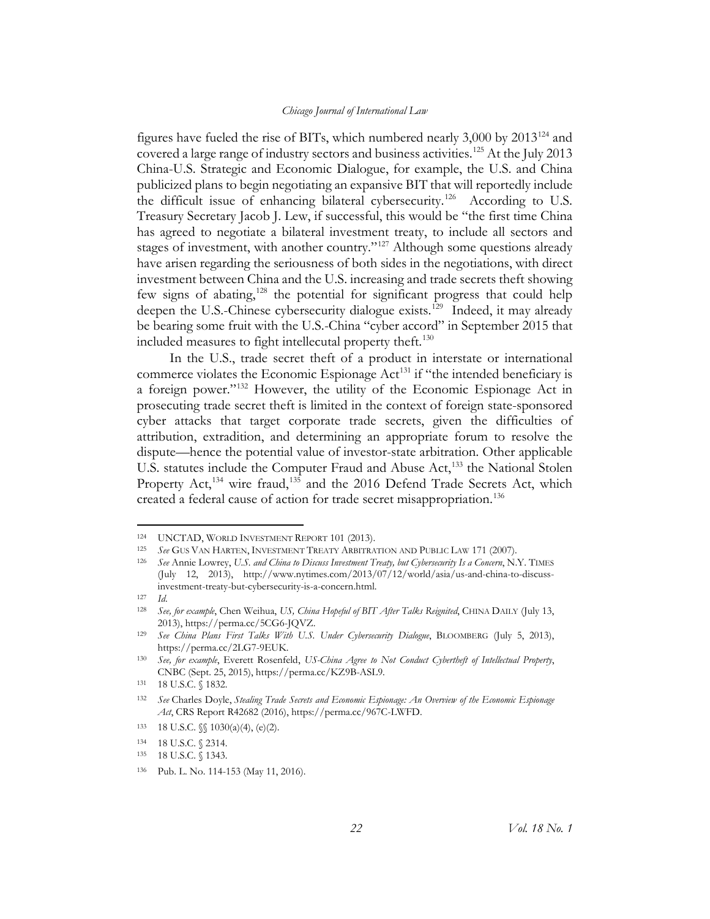figures have fueled the rise of BITs, which numbered nearly 3,000 by 2013[124] and covered a large range of industry sectors and business activities.[125] At the July 2013 China-U.S. Strategic and Economic Dialogue, for example, the U.S. and China publicized plans to begin negotiating an expansive BIT that will reportedly include the difficult issue of enhancing bilateral cybersecurity.[126] According to U.S. Treasury Secretary Jacob J. Lew, if successful, this would be "the first time China has agreed to negotiate a bilateral investment treaty, to include all sectors and stages of investment, with another country."[127] Although some questions already have arisen regarding the seriousness of both sides in the negotiations, with direct investment between China and the U.S. increasing and trade secrets theft showing few signs of abating,[128] the potential for significant progress that could help deepen the U.S.-Chinese cybersecurity dialogue exists.[129] Indeed, it may already be bearing some fruit with the U.S.-China "cyber accord" in September 2015 that included measures to fight intellecutal property theft.[130]

In the U.S., trade secret theft of a product in interstate or international commerce violates the Economic Espionage Act[131] if "the intended beneficiary is a foreign power."[132] However, the utility of the Economic Espionage Act in prosecuting trade secret theft is limited in the context of foreign state-sponsored cyber attacks that target corporate trade secrets, given the difficulties of attribution, extradition, and determining an appropriate forum to resolve the dispute—hence the potential value of investor-state arbitration. Other applicable U.S. statutes include the Computer Fraud and Abuse Act,[133] the National Stolen Property Act,[134] wire fraud,[135] and the 2016 Defend Trade Secrets Act, which created a federal cause of action for trade secret misappropriation.[136]

---

124 UNCTAD, World Investment Report 101 (2013).

125 *See* Gus Van Harten, Investment Treaty Arbitration and Public Law 171 (2007).

126 *See* Annie Lowrey, *U.S. and China to Discuss Investment Treaty, but Cybersecurity Is a Concern*, N.Y. Times (July 12, 2013), http://www.nytimes.com/2013/07/12/world/asia/us-and-china-to-discuss-investment-treaty-but-cybersecurity-is-a-concern.html.

127 *Id.*

128 *See, for example*, Chen Weihua, *US, China Hopeful of BIT After Talks Reignited*, China Daily (July 13, 2013), https://perma.cc/5CG6-JQVZ.

129 *See China Plans First Talks With U.S. Under Cybersecurity Dialogue*, Bloomberg (July 5, 2013), https://perma.cc/2LG7-9EUK.

130 *See, for example*, Everett Rosenfeld, *US-China Agree to Not Conduct Cybertheft of Intellectual Property*, CNBC (Sept. 25, 2015), https://perma.cc/KZ9B-ASL9.

131 18 U.S.C. § 1832.

132 *See* Charles Doyle, *Stealing Trade Secrets and Economic Espionage: An Overview of the Economic Espionage Act*, CRS Report R42682 (2016), https://perma.cc/967C-LWFD.

133 18 U.S.C. §§ 1030(a)(4), (e)(2).

134 18 U.S.C. § 2314.

135 18 U.S.C. § 1343.

136 Pub. L. No. 114-153 (May 11, 2016).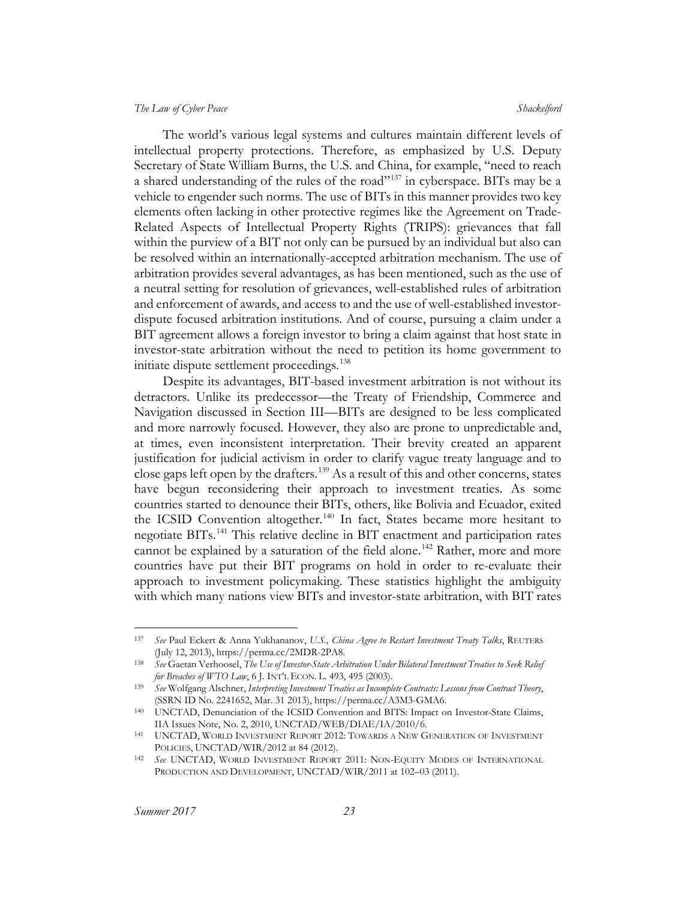The world's various legal systems and cultures maintain different levels of intellectual property protections. Therefore, as emphasized by U.S. Deputy Secretary of State William Burns, the U.S. and China, for example, "need to reach a shared understanding of the rules of the road"[137] in cyberspace. BITs may be a vehicle to engender such norms. The use of BITs in this manner provides two key elements often lacking in other protective regimes like the Agreement on Trade-Related Aspects of Intellectual Property Rights (TRIPS): grievances that fall within the purview of a BIT not only can be pursued by an individual but also can be resolved within an internationally-accepted arbitration mechanism. The use of arbitration provides several advantages, as has been mentioned, such as the use of a neutral setting for resolution of grievances, well-established rules of arbitration and enforcement of awards, and access to and the use of well-established investor-dispute focused arbitration institutions. And of course, pursuing a claim under a BIT agreement allows a foreign investor to bring a claim against that host state in investor-state arbitration without the need to petition its home government to initiate dispute settlement proceedings.[138]

Despite its advantages, BIT-based investment arbitration is not without its detractors. Unlike its predecessor—the Treaty of Friendship, Commerce and Navigation discussed in Section III—BITs are designed to be less complicated and more narrowly focused. However, they also are prone to unpredictable and, at times, even inconsistent interpretation. Their brevity created an apparent justification for judicial activism in order to clarify vague treaty language and to close gaps left open by the drafters.[139] As a result of this and other concerns, states have begun reconsidering their approach to investment treaties. As some countries started to denounce their BITs, others, like Bolivia and Ecuador, exited the ICSID Convention altogether.[140] In fact, States became more hesitant to negotiate BITs.[141] This relative decline in BIT enactment and participation rates cannot be explained by a saturation of the field alone.[142] Rather, more and more countries have put their BIT programs on hold in order to re-evaluate their approach to investment policymaking. These statistics highlight the ambiguity with which many nations view BITs and investor-state arbitration, with BIT rates

---

[137] *See* Paul Eckert & Anna Yukhananov, *U.S., China Agree to Restart Investment Treaty Talks*, REUTERS (July 12, 2013), https://perma.cc/2MDR-2PA8.

[138] *See* Gaetan Verhoosel, *The Use of Investor-State Arbitration Under Bilateral Investment Treaties to Seek Relief for Breaches of WTO Law*, 6 J. INT'L ECON. L. 493, 495 (2003).

[139] *See* Wolfgang Alschner, *Interpreting Investment Treaties as Incomplete Contracts: Lessons from Contract Theory*, (SSRN ID No. 2241652, Mar. 31 2013), https://perma.cc/A3M3-GMA6.

[140] UNCTAD, Denunciation of the ICSID Convention and BITS: Impact on Investor-State Claims, IIA Issues Note, No. 2, 2010, UNCTAD/WEB/DIAE/IA/2010/6.

[141] UNCTAD, WORLD INVESTMENT REPORT 2012: TOWARDS A NEW GENERATION OF INVESTMENT POLICIES, UNCTAD/WIR/2012 at 84 (2012).

[142] *See* UNCTAD, WORLD INVESTMENT REPORT 2011: NON-EQUITY MODES OF INTERNATIONAL PRODUCTION AND DEVELOPMENT, UNCTAD/WIR/2011 at 102–03 (2011).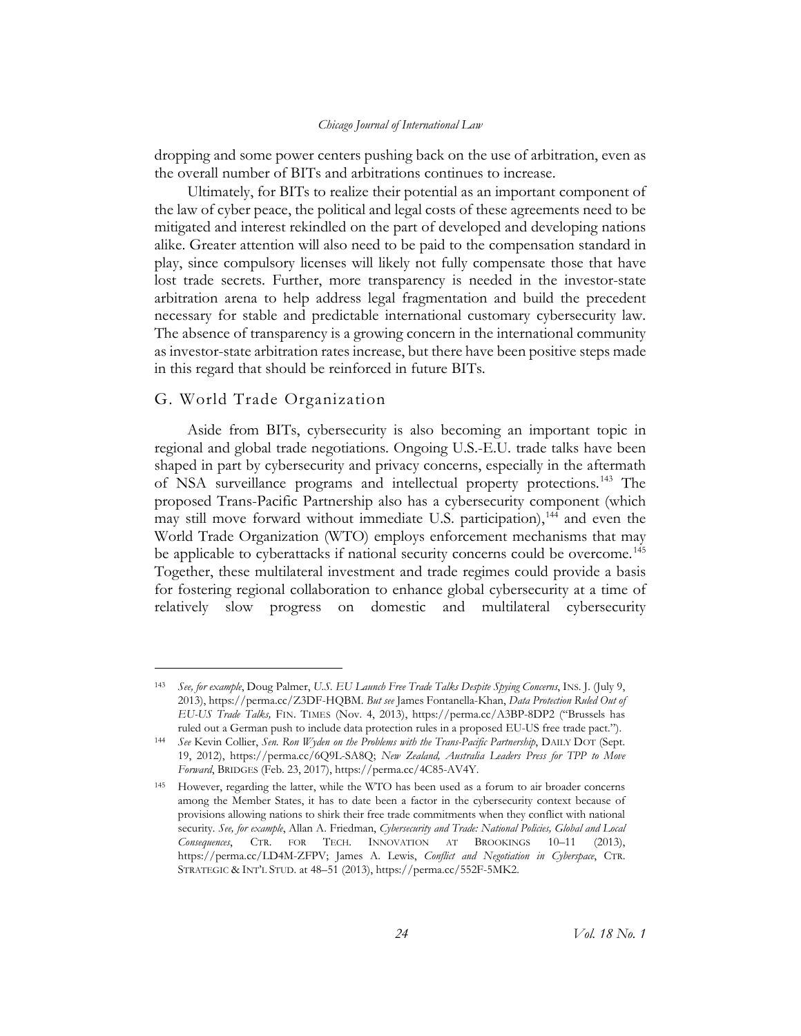dropping and some power centers pushing back on the use of arbitration, even as the overall number of BITs and arbitrations continues to increase.

Ultimately, for BITs to realize their potential as an important component of the law of cyber peace, the political and legal costs of these agreements need to be mitigated and interest rekindled on the part of developed and developing nations alike. Greater attention will also need to be paid to the compensation standard in play, since compulsory licenses will likely not fully compensate those that have lost trade secrets. Further, more transparency is needed in the investor-state arbitration arena to help address legal fragmentation and build the precedent necessary for stable and predictable international customary cybersecurity law. The absence of transparency is a growing concern in the international community as investor-state arbitration rates increase, but there have been positive steps made in this regard that should be reinforced in future BITs.

## G. World Trade Organization

Aside from BITs, cybersecurity is also becoming an important topic in regional and global trade negotiations. Ongoing U.S.-E.U. trade talks have been shaped in part by cybersecurity and privacy concerns, especially in the aftermath of NSA surveillance programs and intellectual property protections.[143] The proposed Trans-Pacific Partnership also has a cybersecurity component (which may still move forward without immediate U.S. participation),[144] and even the World Trade Organization (WTO) employs enforcement mechanisms that may be applicable to cyberattacks if national security concerns could be overcome.[145] Together, these multilateral investment and trade regimes could provide a basis for fostering regional collaboration to enhance global cybersecurity at a time of relatively slow progress on domestic and multilateral cybersecurity

---

[143] *See, for example*, Doug Palmer, *U.S. EU Launch Free Trade Talks Despite Spying Concerns*, INS. J. (July 9, 2013), https://perma.cc/Z3DF-HQBM. *But see* James Fontanella-Khan, *Data Protection Ruled Out of EU-US Trade Talks,* FIN. TIMES (Nov. 4, 2013), https://perma.cc/A3BP-8DP2 ("Brussels has ruled out a German push to include data protection rules in a proposed EU-US free trade pact.").

[144] *See* Kevin Collier, *Sen. Ron Wyden on the Problems with the Trans-Pacific Partnership*, DAILY DOT (Sept. 19, 2012), https://perma.cc/6Q9L-SA8Q; *New Zealand, Australia Leaders Press for TPP to Move Forward*, BRIDGES (Feb. 23, 2017), https://perma.cc/4C85-AV4Y.

[145] However, regarding the latter, while the WTO has been used as a forum to air broader concerns among the Member States, it has to date been a factor in the cybersecurity context because of provisions allowing nations to shirk their free trade commitments when they conflict with national security. *See, for example*, Allan A. Friedman, *Cybersecurity and Trade: National Policies, Global and Local Consequences*, CTR. FOR TECH. INNOVATION AT BROOKINGS 10–11 (2013), https://perma.cc/LD4M-ZFPV; James A. Lewis, *Conflict and Negotiation in Cyberspace*, CTR. STRATEGIC & INT'L STUD. at 48–51 (2013), https://perma.cc/552F-5MK2.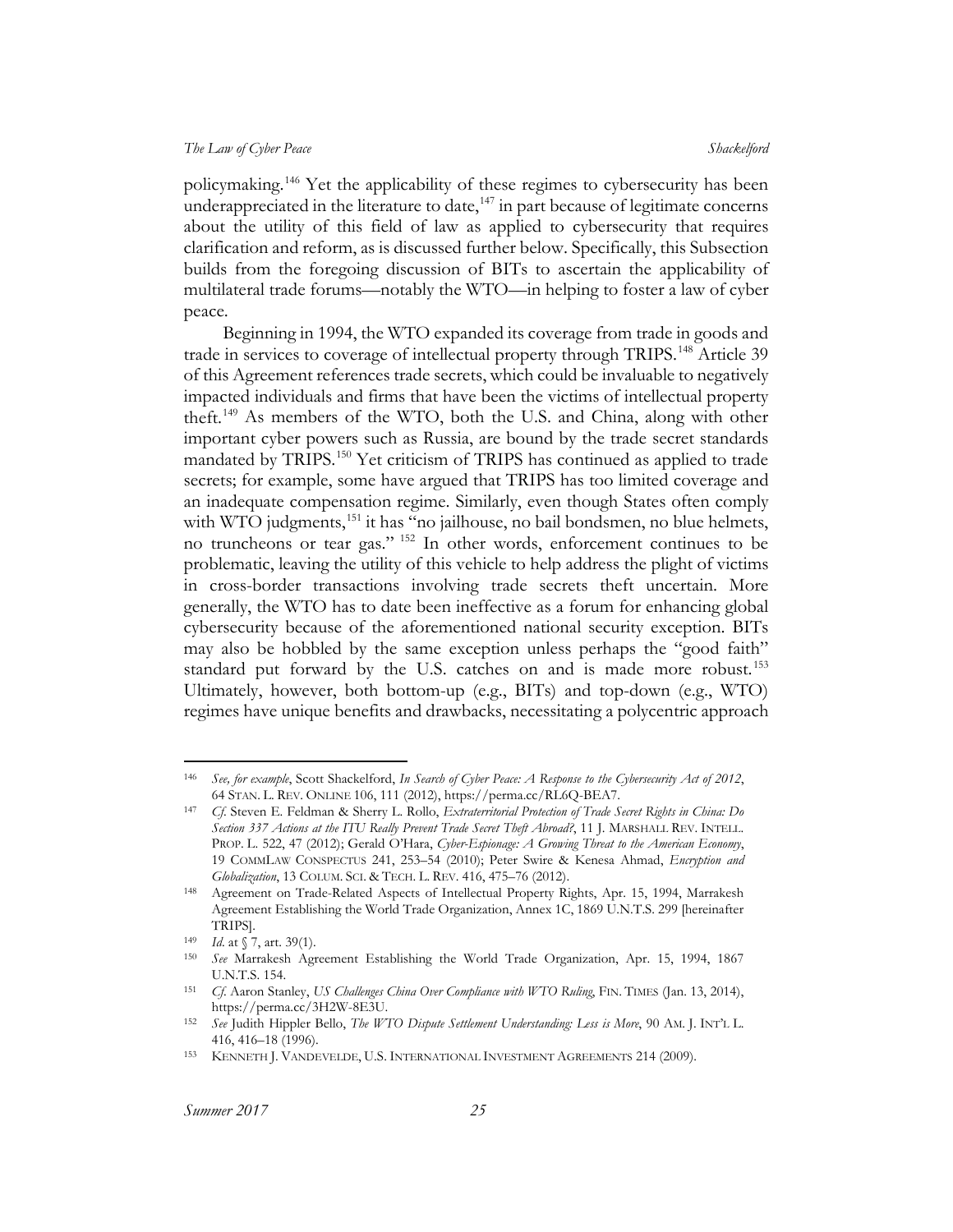policymaking.[146] Yet the applicability of these regimes to cybersecurity has been underappreciated in the literature to date,[147] in part because of legitimate concerns about the utility of this field of law as applied to cybersecurity that requires clarification and reform, as is discussed further below. Specifically, this Subsection builds from the foregoing discussion of BITs to ascertain the applicability of multilateral trade forums—notably the WTO—in helping to foster a law of cyber peace.

Beginning in 1994, the WTO expanded its coverage from trade in goods and trade in services to coverage of intellectual property through TRIPS.[148] Article 39 of this Agreement references trade secrets, which could be invaluable to negatively impacted individuals and firms that have been the victims of intellectual property theft.[149] As members of the WTO, both the U.S. and China, along with other important cyber powers such as Russia, are bound by the trade secret standards mandated by TRIPS.[150] Yet criticism of TRIPS has continued as applied to trade secrets; for example, some have argued that TRIPS has too limited coverage and an inadequate compensation regime. Similarly, even though States often comply with WTO judgments,[151] it has "no jailhouse, no bail bondsmen, no blue helmets, no truncheons or tear gas." [152] In other words, enforcement continues to be problematic, leaving the utility of this vehicle to help address the plight of victims in cross-border transactions involving trade secrets theft uncertain. More generally, the WTO has to date been ineffective as a forum for enhancing global cybersecurity because of the aforementioned national security exception. BITs may also be hobbled by the same exception unless perhaps the "good faith" standard put forward by the U.S. catches on and is made more robust.[153] Ultimately, however, both bottom-up (e.g., BITs) and top-down (e.g., WTO) regimes have unique benefits and drawbacks, necessitating a polycentric approach

---

146 *See, for example*, Scott Shackelford, *In Search of Cyber Peace: A Response to the Cybersecurity Act of 2012*, 64 STAN. L. REV. ONLINE 106, 111 (2012), https://perma.cc/RL6Q-BEA7.

147 *Cf.* Steven E. Feldman & Sherry L. Rollo, *Extraterritorial Protection of Trade Secret Rights in China: Do Section 337 Actions at the ITU Really Prevent Trade Secret Theft Abroad?*, 11 J. MARSHALL REV. INTELL. PROP. L. 522, 47 (2012); Gerald O'Hara, *Cyber-Espionage: A Growing Threat to the American Economy*, 19 COMMLAW CONSPECTUS 241, 253–54 (2010); Peter Swire & Kenesa Ahmad, *Encryption and Globalization*, 13 COLUM. SCI. & TECH. L. REV. 416, 475–76 (2012).

148 Agreement on Trade-Related Aspects of Intellectual Property Rights, Apr. 15, 1994, Marrakesh Agreement Establishing the World Trade Organization, Annex 1C, 1869 U.N.T.S. 299 [hereinafter TRIPS].

149 *Id.* at § 7, art. 39(1).

150 *See* Marrakesh Agreement Establishing the World Trade Organization, Apr. 15, 1994, 1867 U.N.T.S. 154.

151 *Cf.* Aaron Stanley, *US Challenges China Over Compliance with WTO Ruling*, FIN. TIMES (Jan. 13, 2014), https://perma.cc/3H2W-8E3U.

152 *See* Judith Hippler Bello, *The WTO Dispute Settlement Understanding: Less is More*, 90 AM. J. INT'L L. 416, 416–18 (1996).

153 KENNETH J. VANDEVELDE, U.S. INTERNATIONAL INVESTMENT AGREEMENTS 214 (2009).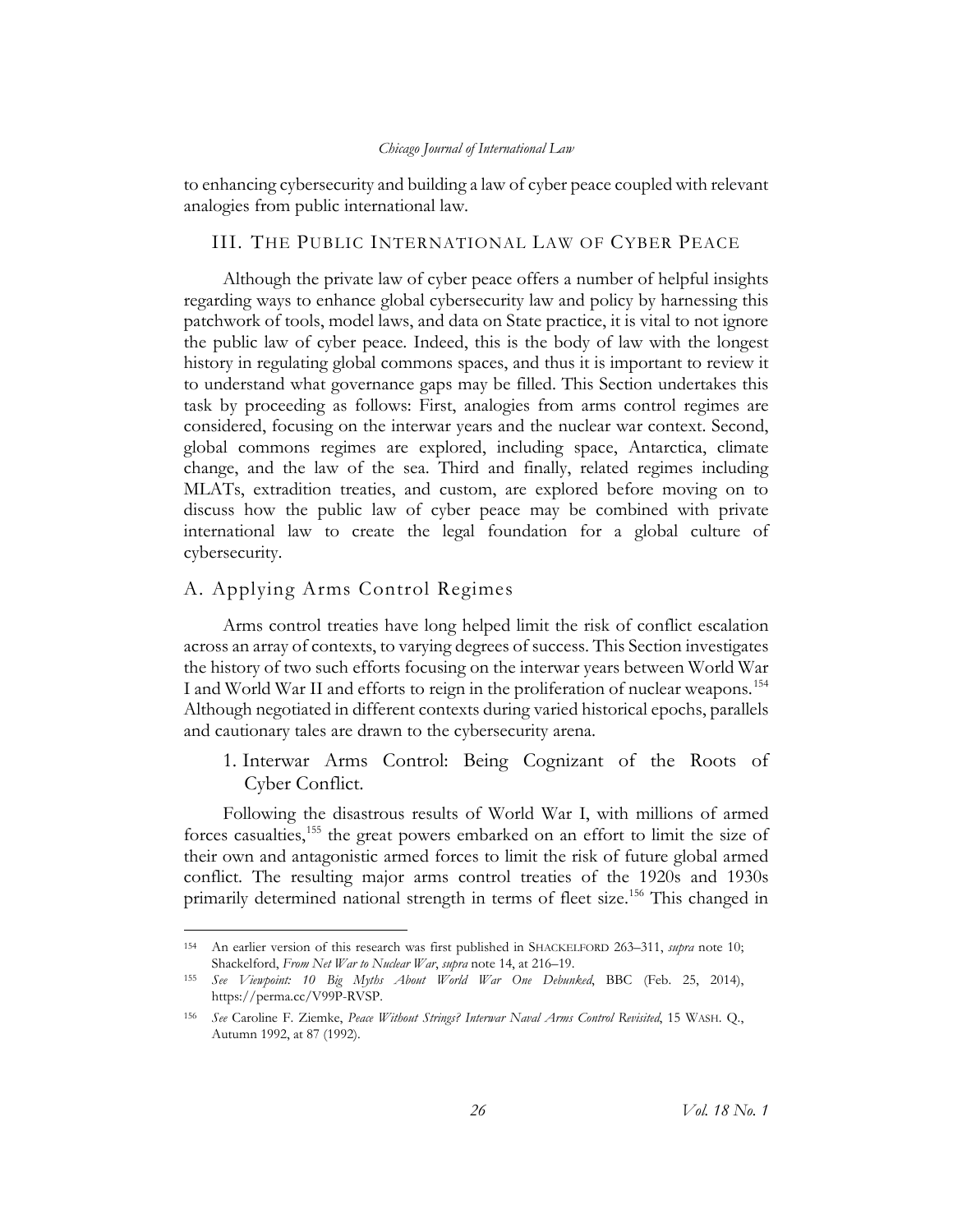to enhancing cybersecurity and building a law of cyber peace coupled with relevant analogies from public international law.

## III. The Public International Law of Cyber Peace

Although the private law of cyber peace offers a number of helpful insights regarding ways to enhance global cybersecurity law and policy by harnessing this patchwork of tools, model laws, and data on State practice, it is vital to not ignore the public law of cyber peace. Indeed, this is the body of law with the longest history in regulating global commons spaces, and thus it is important to review it to understand what governance gaps may be filled. This Section undertakes this task by proceeding as follows: First, analogies from arms control regimes are considered, focusing on the interwar years and the nuclear war context. Second, global commons regimes are explored, including space, Antarctica, climate change, and the law of the sea. Third and finally, related regimes including MLATs, extradition treaties, and custom, are explored before moving on to discuss how the public law of cyber peace may be combined with private international law to create the legal foundation for a global culture of cybersecurity.

### A. Applying Arms Control Regimes

Arms control treaties have long helped limit the risk of conflict escalation across an array of contexts, to varying degrees of success. This Section investigates the history of two such efforts focusing on the interwar years between World War I and World War II and efforts to reign in the proliferation of nuclear weapons.[154] Although negotiated in different contexts during varied historical epochs, parallels and cautionary tales are drawn to the cybersecurity arena.

#### 1. Interwar Arms Control: Being Cognizant of the Roots of Cyber Conflict.

Following the disastrous results of World War I, with millions of armed forces casualties,[155] the great powers embarked on an effort to limit the size of their own and antagonistic armed forces to limit the risk of future global armed conflict. The resulting major arms control treaties of the 1920s and 1930s primarily determined national strength in terms of fleet size.[156] This changed in

---

154 An earlier version of this research was first published in SHACKELFORD 263–311, *supra* note 10; Shackelford, *From Net War to Nuclear War*, *supra* note 14, at 216–19.

155 *See Viewpoint: 10 Big Myths About World War One Debunked*, BBC (Feb. 25, 2014), https://perma.cc/V99P-RVSP.

156 *See* Caroline F. Ziemke, *Peace Without Strings? Interwar Naval Arms Control Revisited*, 15 WASH. Q., Autumn 1992, at 87 (1992).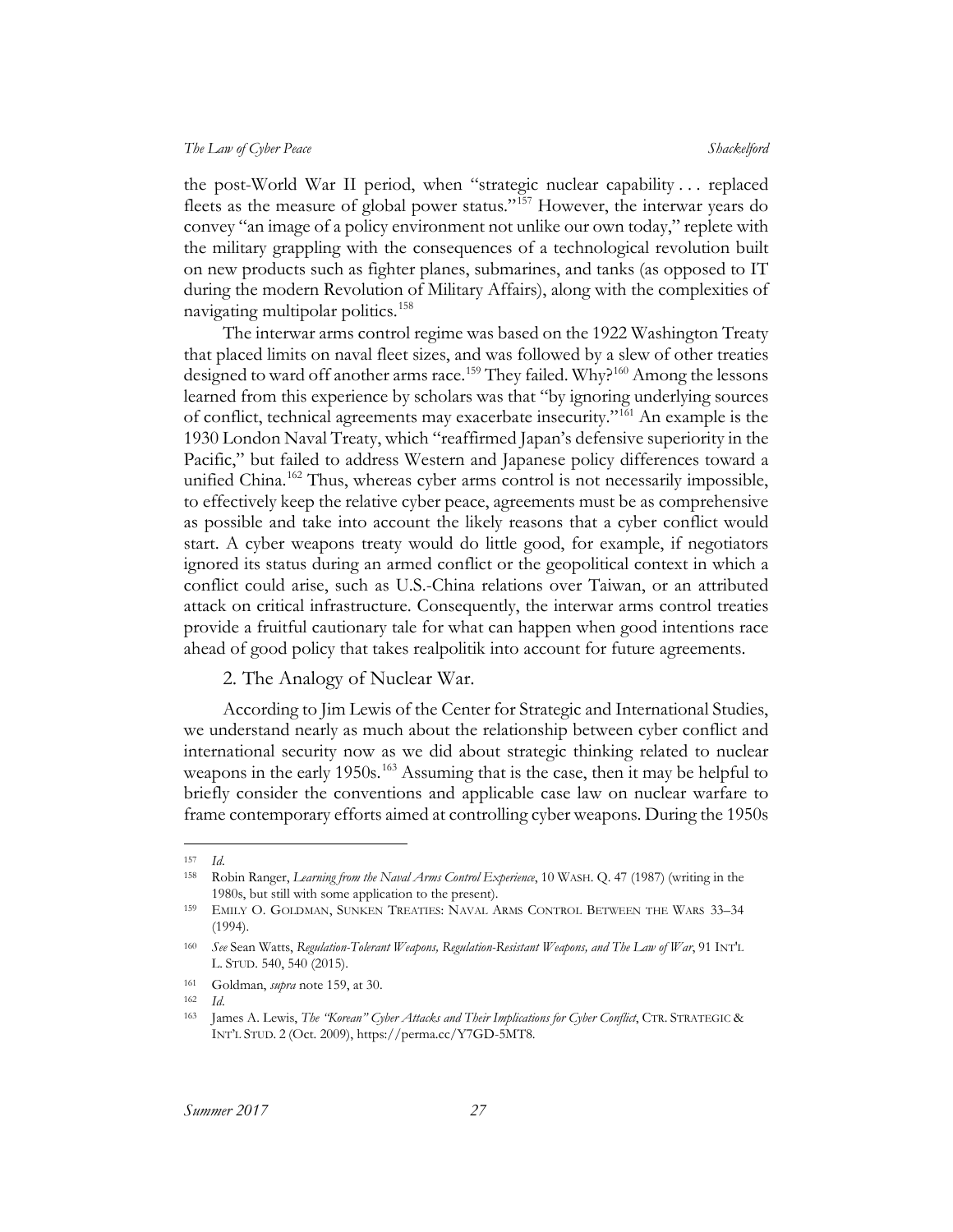the post-World War II period, when "strategic nuclear capability . . . replaced fleets as the measure of global power status."[157] However, the interwar years do convey "an image of a policy environment not unlike our own today," replete with the military grappling with the consequences of a technological revolution built on new products such as fighter planes, submarines, and tanks (as opposed to IT during the modern Revolution of Military Affairs), along with the complexities of navigating multipolar politics.[158]

The interwar arms control regime was based on the 1922 Washington Treaty that placed limits on naval fleet sizes, and was followed by a slew of other treaties designed to ward off another arms race.[159] They failed. Why?[160] Among the lessons learned from this experience by scholars was that "by ignoring underlying sources of conflict, technical agreements may exacerbate insecurity."[161] An example is the 1930 London Naval Treaty, which "reaffirmed Japan's defensive superiority in the Pacific," but failed to address Western and Japanese policy differences toward a unified China.[162] Thus, whereas cyber arms control is not necessarily impossible, to effectively keep the relative cyber peace, agreements must be as comprehensive as possible and take into account the likely reasons that a cyber conflict would start. A cyber weapons treaty would do little good, for example, if negotiators ignored its status during an armed conflict or the geopolitical context in which a conflict could arise, such as U.S.-China relations over Taiwan, or an attributed attack on critical infrastructure. Consequently, the interwar arms control treaties provide a fruitful cautionary tale for what can happen when good intentions race ahead of good policy that takes realpolitik into account for future agreements.

2. The Analogy of Nuclear War.

According to Jim Lewis of the Center for Strategic and International Studies, we understand nearly as much about the relationship between cyber conflict and international security now as we did about strategic thinking related to nuclear weapons in the early 1950s.[163] Assuming that is the case, then it may be helpful to briefly consider the conventions and applicable case law on nuclear warfare to frame contemporary efforts aimed at controlling cyber weapons. During the 1950s

---

157 *Id.*

158 Robin Ranger, *Learning from the Naval Arms Control Experience*, 10 WASH. Q. 47 (1987) (writing in the 1980s, but still with some application to the present).

159 EMILY O. GOLDMAN, SUNKEN TREATIES: NAVAL ARMS CONTROL BETWEEN THE WARS 33–34 (1994).

160 *See* Sean Watts, *Regulation-Tolerant Weapons, Regulation-Resistant Weapons, and The Law of War*, 91 INT'L L. STUD. 540, 540 (2015).

161 Goldman, *supra* note 159, at 30.

162 *Id.*

163 James A. Lewis, *The "Korean" Cyber Attacks and Their Implications for Cyber Conflict*, CTR. STRATEGIC & INT'L STUD. 2 (Oct. 2009), https://perma.cc/Y7GD-5MT8.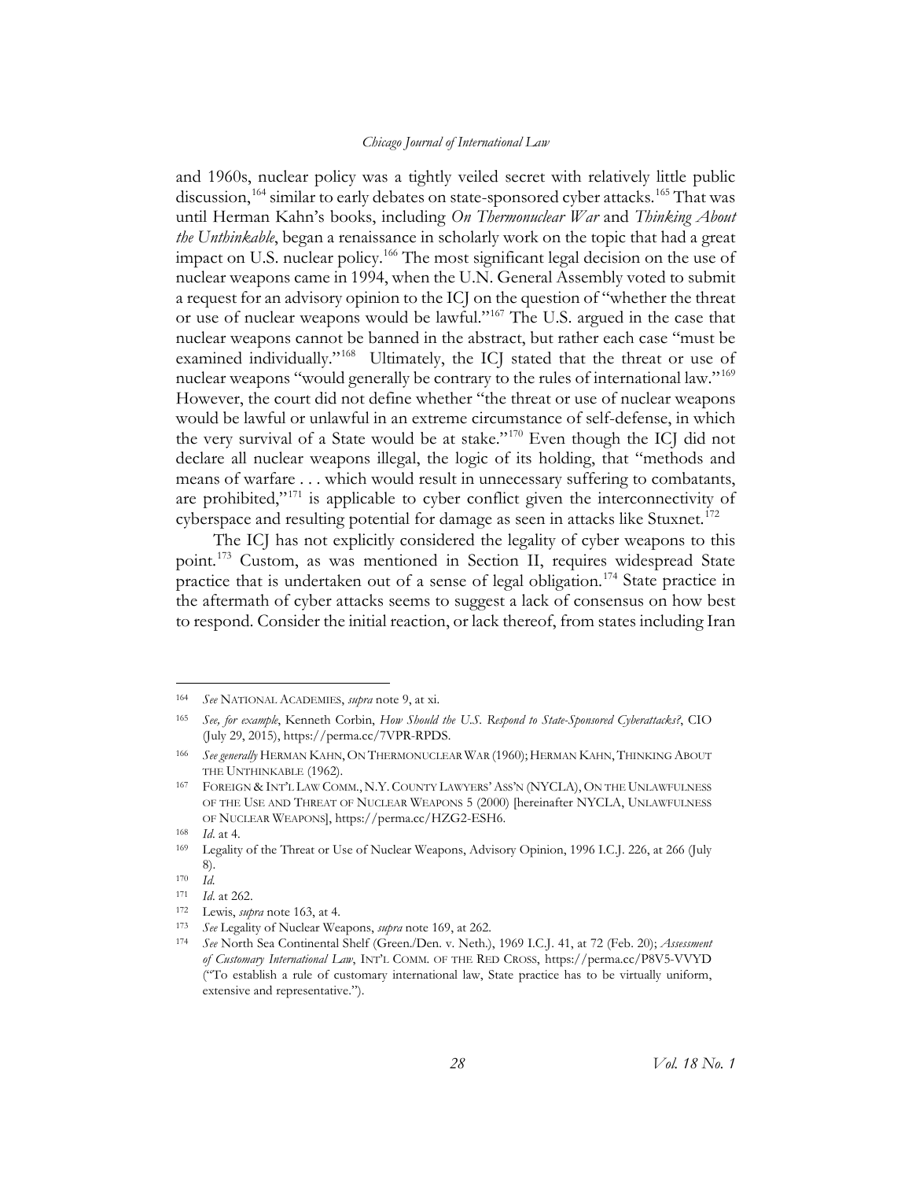and 1960s, nuclear policy was a tightly veiled secret with relatively little public discussion,[164] similar to early debates on state-sponsored cyber attacks.[165] That was until Herman Kahn's books, including *On Thermonuclear War* and *Thinking About the Unthinkable*, began a renaissance in scholarly work on the topic that had a great impact on U.S. nuclear policy.[166] The most significant legal decision on the use of nuclear weapons came in 1994, when the U.N. General Assembly voted to submit a request for an advisory opinion to the ICJ on the question of "whether the threat or use of nuclear weapons would be lawful."[167] The U.S. argued in the case that nuclear weapons cannot be banned in the abstract, but rather each case "must be examined individually."[168] Ultimately, the ICJ stated that the threat or use of nuclear weapons "would generally be contrary to the rules of international law."[169] However, the court did not define whether "the threat or use of nuclear weapons would be lawful or unlawful in an extreme circumstance of self-defense, in which the very survival of a State would be at stake."[170] Even though the ICJ did not declare all nuclear weapons illegal, the logic of its holding, that "methods and means of warfare . . . which would result in unnecessary suffering to combatants, are prohibited,"[171] is applicable to cyber conflict given the interconnectivity of cyberspace and resulting potential for damage as seen in attacks like Stuxnet.[172]

The ICJ has not explicitly considered the legality of cyber weapons to this point.[173] Custom, as was mentioned in Section II, requires widespread State practice that is undertaken out of a sense of legal obligation.[174] State practice in the aftermath of cyber attacks seems to suggest a lack of consensus on how best to respond. Consider the initial reaction, or lack thereof, from states including Iran

---

164 *See* NATIONAL ACADEMIES, *supra* note 9, at xi.

165 *See, for example*, Kenneth Corbin, *How Should the U.S. Respond to State-Sponsored Cyberattacks?*, CIO (July 29, 2015), https://perma.cc/7VPR-RPDS.

166 *See generally* HERMAN KAHN, ON THERMONUCLEAR WAR (1960); HERMAN KAHN, THINKING ABOUT THE UNTHINKABLE (1962).

167 FOREIGN & INT'L LAW COMM., N.Y. COUNTY LAWYERS' ASS'N (NYCLA), ON THE UNLAWFULNESS OF THE USE AND THREAT OF NUCLEAR WEAPONS 5 (2000) [hereinafter NYCLA, UNLAWFULNESS OF NUCLEAR WEAPONS], https://perma.cc/HZG2-ESH6.

168 *Id.* at 4.

169 Legality of the Threat or Use of Nuclear Weapons, Advisory Opinion, 1996 I.C.J. 226, at 266 (July 8).

170 *Id.*

171 *Id.* at 262.

172 Lewis, *supra* note 163, at 4.

173 *See* Legality of Nuclear Weapons, *supra* note 169, at 262.

174 *See* North Sea Continental Shelf (Green./Den. v. Neth.), 1969 I.C.J. 41, at 72 (Feb. 20); *Assessment of Customary International Law*, INT'L COMM. OF THE RED CROSS, https://perma.cc/P8V5-VVYD ("To establish a rule of customary international law, State practice has to be virtually uniform, extensive and representative.").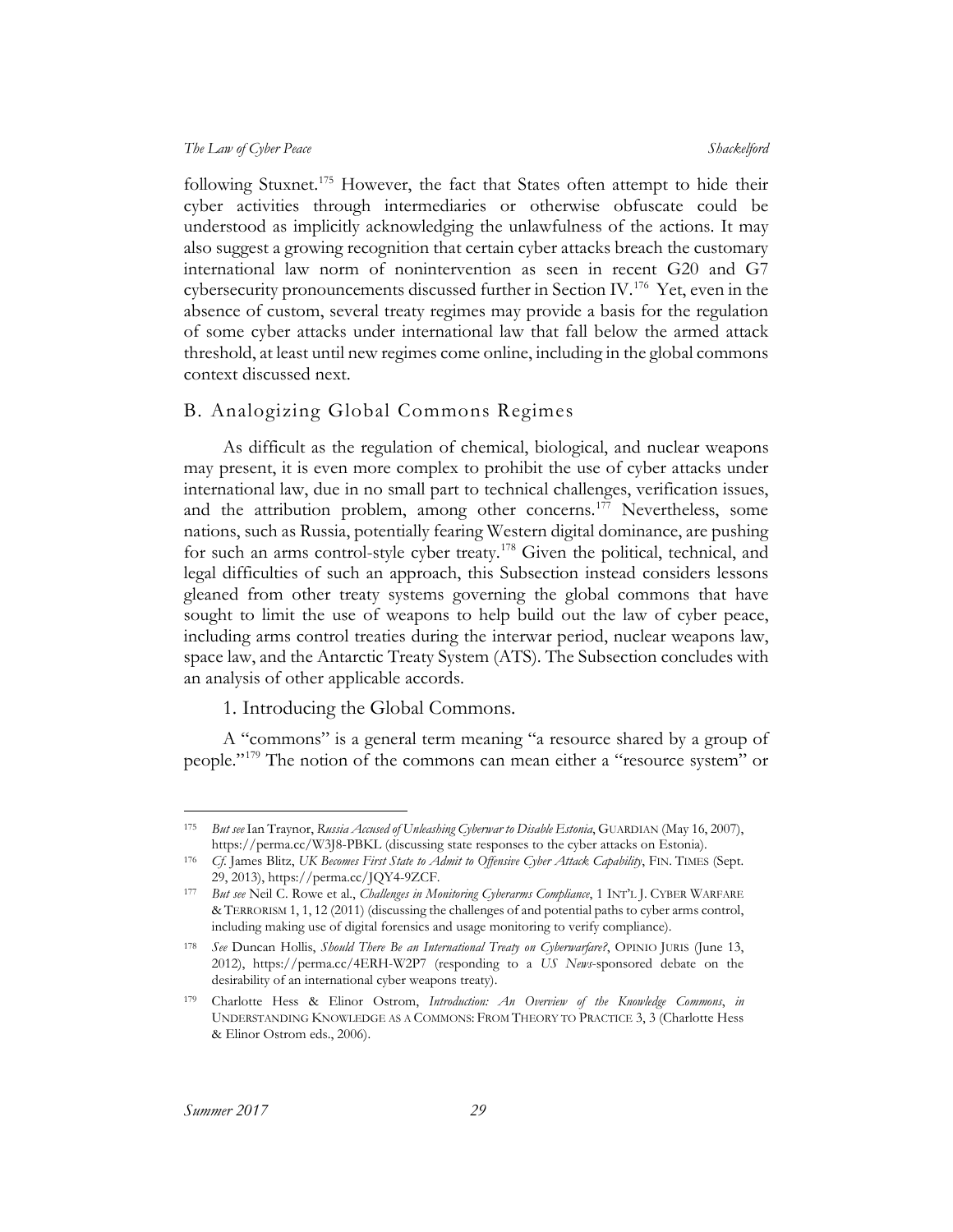following Stuxnet.[175] However, the fact that States often attempt to hide their cyber activities through intermediaries or otherwise obfuscate could be understood as implicitly acknowledging the unlawfulness of the actions. It may also suggest a growing recognition that certain cyber attacks breach the customary international law norm of nonintervention as seen in recent G20 and G7 cybersecurity pronouncements discussed further in Section IV.[176] Yet, even in the absence of custom, several treaty regimes may provide a basis for the regulation of some cyber attacks under international law that fall below the armed attack threshold, at least until new regimes come online, including in the global commons context discussed next.

## B. Analogizing Global Commons Regimes

As difficult as the regulation of chemical, biological, and nuclear weapons may present, it is even more complex to prohibit the use of cyber attacks under international law, due in no small part to technical challenges, verification issues, and the attribution problem, among other concerns.[177] Nevertheless, some nations, such as Russia, potentially fearing Western digital dominance, are pushing for such an arms control-style cyber treaty.[178] Given the political, technical, and legal difficulties of such an approach, this Subsection instead considers lessons gleaned from other treaty systems governing the global commons that have sought to limit the use of weapons to help build out the law of cyber peace, including arms control treaties during the interwar period, nuclear weapons law, space law, and the Antarctic Treaty System (ATS). The Subsection concludes with an analysis of other applicable accords.

### 1. Introducing the Global Commons.

A "commons" is a general term meaning "a resource shared by a group of people."[179] The notion of the commons can mean either a "resource system" or

---

[175] *But see* Ian Traynor, *Russia Accused of Unleashing Cyberwar to Disable Estonia*, GUARDIAN (May 16, 2007), https://perma.cc/W3J8-PBKL (discussing state responses to the cyber attacks on Estonia).

[176] *Cf.* James Blitz, *UK Becomes First State to Admit to Offensive Cyber Attack Capability*, FIN. TIMES (Sept. 29, 2013), https://perma.cc/JQY4-9ZCF.

[177] *But see* Neil C. Rowe et al., *Challenges in Monitoring Cyberarms Compliance*, 1 INT'L J. CYBER WARFARE & TERRORISM 1, 1, 12 (2011) (discussing the challenges of and potential paths to cyber arms control, including making use of digital forensics and usage monitoring to verify compliance).

[178] *See* Duncan Hollis, *Should There Be an International Treaty on Cyberwarfare?*, OPINIO JURIS (June 13, 2012), https://perma.cc/4ERH-W2P7 (responding to a *US News*-sponsored debate on the desirability of an international cyber weapons treaty).

[179] Charlotte Hess & Elinor Ostrom, *Introduction: An Overview of the Knowledge Commons*, *in* UNDERSTANDING KNOWLEDGE AS A COMMONS: FROM THEORY TO PRACTICE 3, 3 (Charlotte Hess & Elinor Ostrom eds., 2006).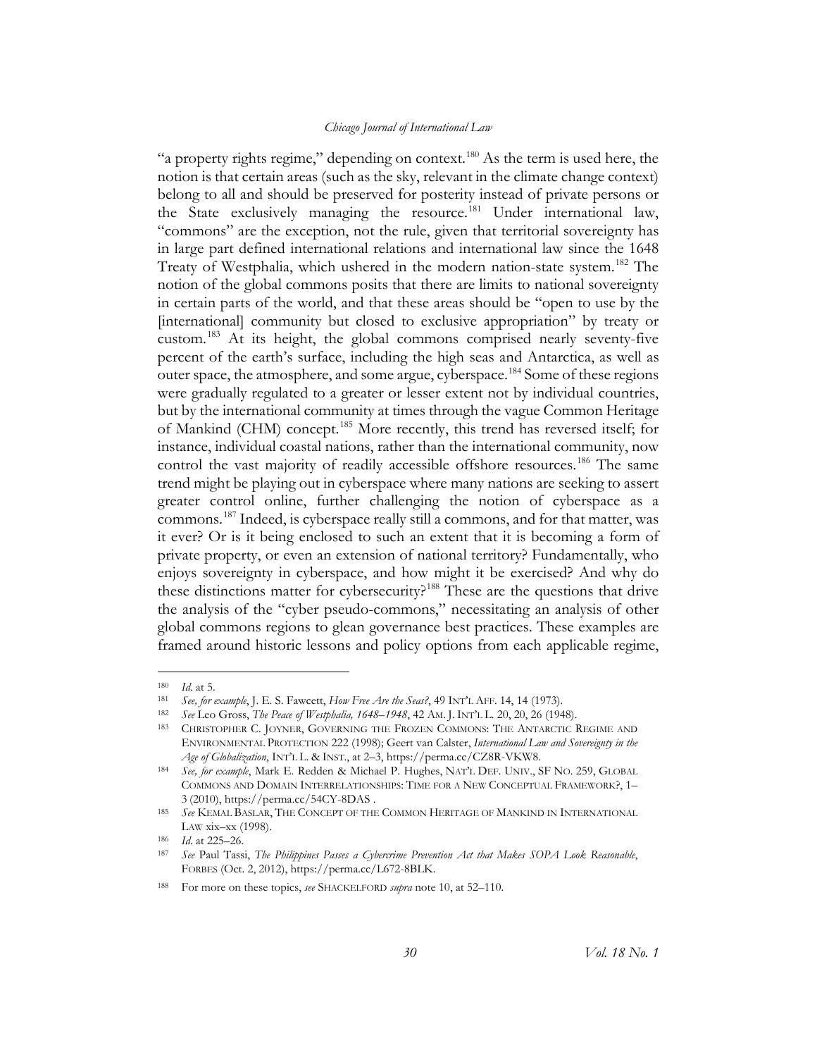"a property rights regime," depending on context.[180] As the term is used here, the notion is that certain areas (such as the sky, relevant in the climate change context) belong to all and should be preserved for posterity instead of private persons or the State exclusively managing the resource.[181] Under international law, "commons" are the exception, not the rule, given that territorial sovereignty has in large part defined international relations and international law since the 1648 Treaty of Westphalia, which ushered in the modern nation-state system.[182] The notion of the global commons posits that there are limits to national sovereignty in certain parts of the world, and that these areas should be "open to use by the [international] community but closed to exclusive appropriation" by treaty or custom.[183] At its height, the global commons comprised nearly seventy-five percent of the earth's surface, including the high seas and Antarctica, as well as outer space, the atmosphere, and some argue, cyberspace.[184] Some of these regions were gradually regulated to a greater or lesser extent not by individual countries, but by the international community at times through the vague Common Heritage of Mankind (CHM) concept.[185] More recently, this trend has reversed itself; for instance, individual coastal nations, rather than the international community, now control the vast majority of readily accessible offshore resources.[186] The same trend might be playing out in cyberspace where many nations are seeking to assert greater control online, further challenging the notion of cyberspace as a commons.[187] Indeed, is cyberspace really still a commons, and for that matter, was it ever? Or is it being enclosed to such an extent that it is becoming a form of private property, or even an extension of national territory? Fundamentally, who enjoys sovereignty in cyberspace, and how might it be exercised? And why do these distinctions matter for cybersecurity?[188] These are the questions that drive the analysis of the "cyber pseudo-commons," necessitating an analysis of other global commons regions to glean governance best practices. These examples are framed around historic lessons and policy options from each applicable regime,

---

180 *Id.* at 5.

181 *See, for example*, J. E. S. Fawcett, *How Free Are the Seas?*, 49 INT'L AFF. 14, 14 (1973).

182 *See* Leo Gross, *The Peace of Westphalia, 1648–1948*, 42 AM. J. INT'L L. 20, 20, 26 (1948).

183 CHRISTOPHER C. JOYNER, GOVERNING THE FROZEN COMMONS: THE ANTARCTIC REGIME AND ENVIRONMENTAL PROTECTION 222 (1998); Geert van Calster, *International Law and Sovereignty in the Age of Globalization*, INT'L L. & INST., at 2–3, https://perma.cc/CZ8R-VKW8.

184 *See, for example*, Mark E. Redden & Michael P. Hughes, NAT'L DEF. UNIV., SF NO. 259, GLOBAL COMMONS AND DOMAIN INTERRELATIONSHIPS: TIME FOR A NEW CONCEPTUAL FRAMEWORK?, 1–3 (2010), https://perma.cc/54CY-8DAS .

185 *See* KEMAL BASLAR, THE CONCEPT OF THE COMMON HERITAGE OF MANKIND IN INTERNATIONAL LAW xix–xx (1998).

186 *Id.* at 225–26.

187 *See* Paul Tassi, *The Philippines Passes a Cybercrime Prevention Act that Makes SOPA Look Reasonable*, FORBES (Oct. 2, 2012), https://perma.cc/L672-8BLK.

188 For more on these topics, *see* SHACKELFORD *supra* note 10, at 52–110.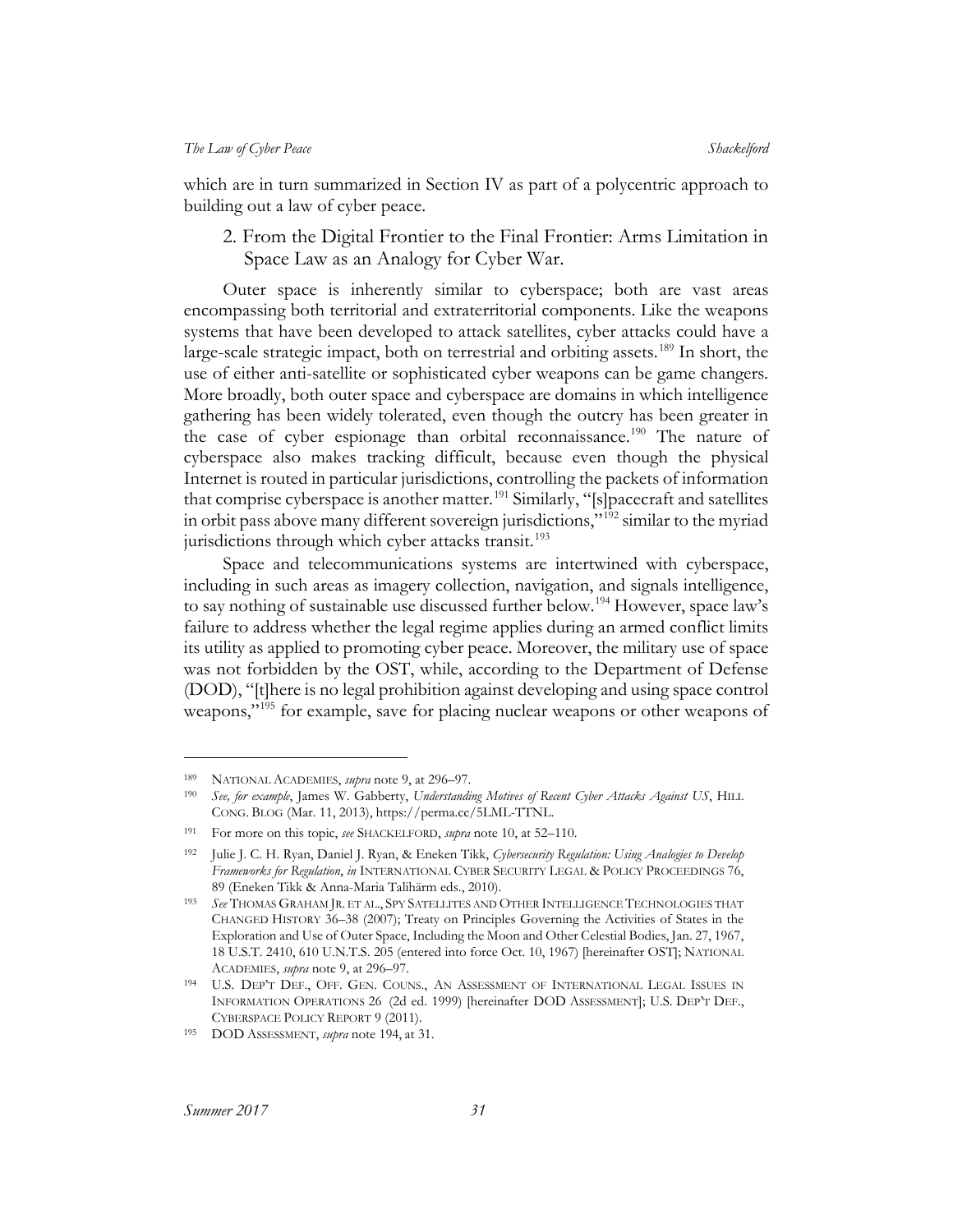which are in turn summarized in Section IV as part of a polycentric approach to building out a law of cyber peace.

### 2. From the Digital Frontier to the Final Frontier: Arms Limitation in Space Law as an Analogy for Cyber War.

Outer space is inherently similar to cyberspace; both are vast areas encompassing both territorial and extraterritorial components. Like the weapons systems that have been developed to attack satellites, cyber attacks could have a large-scale strategic impact, both on terrestrial and orbiting assets.[189] In short, the use of either anti-satellite or sophisticated cyber weapons can be game changers. More broadly, both outer space and cyberspace are domains in which intelligence gathering has been widely tolerated, even though the outcry has been greater in the case of cyber espionage than orbital reconnaissance.[190] The nature of cyberspace also makes tracking difficult, because even though the physical Internet is routed in particular jurisdictions, controlling the packets of information that comprise cyberspace is another matter.[191] Similarly, "[s]pacecraft and satellites in orbit pass above many different sovereign jurisdictions,"[192] similar to the myriad jurisdictions through which cyber attacks transit.[193]

Space and telecommunications systems are intertwined with cyberspace, including in such areas as imagery collection, navigation, and signals intelligence, to say nothing of sustainable use discussed further below.[194] However, space law's failure to address whether the legal regime applies during an armed conflict limits its utility as applied to promoting cyber peace. Moreover, the military use of space was not forbidden by the OST, while, according to the Department of Defense (DOD), "[t]here is no legal prohibition against developing and using space control weapons,"[195] for example, save for placing nuclear weapons or other weapons of

---

[189] NATIONAL ACADEMIES, *supra* note 9, at 296–97.

[190] *See, for example*, James W. Gabberty, *Understanding Motives of Recent Cyber Attacks Against US*, HILL CONG. BLOG (Mar. 11, 2013), https://perma.cc/5LML-TTNL.

[191] For more on this topic, *see* SHACKELFORD, *supra* note 10, at 52–110.

[192] Julie J. C. H. Ryan, Daniel J. Ryan, & Eneken Tikk, *Cybersecurity Regulation: Using Analogies to Develop Frameworks for Regulation*, *in* INTERNATIONAL CYBER SECURITY LEGAL & POLICY PROCEEDINGS 76, 89 (Eneken Tikk & Anna-Maria Talihärm eds., 2010).

[193] *See* THOMAS GRAHAM JR. ET AL., SPY SATELLITES AND OTHER INTELLIGENCE TECHNOLOGIES THAT CHANGED HISTORY 36–38 (2007); Treaty on Principles Governing the Activities of States in the Exploration and Use of Outer Space, Including the Moon and Other Celestial Bodies, Jan. 27, 1967, 18 U.S.T. 2410, 610 U.N.T.S. 205 (entered into force Oct. 10, 1967) [hereinafter OST]; NATIONAL ACADEMIES, *supra* note 9, at 296–97.

[194] U.S. DEP'T DEF., OFF. GEN. COUNS., AN ASSESSMENT OF INTERNATIONAL LEGAL ISSUES IN INFORMATION OPERATIONS 26 (2d ed. 1999) [hereinafter DOD ASSESSMENT]; U.S. DEP'T DEF., CYBERSPACE POLICY REPORT 9 (2011).

[195] DOD ASSESSMENT, *supra* note 194, at 31.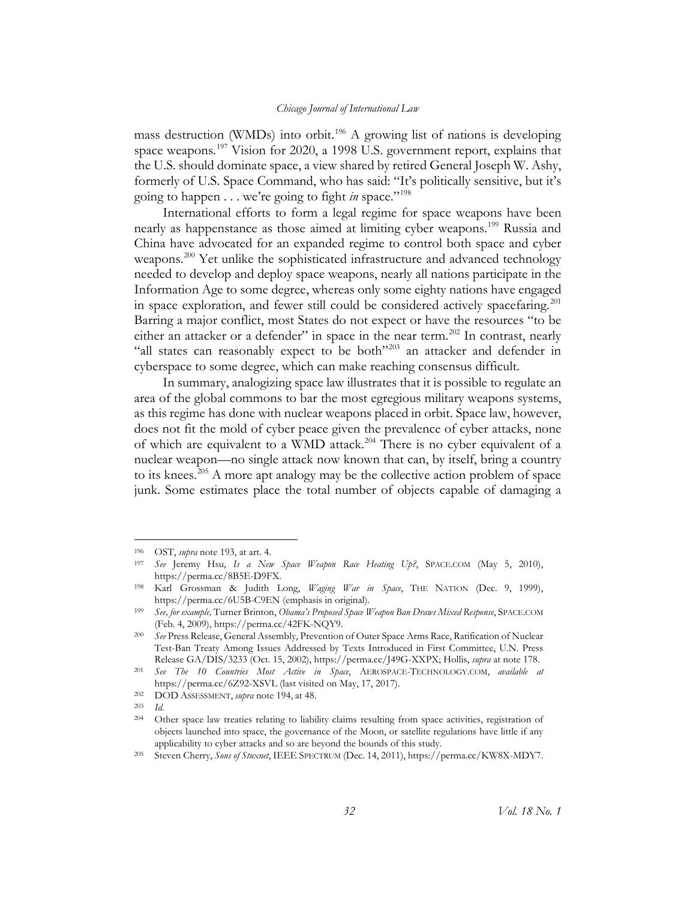mass destruction (WMDs) into orbit.[196] A growing list of nations is developing space weapons.[197] Vision for 2020, a 1998 U.S. government report, explains that the U.S. should dominate space, a view shared by retired General Joseph W. Ashy, formerly of U.S. Space Command, who has said: "It's politically sensitive, but it's going to happen . . . we're going to fight *in* space."[198]

International efforts to form a legal regime for space weapons have been nearly as happenstance as those aimed at limiting cyber weapons.[199] Russia and China have advocated for an expanded regime to control both space and cyber weapons.[200] Yet unlike the sophisticated infrastructure and advanced technology needed to develop and deploy space weapons, nearly all nations participate in the Information Age to some degree, whereas only some eighty nations have engaged in space exploration, and fewer still could be considered actively spacefaring.[201] Barring a major conflict, most States do not expect or have the resources "to be either an attacker or a defender" in space in the near term.[202] In contrast, nearly "all states can reasonably expect to be both"[203] an attacker and defender in cyberspace to some degree, which can make reaching consensus difficult.

In summary, analogizing space law illustrates that it is possible to regulate an area of the global commons to bar the most egregious military weapons systems, as this regime has done with nuclear weapons placed in orbit. Space law, however, does not fit the mold of cyber peace given the prevalence of cyber attacks, none of which are equivalent to a WMD attack.[204] There is no cyber equivalent of a nuclear weapon—no single attack now known that can, by itself, bring a country to its knees.[205] A more apt analogy may be the collective action problem of space junk. Some estimates place the total number of objects capable of damaging a

---

196 OST, *supra* note 193, at art. 4.

197 *See* Jeremy Hsu, *Is a New Space Weapon Race Heating Up?*, SPACE.COM (May 5, 2010), https://perma.cc/8B5E-D9FX.

198 Karl Grossman & Judith Long, *Waging War in Space*, THE NATION (Dec. 9, 1999), https://perma.cc/6U5B-C9EN (emphasis in original).

199 *See, for example,* Turner Brinton, *Obama's Proposed Space Weapon Ban Draws Mixed Response*, SPACE.COM (Feb. 4, 2009), https://perma.cc/42FK-NQY9.

200 *See* Press Release, General Assembly, Prevention of Outer Space Arms Race, Ratification of Nuclear Test-Ban Treaty Among Issues Addressed by Texts Introduced in First Committee, U.N. Press Release GA/DIS/3233 (Oct. 15, 2002), https://perma.cc/J49G-XXPX; Hollis, *supra* at note 178.

201 *See The 10 Countries Most Active in Space*, AEROSPACE-TECHNOLOGY.COM, *available at* https://perma.cc/6Z92-XSVL (last visited on May, 17, 2017).

202 DOD ASSESSMENT, *supra* note 194, at 48.

203 *Id.*

204 Other space law treaties relating to liability claims resulting from space activities, registration of objects launched into space, the governance of the Moon, or satellite regulations have little if any applicability to cyber attacks and so are beyond the bounds of this study.

205 Steven Cherry, *Sons of Stuxnet*, IEEE SPECTRUM (Dec. 14, 2011), https://perma.cc/KW8X-MDY7.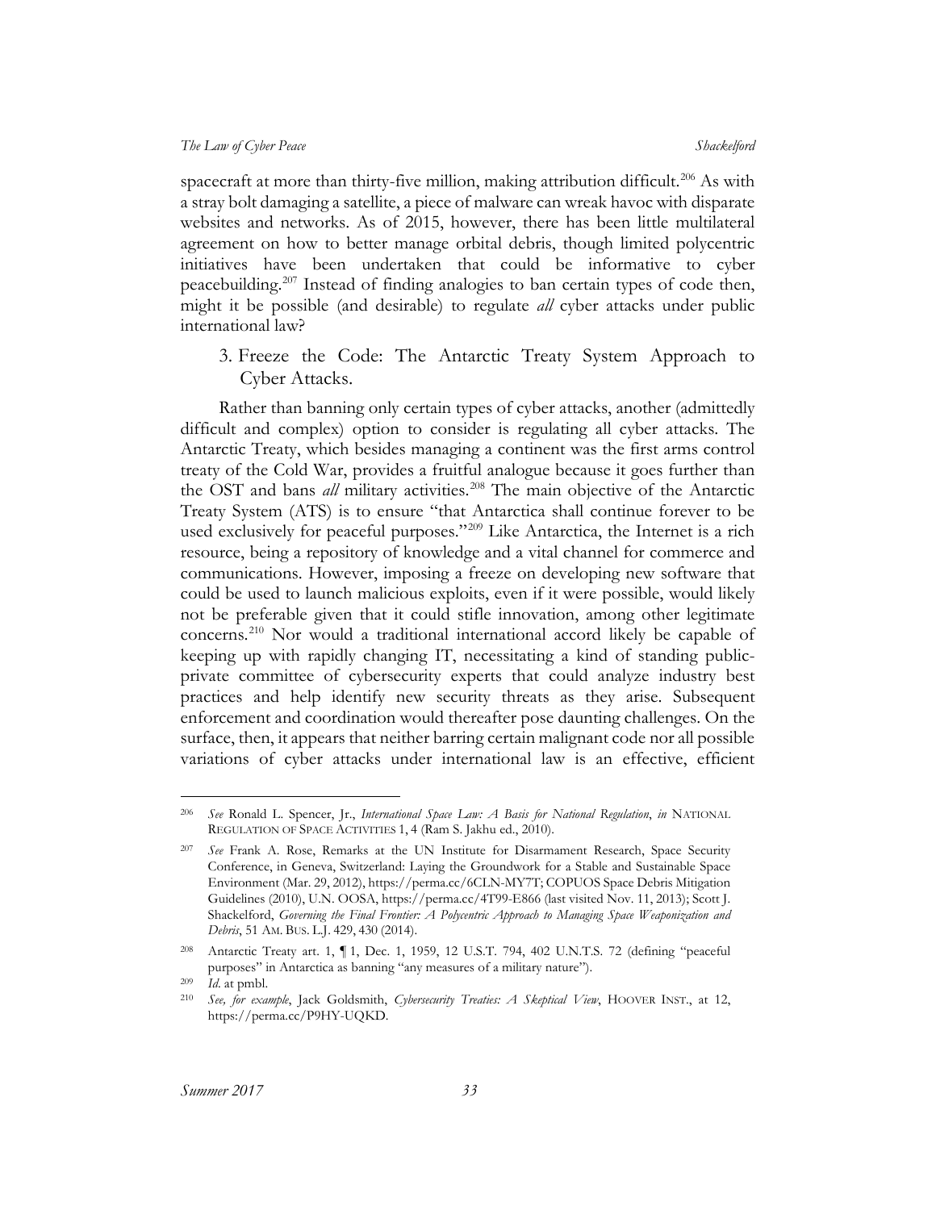spacecraft at more than thirty-five million, making attribution difficult.[206] As with a stray bolt damaging a satellite, a piece of malware can wreak havoc with disparate websites and networks. As of 2015, however, there has been little multilateral agreement on how to better manage orbital debris, though limited polycentric initiatives have been undertaken that could be informative to cyber peacebuilding.[207] Instead of finding analogies to ban certain types of code then, might it be possible (and desirable) to regulate *all* cyber attacks under public international law?

3. Freeze the Code: The Antarctic Treaty System Approach to Cyber Attacks.

Rather than banning only certain types of cyber attacks, another (admittedly difficult and complex) option to consider is regulating all cyber attacks. The Antarctic Treaty, which besides managing a continent was the first arms control treaty of the Cold War, provides a fruitful analogue because it goes further than the OST and bans *all* military activities.[208] The main objective of the Antarctic Treaty System (ATS) is to ensure "that Antarctica shall continue forever to be used exclusively for peaceful purposes."[209] Like Antarctica, the Internet is a rich resource, being a repository of knowledge and a vital channel for commerce and communications. However, imposing a freeze on developing new software that could be used to launch malicious exploits, even if it were possible, would likely not be preferable given that it could stifle innovation, among other legitimate concerns.[210] Nor would a traditional international accord likely be capable of keeping up with rapidly changing IT, necessitating a kind of standing public-private committee of cybersecurity experts that could analyze industry best practices and help identify new security threats as they arise. Subsequent enforcement and coordination would thereafter pose daunting challenges. On the surface, then, it appears that neither barring certain malignant code nor all possible variations of cyber attacks under international law is an effective, efficient

---

206 *See* Ronald L. Spencer, Jr., *International Space Law: A Basis for National Regulation*, *in* NATIONAL REGULATION OF SPACE ACTIVITIES 1, 4 (Ram S. Jakhu ed., 2010).

207 *See* Frank A. Rose, Remarks at the UN Institute for Disarmament Research, Space Security Conference, in Geneva, Switzerland: Laying the Groundwork for a Stable and Sustainable Space Environment (Mar. 29, 2012), https://perma.cc/6CLN-MY7T; COPUOS Space Debris Mitigation Guidelines (2010), U.N. OOSA, https://perma.cc/4T99-E866 (last visited Nov. 11, 2013); Scott J. Shackelford, *Governing the Final Frontier: A Polycentric Approach to Managing Space Weaponization and Debris*, 51 AM. BUS. L.J. 429, 430 (2014).

208 Antarctic Treaty art. 1, ¶ 1, Dec. 1, 1959, 12 U.S.T. 794, 402 U.N.T.S. 72 (defining "peaceful purposes" in Antarctica as banning "any measures of a military nature").

209 *Id*. at pmbl.

210 *See, for example*, Jack Goldsmith, *Cybersecurity Treaties: A Skeptical View*, HOOVER INST., at 12, https://perma.cc/P9HY-UQKD.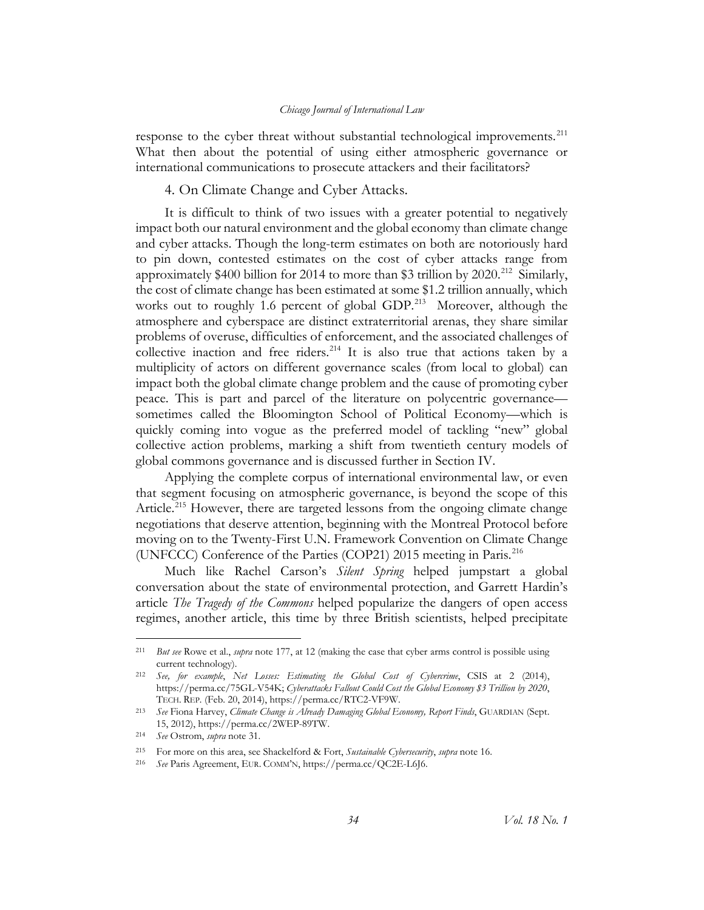response to the cyber threat without substantial technological improvements.[211] What then about the potential of using either atmospheric governance or international communications to prosecute attackers and their facilitators?

4. On Climate Change and Cyber Attacks.

It is difficult to think of two issues with a greater potential to negatively impact both our natural environment and the global economy than climate change and cyber attacks. Though the long-term estimates on both are notoriously hard to pin down, contested estimates on the cost of cyber attacks range from approximately $400 billion for 2014 to more than $3 trillion by 2020.[212] Similarly, the cost of climate change has been estimated at some $1.2 trillion annually, which works out to roughly 1.6 percent of global GDP.[213] Moreover, although the atmosphere and cyberspace are distinct extraterritorial arenas, they share similar problems of overuse, difficulties of enforcement, and the associated challenges of collective inaction and free riders.[214] It is also true that actions taken by a multiplicity of actors on different governance scales (from local to global) can impact both the global climate change problem and the cause of promoting cyber peace. This is part and parcel of the literature on polycentric governance—sometimes called the Bloomington School of Political Economy—which is quickly coming into vogue as the preferred model of tackling "new" global collective action problems, marking a shift from twentieth century models of global commons governance and is discussed further in Section IV.

Applying the complete corpus of international environmental law, or even that segment focusing on atmospheric governance, is beyond the scope of this Article.[215] However, there are targeted lessons from the ongoing climate change negotiations that deserve attention, beginning with the Montreal Protocol before moving on to the Twenty-First U.N. Framework Convention on Climate Change (UNFCCC) Conference of the Parties (COP21) 2015 meeting in Paris.[216]

Much like Rachel Carson's *Silent Spring* helped jumpstart a global conversation about the state of environmental protection, and Garrett Hardin's article *The Tragedy of the Commons* helped popularize the dangers of open access regimes, another article, this time by three British scientists, helped precipitate

---

[211] *But see* Rowe et al., *supra* note 177, at 12 (making the case that cyber arms control is possible using current technology).

[212] *See, for example*, *Net Losses: Estimating the Global Cost of Cybercrime*, CSIS at 2 (2014), https://perma.cc/75GL-V54K; *Cyberattacks Fallout Could Cost the Global Economy $3 Trillion by 2020*, TECH. REP. (Feb. 20, 2014), https://perma.cc/RTC2-VF9W.

[213] *See* Fiona Harvey, *Climate Change is Already Damaging Global Economy, Report Finds*, GUARDIAN (Sept. 15, 2012), https://perma.cc/2WEP-89TW.

[214] *See* Ostrom, *supra* note 31.

[215] For more on this area, see Shackelford & Fort, *Sustainable Cybersecurity*, *supra* note 16.

[216] *See* Paris Agreement, EUR. COMM'N, https://perma.cc/QC2E-L6J6.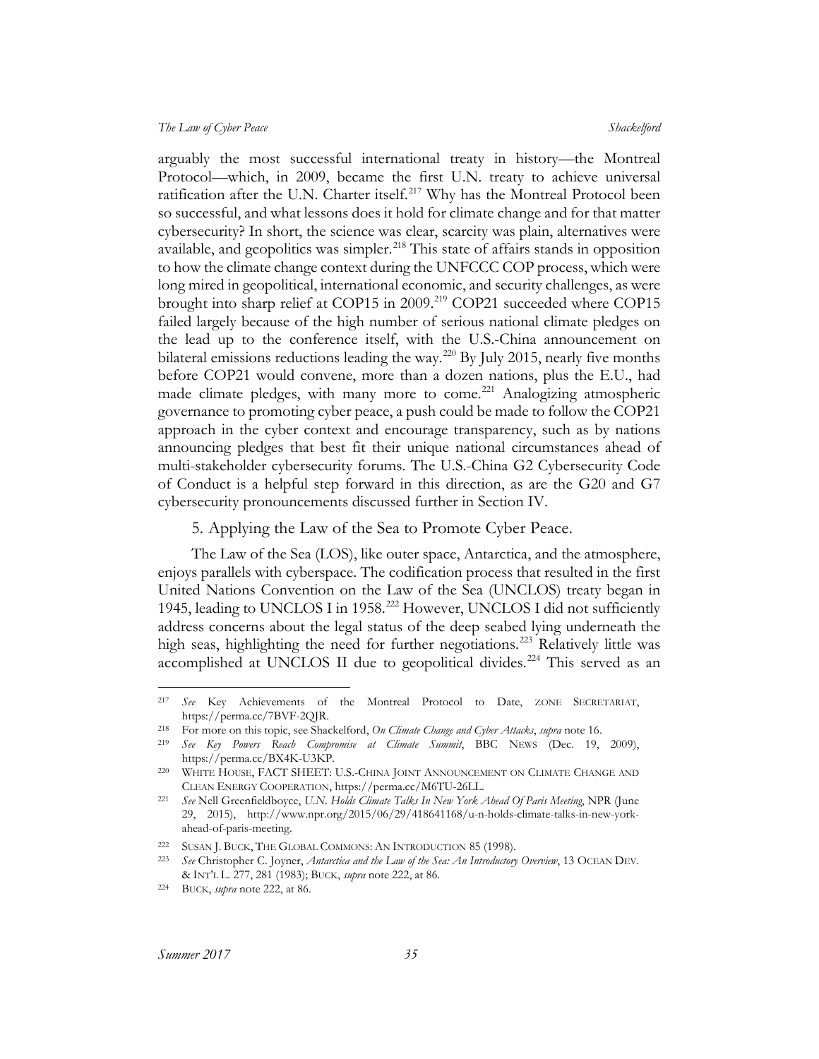arguably the most successful international treaty in history—the Montreal Protocol—which, in 2009, became the first U.N. treaty to achieve universal ratification after the U.N. Charter itself.[217] Why has the Montreal Protocol been so successful, and what lessons does it hold for climate change and for that matter cybersecurity? In short, the science was clear, scarcity was plain, alternatives were available, and geopolitics was simpler.[218] This state of affairs stands in opposition to how the climate change context during the UNFCCC COP process, which were long mired in geopolitical, international economic, and security challenges, as were brought into sharp relief at COP15 in 2009.[219] COP21 succeeded where COP15 failed largely because of the high number of serious national climate pledges on the lead up to the conference itself, with the U.S.-China announcement on bilateral emissions reductions leading the way.[220] By July 2015, nearly five months before COP21 would convene, more than a dozen nations, plus the E.U., had made climate pledges, with many more to come.[221] Analogizing atmospheric governance to promoting cyber peace, a push could be made to follow the COP21 approach in the cyber context and encourage transparency, such as by nations announcing pledges that best fit their unique national circumstances ahead of multi-stakeholder cybersecurity forums. The U.S.-China G2 Cybersecurity Code of Conduct is a helpful step forward in this direction, as are the G20 and G7 cybersecurity pronouncements discussed further in Section IV.

5. Applying the Law of the Sea to Promote Cyber Peace.

The Law of the Sea (LOS), like outer space, Antarctica, and the atmosphere, enjoys parallels with cyberspace. The codification process that resulted in the first United Nations Convention on the Law of the Sea (UNCLOS) treaty began in 1945, leading to UNCLOS I in 1958.[222] However, UNCLOS I did not sufficiently address concerns about the legal status of the deep seabed lying underneath the high seas, highlighting the need for further negotiations.[223] Relatively little was accomplished at UNCLOS II due to geopolitical divides.[224] This served as an

---

[217] *See* Key Achievements of the Montreal Protocol to Date, ZONE SECRETARIAT, https://perma.cc/7BVF-2QJR.

[218] For more on this topic, see Shackelford, *On Climate Change and Cyber Attacks*, *supra* note 16.

[219] *See Key Powers Reach Compromise at Climate Summit*, BBC NEWS (Dec. 19, 2009), https://perma.cc/BX4K-U3KP.

[220] WHITE HOUSE, FACT SHEET: U.S.-CHINA JOINT ANNOUNCEMENT ON CLIMATE CHANGE AND CLEAN ENERGY COOPERATION, https://perma.cc/M6TU-26LL.

[221] *See* Nell Greenfieldboyce, *U.N. Holds Climate Talks In New York Ahead Of Paris Meeting*, NPR (June 29, 2015), http://www.npr.org/2015/06/29/418641168/u-n-holds-climate-talks-in-new-york-ahead-of-paris-meeting.

[222] SUSAN J. BUCK, THE GLOBAL COMMONS: AN INTRODUCTION 85 (1998).

[223] *See* Christopher C. Joyner, *Antarctica and the Law of the Sea: An Introductory Overview*, 13 OCEAN DEV. & INT'L L. 277, 281 (1983); BUCK, *supra* note 222, at 86.

[224] BUCK, *supra* note 222, at 86.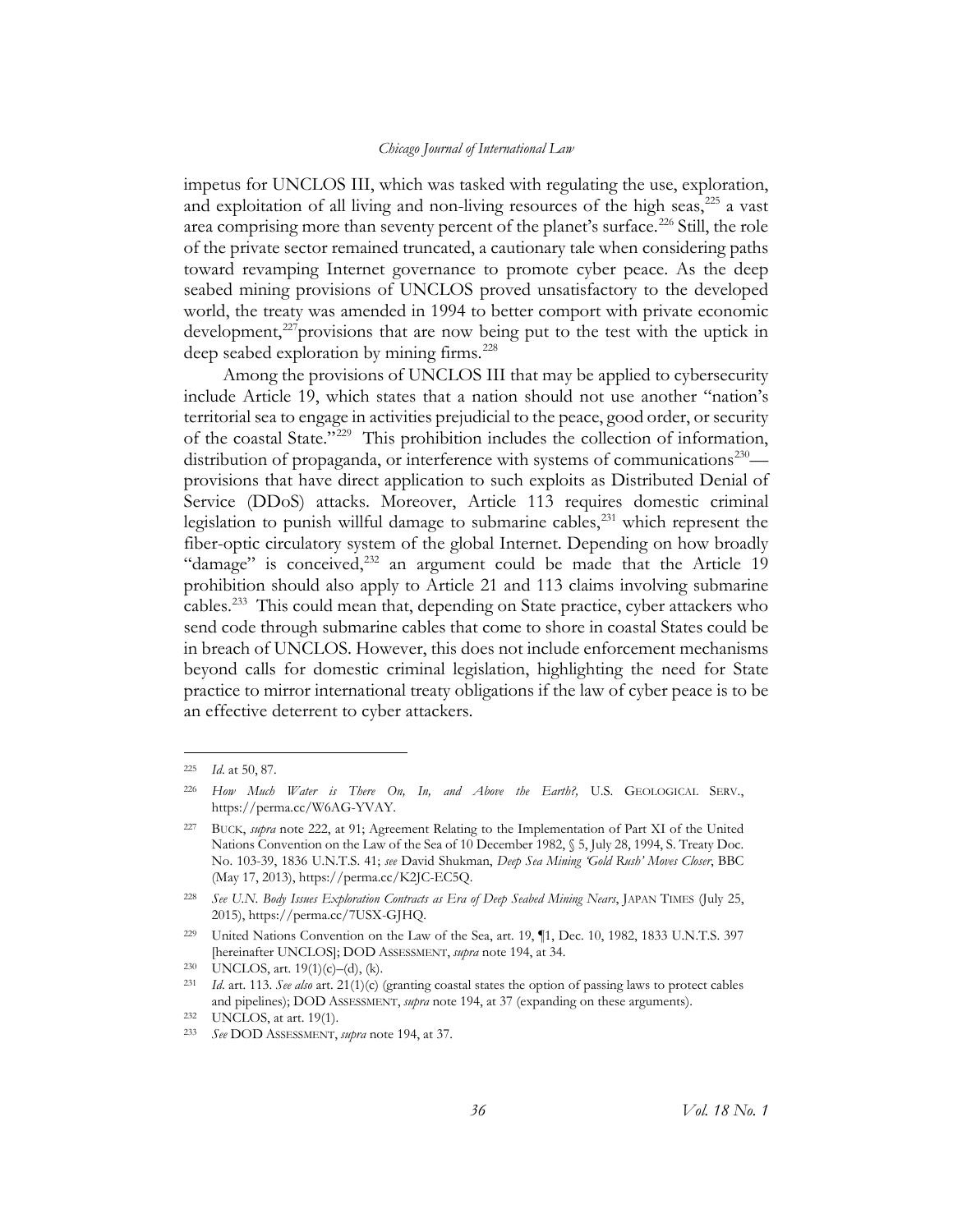impetus for UNCLOS III, which was tasked with regulating the use, exploration, and exploitation of all living and non-living resources of the high seas,[225] a vast area comprising more than seventy percent of the planet's surface.[226] Still, the role of the private sector remained truncated, a cautionary tale when considering paths toward revamping Internet governance to promote cyber peace. As the deep seabed mining provisions of UNCLOS proved unsatisfactory to the developed world, the treaty was amended in 1994 to better comport with private economic development,[227]provisions that are now being put to the test with the uptick in deep seabed exploration by mining firms.[228]

Among the provisions of UNCLOS III that may be applied to cybersecurity include Article 19, which states that a nation should not use another "nation's territorial sea to engage in activities prejudicial to the peace, good order, or security of the coastal State."[229] This prohibition includes the collection of information, distribution of propaganda, or interference with systems of communications[230]—provisions that have direct application to such exploits as Distributed Denial of Service (DDoS) attacks. Moreover, Article 113 requires domestic criminal legislation to punish willful damage to submarine cables,[231] which represent the fiber-optic circulatory system of the global Internet. Depending on how broadly "damage" is conceived,[232] an argument could be made that the Article 19 prohibition should also apply to Article 21 and 113 claims involving submarine cables.[233] This could mean that, depending on State practice, cyber attackers who send code through submarine cables that come to shore in coastal States could be in breach of UNCLOS. However, this does not include enforcement mechanisms beyond calls for domestic criminal legislation, highlighting the need for State practice to mirror international treaty obligations if the law of cyber peace is to be an effective deterrent to cyber attackers.

---

225 *Id.* at 50, 87.

226 *How Much Water is There On, In, and Above the Earth?,* U.S. GEOLOGICAL SERV., https://perma.cc/W6AG-YVAY.

227 BUCK, *supra* note 222, at 91; Agreement Relating to the Implementation of Part XI of the United Nations Convention on the Law of the Sea of 10 December 1982, § 5, July 28, 1994, S. Treaty Doc. No. 103-39, 1836 U.N.T.S. 41; *see* David Shukman, *Deep Sea Mining 'Gold Rush' Moves Closer*, BBC (May 17, 2013), https://perma.cc/K2JC-EC5Q.

228 *See U.N. Body Issues Exploration Contracts as Era of Deep Seabed Mining Nears*, JAPAN TIMES (July 25, 2015), https://perma.cc/7USX-GJHQ.

229 United Nations Convention on the Law of the Sea, art. 19, ¶1, Dec. 10, 1982, 1833 U.N.T.S. 397 [hereinafter UNCLOS]; DOD ASSESSMENT, *supra* note 194, at 34.

230 UNCLOS, art. 19(1)(c)–(d), (k).

231 *Id.* art. 113. *See also* art. 21(1)(c) (granting coastal states the option of passing laws to protect cables and pipelines); DOD ASSESSMENT, *supra* note 194, at 37 (expanding on these arguments).

232 UNCLOS, at art. 19(1).

233 *See* DOD ASSESSMENT, *supra* note 194, at 37.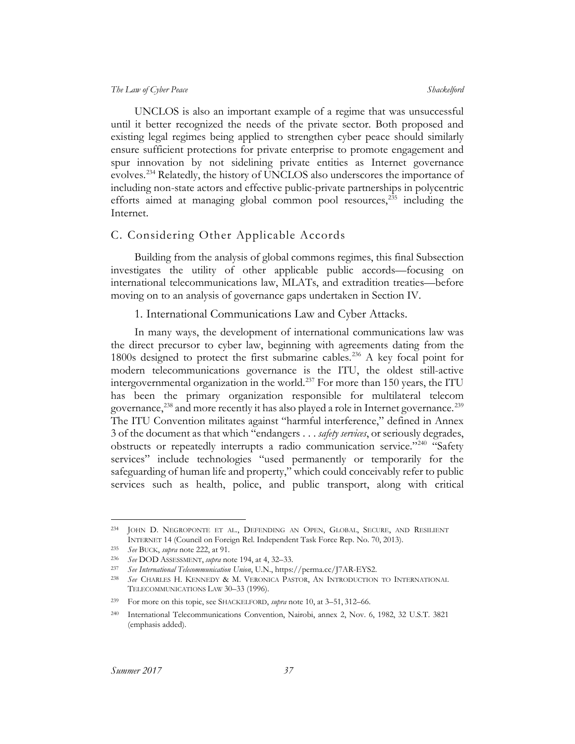UNCLOS is also an important example of a regime that was unsuccessful until it better recognized the needs of the private sector. Both proposed and existing legal regimes being applied to strengthen cyber peace should similarly ensure sufficient protections for private enterprise to promote engagement and spur innovation by not sidelining private entities as Internet governance evolves.[234] Relatedly, the history of UNCLOS also underscores the importance of including non-state actors and effective public-private partnerships in polycentric efforts aimed at managing global common pool resources,[235] including the Internet.

## C. Considering Other Applicable Accords

Building from the analysis of global commons regimes, this final Subsection investigates the utility of other applicable public accords—focusing on international telecommunications law, MLATs, and extradition treaties—before moving on to an analysis of governance gaps undertaken in Section IV.

### 1. International Communications Law and Cyber Attacks.

In many ways, the development of international communications law was the direct precursor to cyber law, beginning with agreements dating from the 1800s designed to protect the first submarine cables.[236] A key focal point for modern telecommunications governance is the ITU, the oldest still-active intergovernmental organization in the world.[237] For more than 150 years, the ITU has been the primary organization responsible for multilateral telecom governance,[238] and more recently it has also played a role in Internet governance.[239] The ITU Convention militates against "harmful interference," defined in Annex 3 of the document as that which "endangers . . . *safety services*, or seriously degrades, obstructs or repeatedly interrupts a radio communication service."[240] "Safety services" include technologies "used permanently or temporarily for the safeguarding of human life and property," which could conceivably refer to public services such as health, police, and public transport, along with critical

---

[234] JOHN D. NEGROPONTE ET AL., DEFENDING AN OPEN, GLOBAL, SECURE, AND RESILIENT INTERNET 14 (Council on Foreign Rel. Independent Task Force Rep. No. 70, 2013).

[235] *See* BUCK, *supra* note 222, at 91.

[236] *See* DOD ASSESSMENT, *supra* note 194, at 4, 32–33.

[237] *See International Telecommunication Union*, U.N., https://perma.cc/J7AR-EYS2.

[238] *See* CHARLES H. KENNEDY & M. VERONICA PASTOR, AN INTRODUCTION TO INTERNATIONAL TELECOMMUNICATIONS LAW 30–33 (1996).

[239] For more on this topic, see SHACKELFORD, *supra* note 10, at 3–51, 312–66.

[240] International Telecommunications Convention, Nairobi, annex 2, Nov. 6, 1982, 32 U.S.T. 3821 (emphasis added).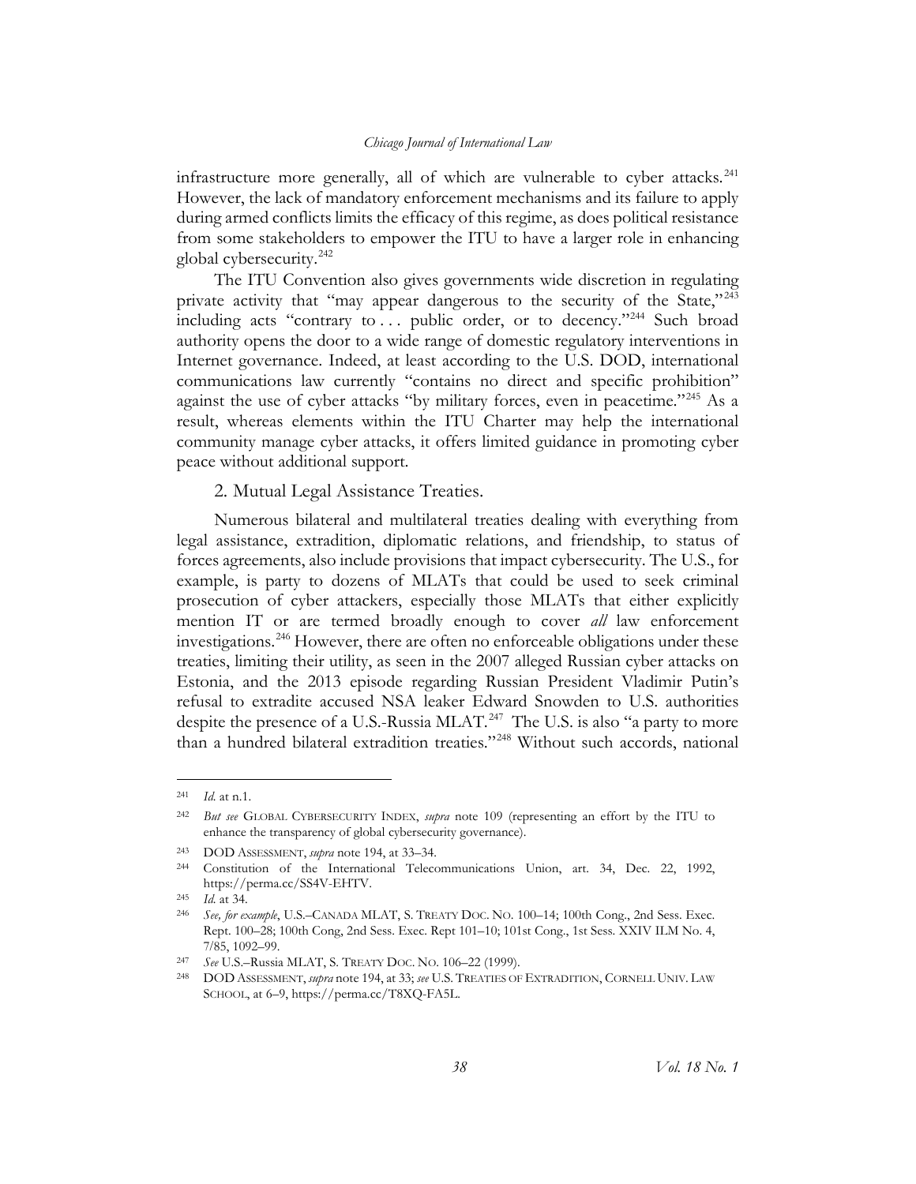infrastructure more generally, all of which are vulnerable to cyber attacks.[241] However, the lack of mandatory enforcement mechanisms and its failure to apply during armed conflicts limits the efficacy of this regime, as does political resistance from some stakeholders to empower the ITU to have a larger role in enhancing global cybersecurity.[242]

The ITU Convention also gives governments wide discretion in regulating private activity that "may appear dangerous to the security of the State,"[243] including acts "contrary to . . . public order, or to decency."[244] Such broad authority opens the door to a wide range of domestic regulatory interventions in Internet governance. Indeed, at least according to the U.S. DOD, international communications law currently "contains no direct and specific prohibition" against the use of cyber attacks "by military forces, even in peacetime."[245] As a result, whereas elements within the ITU Charter may help the international community manage cyber attacks, it offers limited guidance in promoting cyber peace without additional support.

2. Mutual Legal Assistance Treaties.

Numerous bilateral and multilateral treaties dealing with everything from legal assistance, extradition, diplomatic relations, and friendship, to status of forces agreements, also include provisions that impact cybersecurity. The U.S., for example, is party to dozens of MLATs that could be used to seek criminal prosecution of cyber attackers, especially those MLATs that either explicitly mention IT or are termed broadly enough to cover *all* law enforcement investigations.[246] However, there are often no enforceable obligations under these treaties, limiting their utility, as seen in the 2007 alleged Russian cyber attacks on Estonia, and the 2013 episode regarding Russian President Vladimir Putin's refusal to extradite accused NSA leaker Edward Snowden to U.S. authorities despite the presence of a U.S.-Russia MLAT.[247] The U.S. is also "a party to more than a hundred bilateral extradition treaties."[248] Without such accords, national

---

[241] *Id.* at n.1.

[242] *But see* GLOBAL CYBERSECURITY INDEX, *supra* note 109 (representing an effort by the ITU to enhance the transparency of global cybersecurity governance).

[243] DOD ASSESSMENT, *supra* note 194, at 33–34.

[244] Constitution of the International Telecommunications Union, art. 34, Dec. 22, 1992, https://perma.cc/SS4V-EHTV.

[245] *Id.* at 34.

[246] *See, for example*, U.S.–CANADA MLAT, S. TREATY DOC. NO. 100–14; 100th Cong., 2nd Sess. Exec. Rept. 100–28; 100th Cong, 2nd Sess. Exec. Rept 101–10; 101st Cong., 1st Sess. XXIV ILM No. 4, 7/85, 1092–99.

[247] *See* U.S.–Russia MLAT, S. TREATY DOC. NO. 106–22 (1999).

[248] DOD ASSESSMENT, *supra* note 194, at 33; *see* U.S. TREATIES OF EXTRADITION, CORNELL UNIV. LAW SCHOOL, at 6–9, https://perma.cc/T8XQ-FA5L.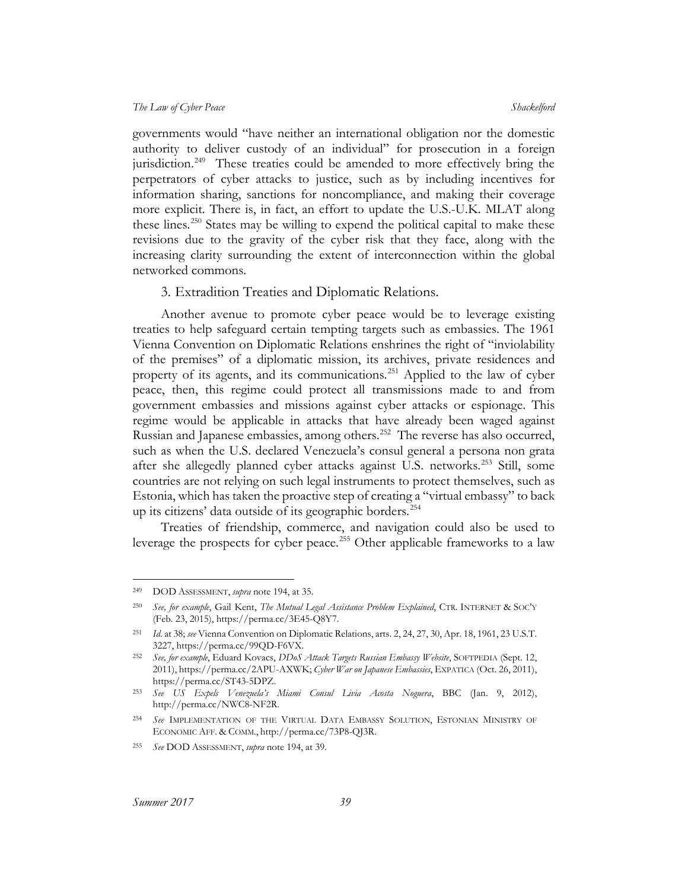governments would "have neither an international obligation nor the domestic authority to deliver custody of an individual" for prosecution in a foreign jurisdiction.[249] These treaties could be amended to more effectively bring the perpetrators of cyber attacks to justice, such as by including incentives for information sharing, sanctions for noncompliance, and making their coverage more explicit. There is, in fact, an effort to update the U.S.-U.K. MLAT along these lines.[250] States may be willing to expend the political capital to make these revisions due to the gravity of the cyber risk that they face, along with the increasing clarity surrounding the extent of interconnection within the global networked commons.

### 3. Extradition Treaties and Diplomatic Relations.

Another avenue to promote cyber peace would be to leverage existing treaties to help safeguard certain tempting targets such as embassies. The 1961 Vienna Convention on Diplomatic Relations enshrines the right of "inviolability of the premises" of a diplomatic mission, its archives, private residences and property of its agents, and its communications.[251] Applied to the law of cyber peace, then, this regime could protect all transmissions made to and from government embassies and missions against cyber attacks or espionage. This regime would be applicable in attacks that have already been waged against Russian and Japanese embassies, among others.[252] The reverse has also occurred, such as when the U.S. declared Venezuela's consul general a persona non grata after she allegedly planned cyber attacks against U.S. networks.[253] Still, some countries are not relying on such legal instruments to protect themselves, such as Estonia, which has taken the proactive step of creating a "virtual embassy" to back up its citizens' data outside of its geographic borders.[254]

Treaties of friendship, commerce, and navigation could also be used to leverage the prospects for cyber peace.[255] Other applicable frameworks to a law

---

[249] DOD ASSESSMENT, *supra* note 194, at 35.

[250] *See, for example*, Gail Kent, *The Mutual Legal Assistance Problem Explained*, CTR. INTERNET & SOC'Y (Feb. 23, 2015), https://perma.cc/3E45-Q8Y7.

[251] *Id*. at 38; *see* Vienna Convention on Diplomatic Relations, arts. 2, 24, 27, 30, Apr. 18, 1961, 23 U.S.T. 3227, https://perma.cc/99QD-F6VX.

[252] *See, for example*, Eduard Kovacs, *DDoS Attack Targets Russian Embassy Website*, SOFTPEDIA (Sept. 12, 2011), https://perma.cc/2APU-AXWK; *Cyber War on Japanese Embassies*, EXPATICA (Oct. 26, 2011), https://perma.cc/ST43-5DPZ.

[253] *See US Expels Venezuela's Miami Consul Livia Acosta Noguera*, BBC (Jan. 9, 2012), http://perma.cc/NWC8-NF2R.

[254] *See* IMPLEMENTATION OF THE VIRTUAL DATA EMBASSY SOLUTION, ESTONIAN MINISTRY OF ECONOMIC AFF. & COMM., http://perma.cc/73P8-QJ3R.

[255] *See* DOD ASSESSMENT, *supra* note 194, at 39.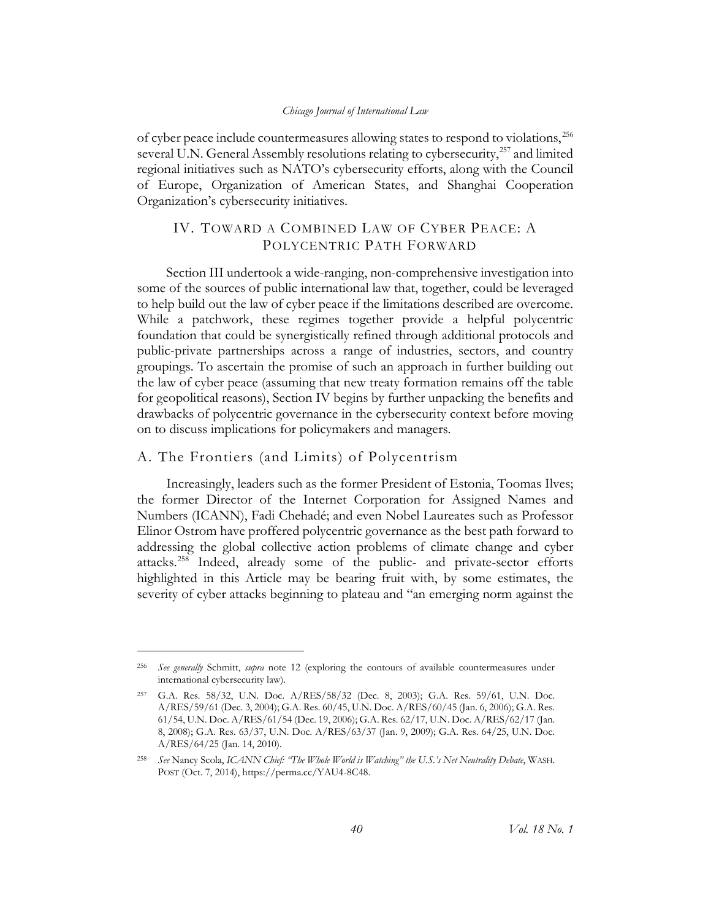of cyber peace include countermeasures allowing states to respond to violations,[256] several U.N. General Assembly resolutions relating to cybersecurity,[257] and limited regional initiatives such as NATO's cybersecurity efforts, along with the Council of Europe, Organization of American States, and Shanghai Cooperation Organization's cybersecurity initiatives.

## IV. Toward a Combined Law of Cyber Peace: A Polycentric Path Forward

Section III undertook a wide-ranging, non-comprehensive investigation into some of the sources of public international law that, together, could be leveraged to help build out the law of cyber peace if the limitations described are overcome. While a patchwork, these regimes together provide a helpful polycentric foundation that could be synergistically refined through additional protocols and public-private partnerships across a range of industries, sectors, and country groupings. To ascertain the promise of such an approach in further building out the law of cyber peace (assuming that new treaty formation remains off the table for geopolitical reasons), Section IV begins by further unpacking the benefits and drawbacks of polycentric governance in the cybersecurity context before moving on to discuss implications for policymakers and managers.

### A. The Frontiers (and Limits) of Polycentrism

Increasingly, leaders such as the former President of Estonia, Toomas Ilves; the former Director of the Internet Corporation for Assigned Names and Numbers (ICANN), Fadi Chehadé; and even Nobel Laureates such as Professor Elinor Ostrom have proffered polycentric governance as the best path forward to addressing the global collective action problems of climate change and cyber attacks.[258] Indeed, already some of the public- and private-sector efforts highlighted in this Article may be bearing fruit with, by some estimates, the severity of cyber attacks beginning to plateau and "an emerging norm against the

---

[256] *See generally* Schmitt, *supra* note 12 (exploring the contours of available countermeasures under international cybersecurity law).

[257] G.A. Res. 58/32, U.N. Doc. A/RES/58/32 (Dec. 8, 2003); G.A. Res. 59/61, U.N. Doc. A/RES/59/61 (Dec. 3, 2004); G.A. Res. 60/45, U.N. Doc. A/RES/60/45 (Jan. 6, 2006); G.A. Res. 61/54, U.N. Doc. A/RES/61/54 (Dec. 19, 2006); G.A. Res. 62/17, U.N. Doc. A/RES/62/17 (Jan. 8, 2008); G.A. Res. 63/37, U.N. Doc. A/RES/63/37 (Jan. 9, 2009); G.A. Res. 64/25, U.N. Doc. A/RES/64/25 (Jan. 14, 2010).

[258] *See* Nancy Scola, *ICANN Chief: "The Whole World is Watching" the U.S.'s Net Neutrality Debate*, WASH. POST (Oct. 7, 2014), https://perma.cc/YAU4-8C48.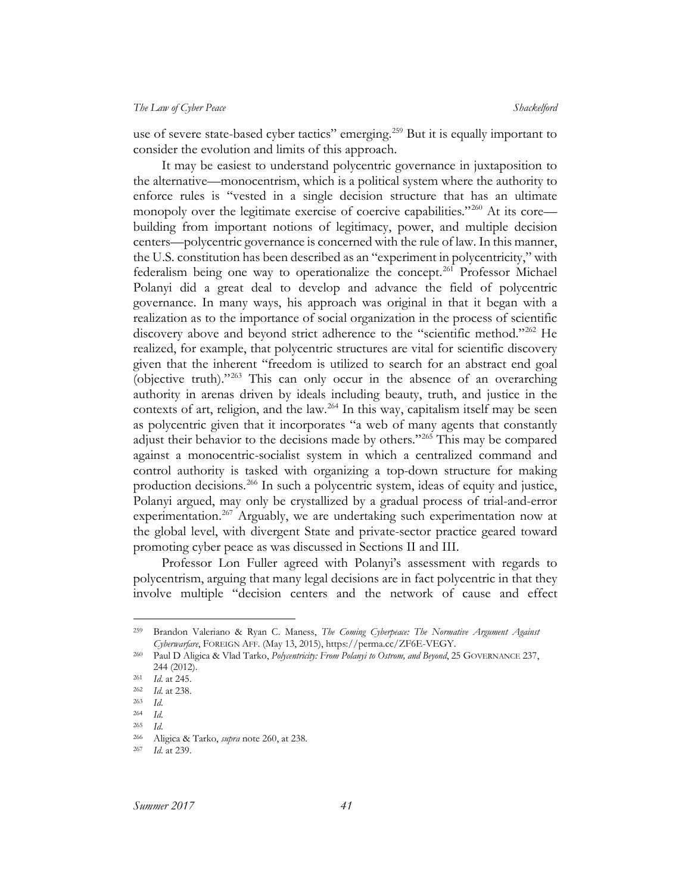use of severe state-based cyber tactics" emerging.[259] But it is equally important to consider the evolution and limits of this approach.

It may be easiest to understand polycentric governance in juxtaposition to the alternative—monocentrism, which is a political system where the authority to enforce rules is "vested in a single decision structure that has an ultimate monopoly over the legitimate exercise of coercive capabilities."[260] At its core—building from important notions of legitimacy, power, and multiple decision centers—polycentric governance is concerned with the rule of law. In this manner, the U.S. constitution has been described as an "experiment in polycentricity," with federalism being one way to operationalize the concept.[261] Professor Michael Polanyi did a great deal to develop and advance the field of polycentric governance. In many ways, his approach was original in that it began with a realization as to the importance of social organization in the process of scientific discovery above and beyond strict adherence to the "scientific method."[262] He realized, for example, that polycentric structures are vital for scientific discovery given that the inherent "freedom is utilized to search for an abstract end goal (objective truth)."[263] This can only occur in the absence of an overarching authority in arenas driven by ideals including beauty, truth, and justice in the contexts of art, religion, and the law.[264] In this way, capitalism itself may be seen as polycentric given that it incorporates "a web of many agents that constantly adjust their behavior to the decisions made by others."[265] This may be compared against a monocentric-socialist system in which a centralized command and control authority is tasked with organizing a top-down structure for making production decisions.[266] In such a polycentric system, ideas of equity and justice, Polanyi argued, may only be crystallized by a gradual process of trial-and-error experimentation.[267] Arguably, we are undertaking such experimentation now at the global level, with divergent State and private-sector practice geared toward promoting cyber peace as was discussed in Sections II and III.

Professor Lon Fuller agreed with Polanyi's assessment with regards to polycentrism, arguing that many legal decisions are in fact polycentric in that they involve multiple "decision centers and the network of cause and effect

---

[259] Brandon Valeriano & Ryan C. Maness, *The Coming Cyberpeace: The Normative Argument Against Cyberwarfare*, FOREIGN AFF. (May 13, 2015), https://perma.cc/ZF6E-VEGY.

[260] Paul D Aligica & Vlad Tarko, *Polycentricity: From Polanyi to Ostrom, and Beyond*, 25 GOVERNANCE 237, 244 (2012).

[261] *Id.* at 245.

[262] *Id.* at 238.

[263] *Id.*

[264] *Id.*

[265] *Id.*

[266] Aligica & Tarko, *supra* note 260, at 238.

[267] *Id.* at 239.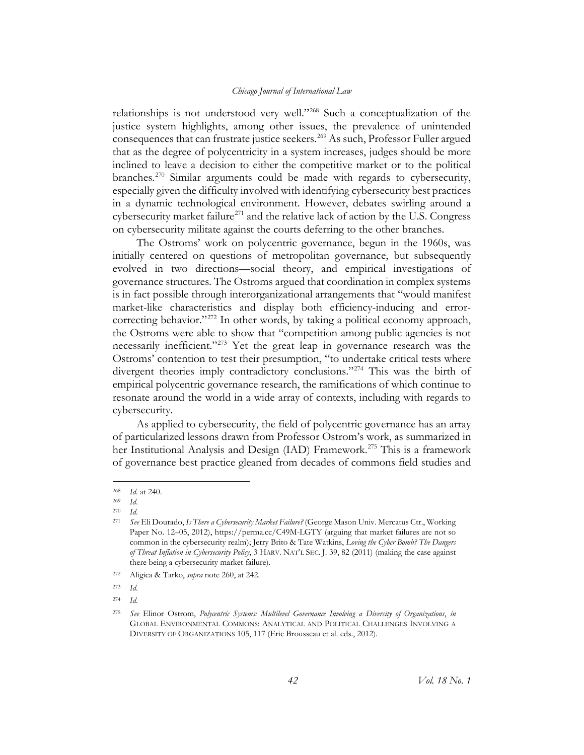relationships is not understood very well."[268] Such a conceptualization of the justice system highlights, among other issues, the prevalence of unintended consequences that can frustrate justice seekers.[269] As such, Professor Fuller argued that as the degree of polycentricity in a system increases, judges should be more inclined to leave a decision to either the competitive market or to the political branches.[270] Similar arguments could be made with regards to cybersecurity, especially given the difficulty involved with identifying cybersecurity best practices in a dynamic technological environment. However, debates swirling around a cybersecurity market failure[271] and the relative lack of action by the U.S. Congress on cybersecurity militate against the courts deferring to the other branches.

The Ostroms' work on polycentric governance, begun in the 1960s, was initially centered on questions of metropolitan governance, but subsequently evolved in two directions—social theory, and empirical investigations of governance structures. The Ostroms argued that coordination in complex systems is in fact possible through interorganizational arrangements that "would manifest market-like characteristics and display both efficiency-inducing and error-correcting behavior."[272] In other words, by taking a political economy approach, the Ostroms were able to show that "competition among public agencies is not necessarily inefficient."[273] Yet the great leap in governance research was the Ostroms' contention to test their presumption, "to undertake critical tests where divergent theories imply contradictory conclusions."[274] This was the birth of empirical polycentric governance research, the ramifications of which continue to resonate around the world in a wide array of contexts, including with regards to cybersecurity.

As applied to cybersecurity, the field of polycentric governance has an array of particularized lessons drawn from Professor Ostrom's work, as summarized in her Institutional Analysis and Design (IAD) Framework.[275] This is a framework of governance best practice gleaned from decades of commons field studies and

---

[268] *Id.* at 240.

[269] *Id.*

[270] *Id.*

[271] *See* Eli Dourado, *Is There a Cybersecurity Market Failure?* (George Mason Univ. Mercatus Ctr., Working Paper No. 12–05, 2012), https://perma.cc/C49M-LGTY (arguing that market failures are not so common in the cybersecurity realm); Jerry Brito & Tate Watkins, *Loving the Cyber Bomb? The Dangers of Threat Inflation in Cybersecurity Policy*, 3 HARV. NAT'L SEC. J. 39, 82 (2011) (making the case against there being a cybersecurity market failure).

[272] Aligica & Tarko, *supra* note 260, at 242.

[273] *Id.*

[274] *Id.*

[275] *See* Elinor Ostrom, *Polycentric Systems: Multilevel Governance Involving a Diversity of Organizations*, *in* GLOBAL ENVIRONMENTAL COMMONS: ANALYTICAL AND POLITICAL CHALLENGES INVOLVING A DIVERSITY OF ORGANIZATIONS 105, 117 (Eric Brousseau et al. eds., 2012).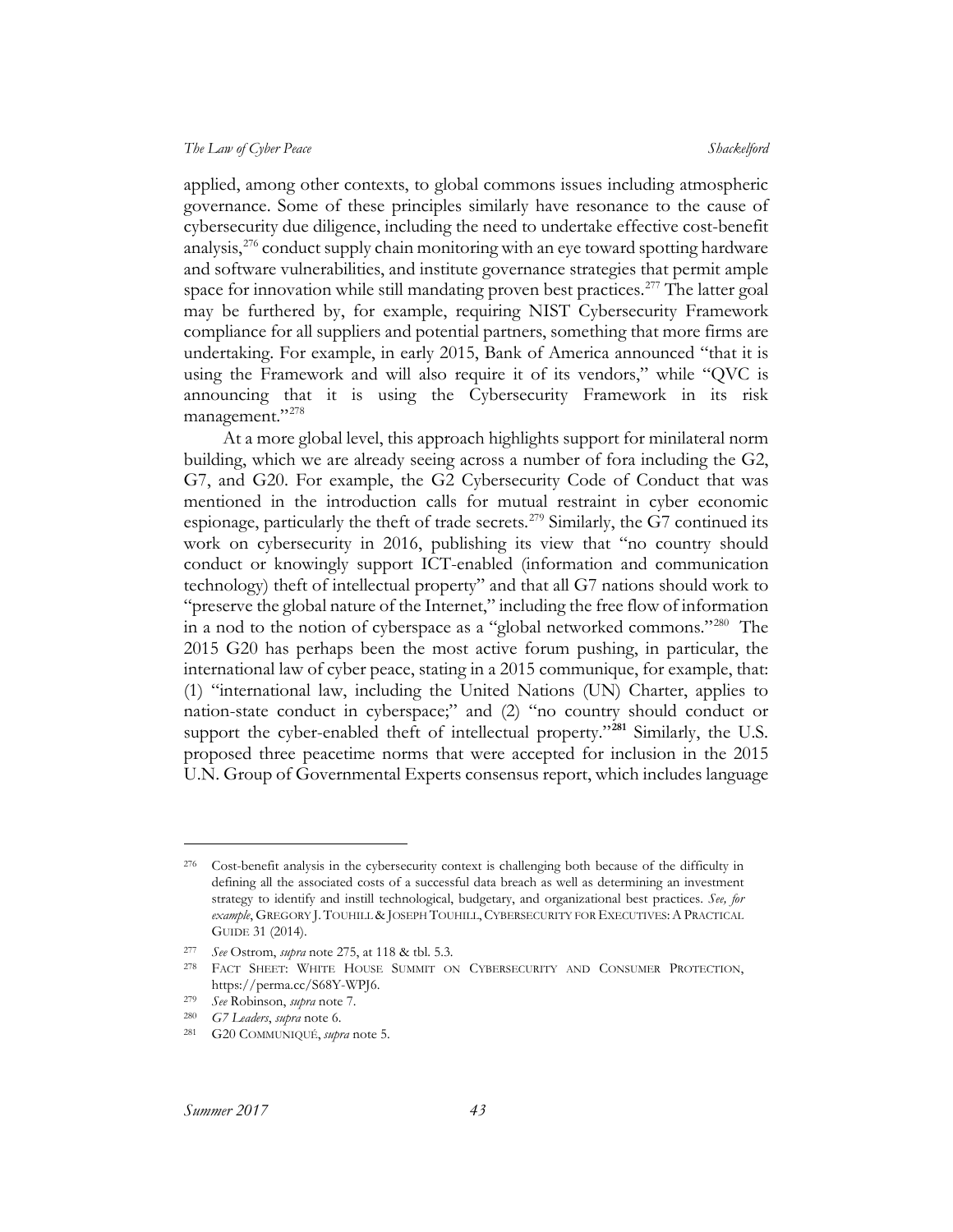applied, among other contexts, to global commons issues including atmospheric governance. Some of these principles similarly have resonance to the cause of cybersecurity due diligence, including the need to undertake effective cost-benefit analysis,[276] conduct supply chain monitoring with an eye toward spotting hardware and software vulnerabilities, and institute governance strategies that permit ample space for innovation while still mandating proven best practices.[277] The latter goal may be furthered by, for example, requiring NIST Cybersecurity Framework compliance for all suppliers and potential partners, something that more firms are undertaking. For example, in early 2015, Bank of America announced "that it is using the Framework and will also require it of its vendors," while "QVC is announcing that it is using the Cybersecurity Framework in its risk management."[278]

At a more global level, this approach highlights support for minilateral norm building, which we are already seeing across a number of fora including the G2, G7, and G20. For example, the G2 Cybersecurity Code of Conduct that was mentioned in the introduction calls for mutual restraint in cyber economic espionage, particularly the theft of trade secrets.[279] Similarly, the G7 continued its work on cybersecurity in 2016, publishing its view that "no country should conduct or knowingly support ICT-enabled (information and communication technology) theft of intellectual property" and that all G7 nations should work to "preserve the global nature of the Internet," including the free flow of information in a nod to the notion of cyberspace as a "global networked commons."[280] The 2015 G20 has perhaps been the most active forum pushing, in particular, the international law of cyber peace, stating in a 2015 communique, for example, that: (1) "international law, including the United Nations (UN) Charter, applies to nation-state conduct in cyberspace;" and (2) "no country should conduct or support the cyber-enabled theft of intellectual property."[281] Similarly, the U.S. proposed three peacetime norms that were accepted for inclusion in the 2015 U.N. Group of Governmental Experts consensus report, which includes language

---

[276] Cost-benefit analysis in the cybersecurity context is challenging both because of the difficulty in defining all the associated costs of a successful data breach as well as determining an investment strategy to identify and instill technological, budgetary, and organizational best practices. *See, for example*, GREGORY J. TOUHILL & JOSEPH TOUHILL, CYBERSECURITY FOR EXECUTIVES: A PRACTICAL GUIDE 31 (2014).

[277] *See* Ostrom, *supra* note 275, at 118 & tbl. 5.3.

[278] FACT SHEET: WHITE HOUSE SUMMIT ON CYBERSECURITY AND CONSUMER PROTECTION, https://perma.cc/S68Y-WPJ6.

[279] *See* Robinson, *supra* note 7.

[280] *G7 Leaders*, *supra* note 6.

[281] G20 COMMUNIQUÉ, *supra* note 5.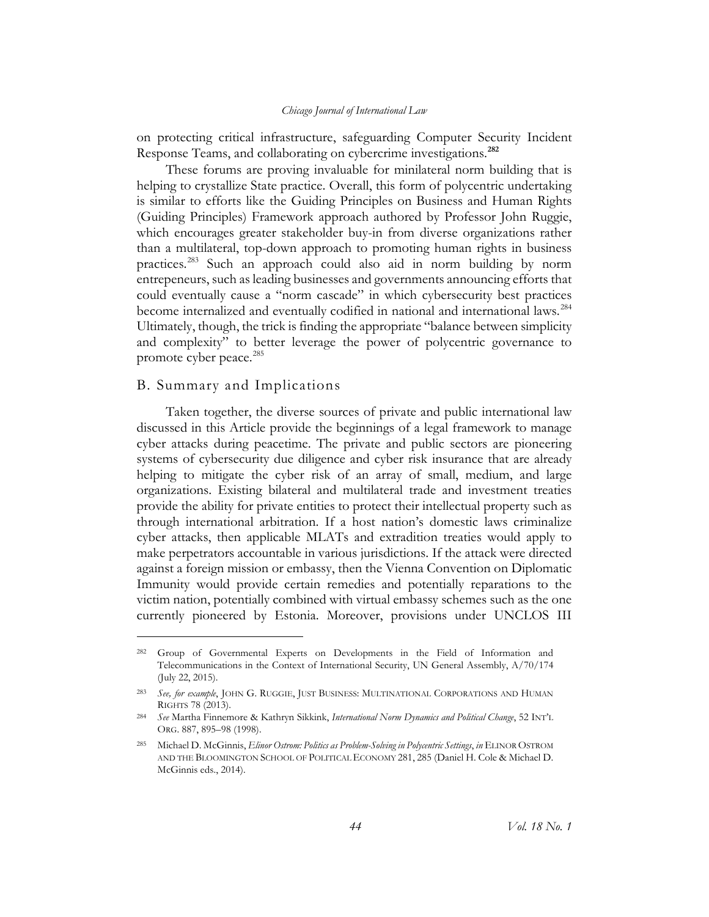on protecting critical infrastructure, safeguarding Computer Security Incident Response Teams, and collaborating on cybercrime investigations.[282]

These forums are proving invaluable for minilateral norm building that is helping to crystallize State practice. Overall, this form of polycentric undertaking is similar to efforts like the Guiding Principles on Business and Human Rights (Guiding Principles) Framework approach authored by Professor John Ruggie, which encourages greater stakeholder buy-in from diverse organizations rather than a multilateral, top-down approach to promoting human rights in business practices.[283] Such an approach could also aid in norm building by norm entrepeneurs, such as leading businesses and governments announcing efforts that could eventually cause a "norm cascade" in which cybersecurity best practices become internalized and eventually codified in national and international laws.[284] Ultimately, though, the trick is finding the appropriate "balance between simplicity and complexity" to better leverage the power of polycentric governance to promote cyber peace.[285]

## B. Summary and Implications

Taken together, the diverse sources of private and public international law discussed in this Article provide the beginnings of a legal framework to manage cyber attacks during peacetime. The private and public sectors are pioneering systems of cybersecurity due diligence and cyber risk insurance that are already helping to mitigate the cyber risk of an array of small, medium, and large organizations. Existing bilateral and multilateral trade and investment treaties provide the ability for private entities to protect their intellectual property such as through international arbitration. If a host nation's domestic laws criminalize cyber attacks, then applicable MLATs and extradition treaties would apply to make perpetrators accountable in various jurisdictions. If the attack were directed against a foreign mission or embassy, then the Vienna Convention on Diplomatic Immunity would provide certain remedies and potentially reparations to the victim nation, potentially combined with virtual embassy schemes such as the one currently pioneered by Estonia. Moreover, provisions under UNCLOS III

---

[282] Group of Governmental Experts on Developments in the Field of Information and Telecommunications in the Context of International Security, UN General Assembly, A/70/174 (July 22, 2015).

[283] *See, for example*, JOHN G. RUGGIE, JUST BUSINESS: MULTINATIONAL CORPORATIONS AND HUMAN RIGHTS 78 (2013).

[284] *See* Martha Finnemore & Kathryn Sikkink, *International Norm Dynamics and Political Change*, 52 INT'L ORG. 887, 895–98 (1998).

[285] Michael D. McGinnis, *Elinor Ostrom: Politics as Problem-Solving in Polycentric Settings*, *in* ELINOR OSTROM AND THE BLOOMINGTON SCHOOL OF POLITICAL ECONOMY 281, 285 (Daniel H. Cole & Michael D. McGinnis eds., 2014).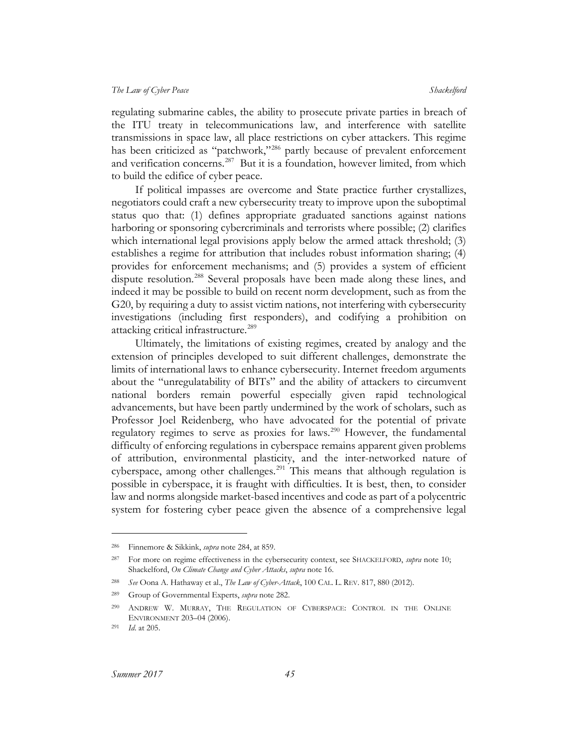regulating submarine cables, the ability to prosecute private parties in breach of the ITU treaty in telecommunications law, and interference with satellite transmissions in space law, all place restrictions on cyber attackers. This regime has been criticized as "patchwork,"[286] partly because of prevalent enforcement and verification concerns.[287] But it is a foundation, however limited, from which to build the edifice of cyber peace.

If political impasses are overcome and State practice further crystallizes, negotiators could craft a new cybersecurity treaty to improve upon the suboptimal status quo that: (1) defines appropriate graduated sanctions against nations harboring or sponsoring cybercriminals and terrorists where possible; (2) clarifies which international legal provisions apply below the armed attack threshold; (3) establishes a regime for attribution that includes robust information sharing; (4) provides for enforcement mechanisms; and (5) provides a system of efficient dispute resolution.[288] Several proposals have been made along these lines, and indeed it may be possible to build on recent norm development, such as from the G20, by requiring a duty to assist victim nations, not interfering with cybersecurity investigations (including first responders), and codifying a prohibition on attacking critical infrastructure.[289]

Ultimately, the limitations of existing regimes, created by analogy and the extension of principles developed to suit different challenges, demonstrate the limits of international laws to enhance cybersecurity. Internet freedom arguments about the "unregulatability of BITs" and the ability of attackers to circumvent national borders remain powerful especially given rapid technological advancements, but have been partly undermined by the work of scholars, such as Professor Joel Reidenberg, who have advocated for the potential of private regulatory regimes to serve as proxies for laws.[290] However, the fundamental difficulty of enforcing regulations in cyberspace remains apparent given problems of attribution, environmental plasticity, and the inter-networked nature of cyberspace, among other challenges.[291] This means that although regulation is possible in cyberspace, it is fraught with difficulties. It is best, then, to consider law and norms alongside market-based incentives and code as part of a polycentric system for fostering cyber peace given the absence of a comprehensive legal

---

[286] Finnemore & Sikkink, *supra* note 284, at 859.

[287] For more on regime effectiveness in the cybersecurity context, see SHACKELFORD, *supra* note 10; Shackelford, *On Climate Change and Cyber Attacks*, *supra* note 16.

[288] *See* Oona A. Hathaway et al., *The Law of Cyber-Attack*, 100 CAL. L. REV. 817, 880 (2012).

[289] Group of Governmental Experts, *supra* note 282.

[290] ANDREW W. MURRAY, THE REGULATION OF CYBERSPACE: CONTROL IN THE ONLINE ENVIRONMENT 203–04 (2006).

[291] *Id.* at 205.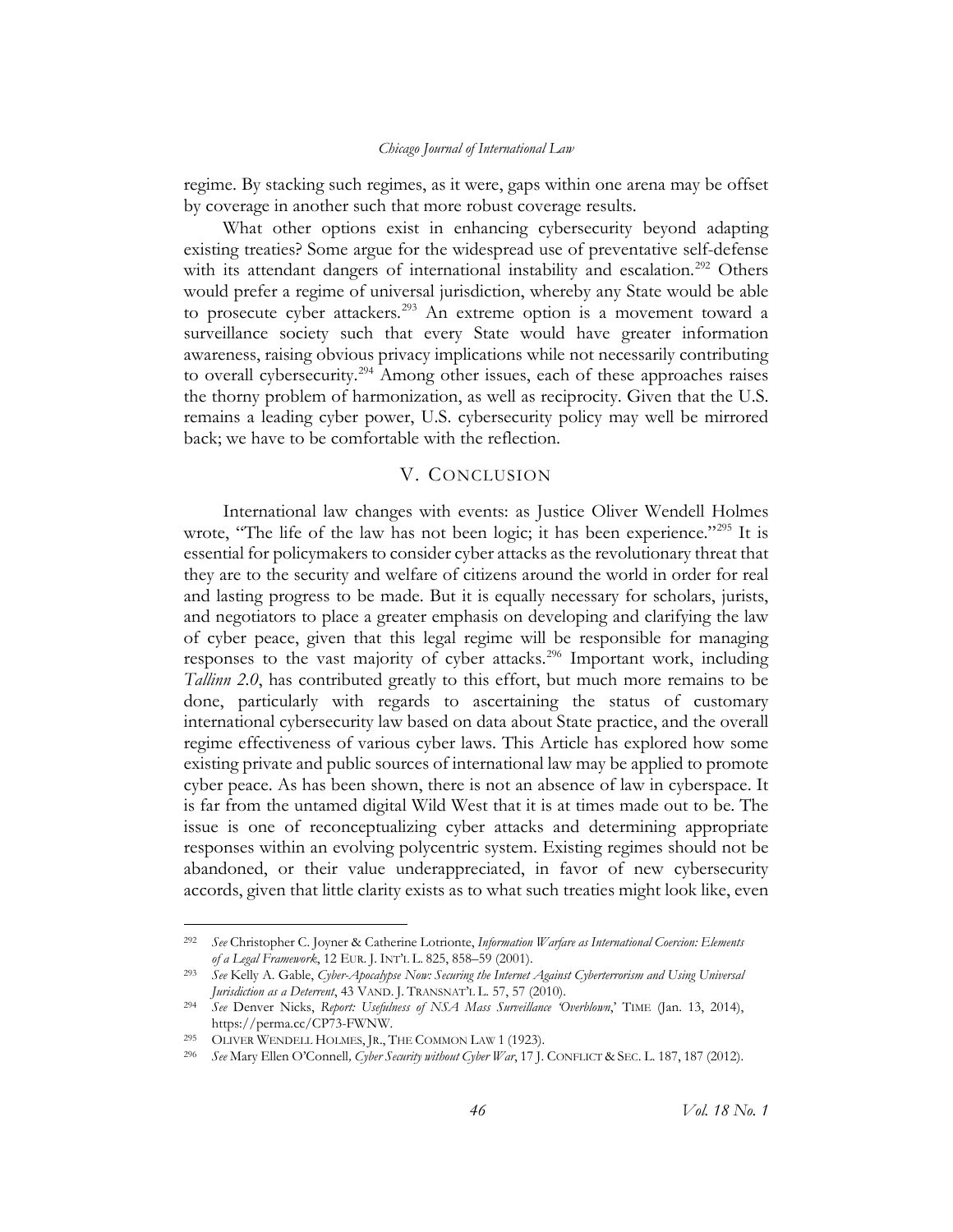regime. By stacking such regimes, as it were, gaps within one arena may be offset by coverage in another such that more robust coverage results.

What other options exist in enhancing cybersecurity beyond adapting existing treaties? Some argue for the widespread use of preventative self-defense with its attendant dangers of international instability and escalation.[292] Others would prefer a regime of universal jurisdiction, whereby any State would be able to prosecute cyber attackers.[293] An extreme option is a movement toward a surveillance society such that every State would have greater information awareness, raising obvious privacy implications while not necessarily contributing to overall cybersecurity.[294] Among other issues, each of these approaches raises the thorny problem of harmonization, as well as reciprocity. Given that the U.S. remains a leading cyber power, U.S. cybersecurity policy may well be mirrored back; we have to be comfortable with the reflection.

## V. CONCLUSION

International law changes with events: as Justice Oliver Wendell Holmes wrote, "The life of the law has not been logic; it has been experience."[295] It is essential for policymakers to consider cyber attacks as the revolutionary threat that they are to the security and welfare of citizens around the world in order for real and lasting progress to be made. But it is equally necessary for scholars, jurists, and negotiators to place a greater emphasis on developing and clarifying the law of cyber peace, given that this legal regime will be responsible for managing responses to the vast majority of cyber attacks.[296] Important work, including *Tallinn 2.0*, has contributed greatly to this effort, but much more remains to be done, particularly with regards to ascertaining the status of customary international cybersecurity law based on data about State practice, and the overall regime effectiveness of various cyber laws. This Article has explored how some existing private and public sources of international law may be applied to promote cyber peace. As has been shown, there is not an absence of law in cyberspace. It is far from the untamed digital Wild West that it is at times made out to be. The issue is one of reconceptualizing cyber attacks and determining appropriate responses within an evolving polycentric system. Existing regimes should not be abandoned, or their value underappreciated, in favor of new cybersecurity accords, given that little clarity exists as to what such treaties might look like, even

---

292 *See* Christopher C. Joyner & Catherine Lotrionte, *Information Warfare as International Coercion: Elements of a Legal Framework*, 12 EUR. J. INT'L L. 825, 858–59 (2001).

293 *See* Kelly A. Gable, *Cyber-Apocalypse Now: Securing the Internet Against Cyberterrorism and Using Universal Jurisdiction as a Deterrent*, 43 VAND. J. TRANSNAT'L L. 57, 57 (2010).

294 *See* Denver Nicks, *Report: Usefulness of NSA Mass Surveillance 'Overblown*,' TIME (Jan. 13, 2014), https://perma.cc/CP73-FWNW.

295 OLIVER WENDELL HOLMES, JR., THE COMMON LAW 1 (1923).

296 *See* Mary Ellen O'Connell*, Cyber Security without Cyber War*, 17 J. CONFLICT & SEC. L. 187, 187 (2012).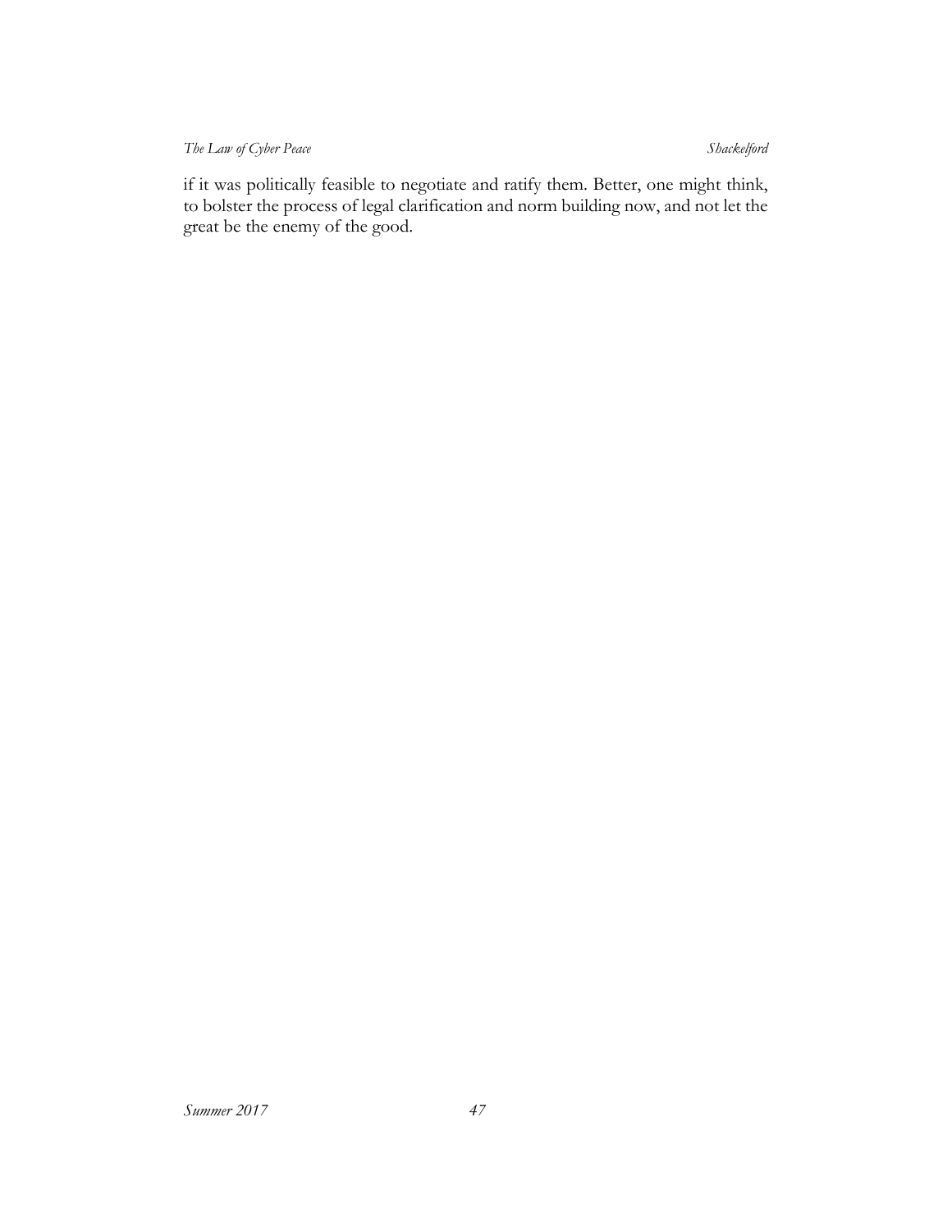if it was politically feasible to negotiate and ratify them. Better, one might think, to bolster the process of legal clarification and norm building now, and not let the great be the enemy of the good.